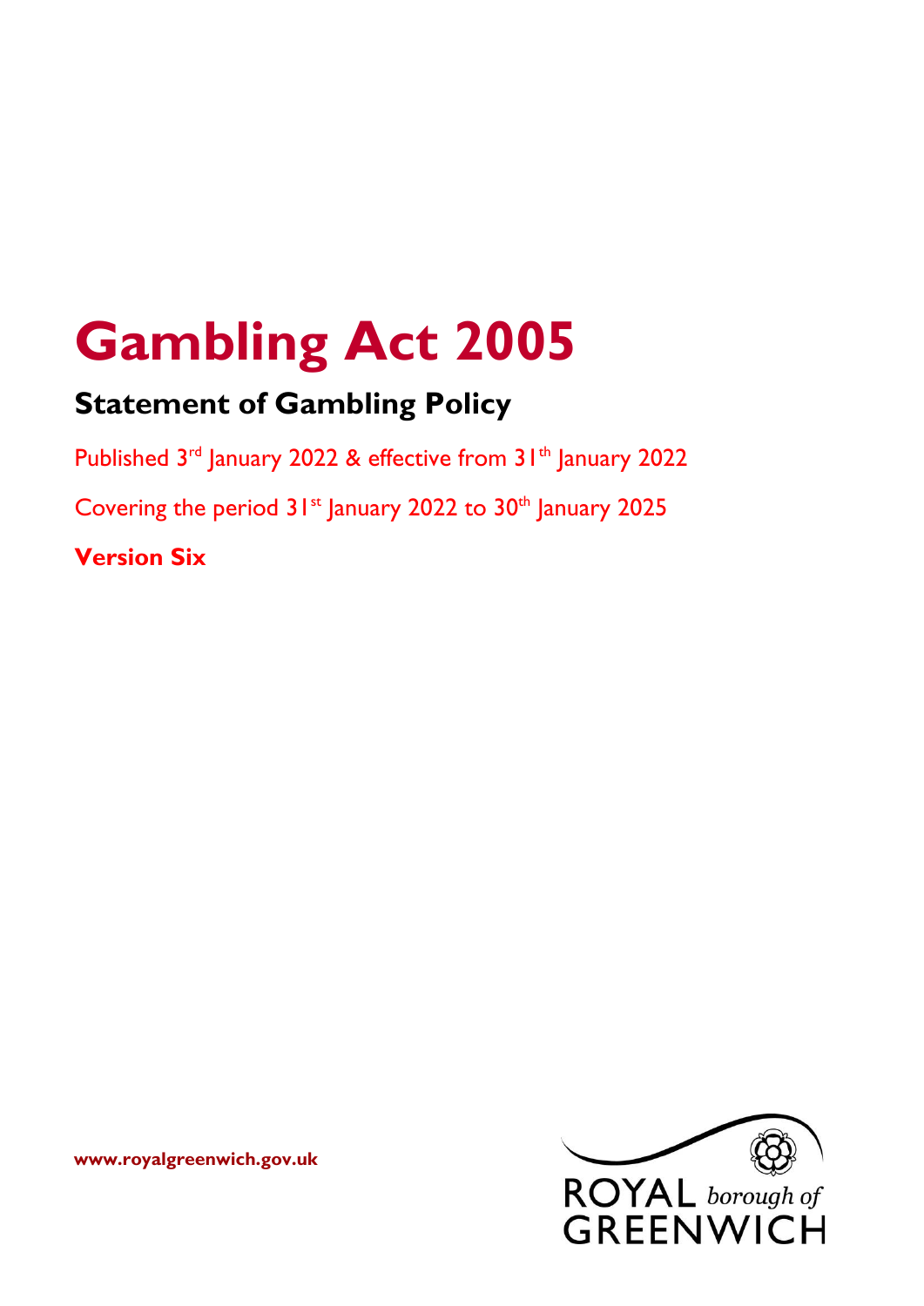# Gambling Act 2005

## Statement of Gambling Policy

Published 3rd January 2022 & effective from 31th January 2022

Covering the period 31st January 2022 to 30th January 2025

**Version Six**

**www.royalgreenwich.gov.uk**

ROYAL borough of GREENWICH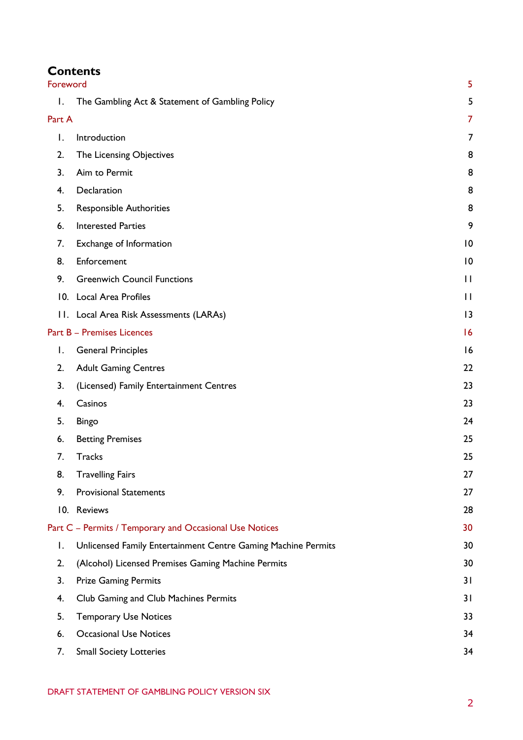## Contents

| | |
|---|---|
| Foreword | 5 |
| 1. The Gambling Act & Statement of Gambling Policy | 5 |
| Part A | 7 |
| 1. Introduction | 7 |
| 2. The Licensing Objectives | 8 |
| 3. Aim to Permit | 8 |
| 4. Declaration | 8 |
| 5. Responsible Authorities | 8 |
| 6. Interested Parties | 9 |
| 7. Exchange of Information | 10 |
| 8. Enforcement | 10 |
| 9. Greenwich Council Functions | 11 |
| 10. Local Area Profiles | 11 |
| 11. Local Area Risk Assessments (LARAs) | 13 |
| Part B – Premises Licences | 16 |
| 1. General Principles | 16 |
| 2. Adult Gaming Centres | 22 |
| 3. (Licensed) Family Entertainment Centres | 23 |
| 4. Casinos | 23 |
| 5. Bingo | 24 |
| 6. Betting Premises | 25 |
| 7. Tracks | 25 |
| 8. Travelling Fairs | 27 |
| 9. Provisional Statements | 27 |
| 10. Reviews | 28 |
| Part C – Permits / Temporary and Occasional Use Notices | 30 |
| 1. Unlicensed Family Entertainment Centre Gaming Machine Permits | 30 |
| 2. (Alcohol) Licensed Premises Gaming Machine Permits | 30 |
| 3. Prize Gaming Permits | 31 |
| 4. Club Gaming and Club Machines Permits | 31 |
| 5. Temporary Use Notices | 33 |
| 6. Occasional Use Notices | 34 |
| 7. Small Society Lotteries | 34 |

DRAFT STATEMENT OF GAMBLING POLICY VERSION SIX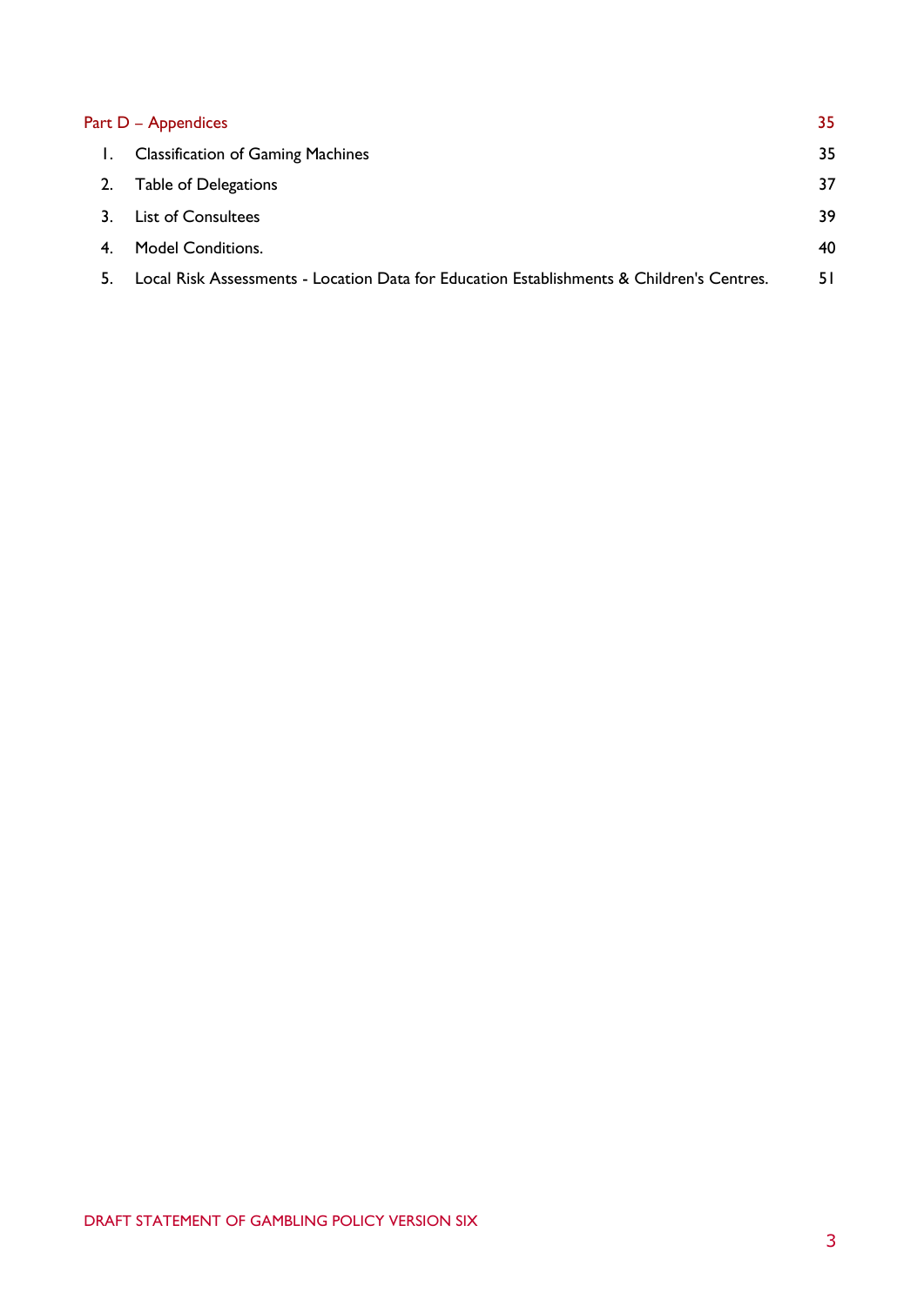Part D – Appendices 35

1. Classification of Gaming Machines 35
2. Table of Delegations 37
3. List of Consultees 39
4. Model Conditions. 40
5. Local Risk Assessments - Location Data for Education Establishments & Children's Centres. 51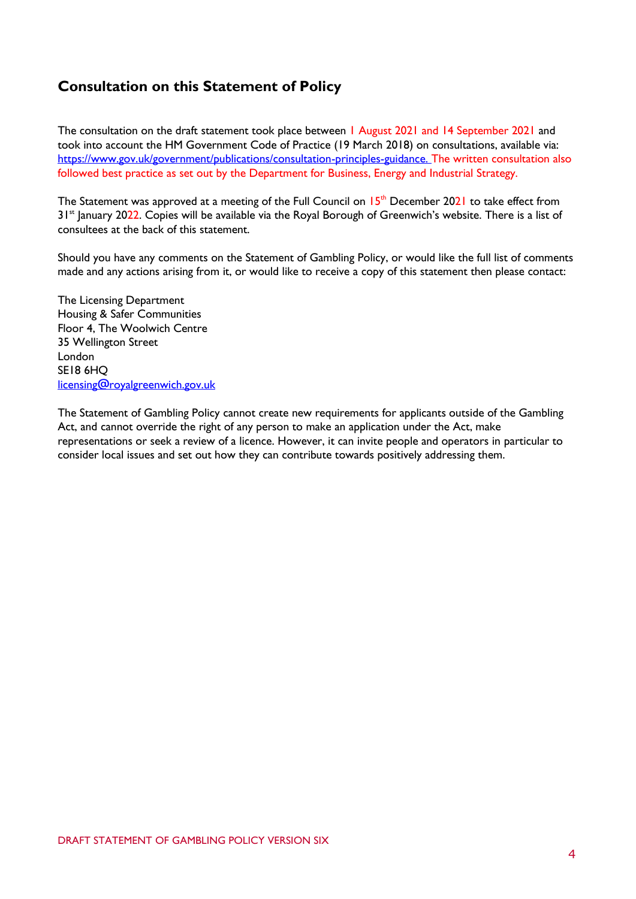## Consultation on this Statement of Policy

The consultation on the draft statement took place between 1 August 2021 and 14 September 2021 and took into account the HM Government Code of Practice (19 March 2018) on consultations, available via: https://www.gov.uk/government/publications/consultation-principles-guidance. The written consultation also followed best practice as set out by the Department for Business, Energy and Industrial Strategy.

The Statement was approved at a meeting of the Full Council on 15th December 2021 to take effect from 31st January 2022. Copies will be available via the Royal Borough of Greenwich's website. There is a list of consultees at the back of this statement.

Should you have any comments on the Statement of Gambling Policy, or would like the full list of comments made and any actions arising from it, or would like to receive a copy of this statement then please contact:

The Licensing Department
Housing & Safer Communities
Floor 4, The Woolwich Centre
35 Wellington Street
London
SE18 6HQ
licensing@royalgreenwich.gov.uk

The Statement of Gambling Policy cannot create new requirements for applicants outside of the Gambling Act, and cannot override the right of any person to make an application under the Act, make representations or seek a review of a licence. However, it can invite people and operators in particular to consider local issues and set out how they can contribute towards positively addressing them.

DRAFT STATEMENT OF GAMBLING POLICY VERSION SIX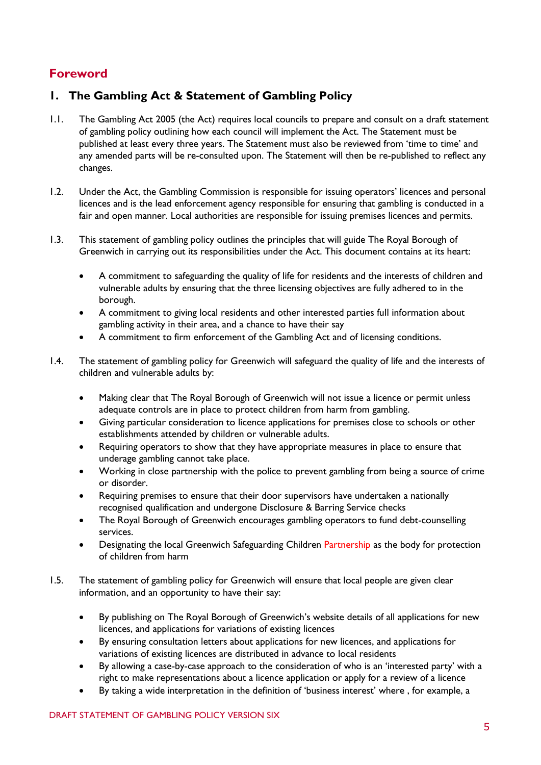# Foreword

## 1. The Gambling Act & Statement of Gambling Policy

1.1. The Gambling Act 2005 (the Act) requires local councils to prepare and consult on a draft statement of gambling policy outlining how each council will implement the Act. The Statement must be published at least every three years. The Statement must also be reviewed from 'time to time' and any amended parts will be re-consulted upon. The Statement will then be re-published to reflect any changes.

1.2. Under the Act, the Gambling Commission is responsible for issuing operators' licences and personal licences and is the lead enforcement agency responsible for ensuring that gambling is conducted in a fair and open manner. Local authorities are responsible for issuing premises licences and permits.

1.3. This statement of gambling policy outlines the principles that will guide The Royal Borough of Greenwich in carrying out its responsibilities under the Act. This document contains at its heart:

- A commitment to safeguarding the quality of life for residents and the interests of children and vulnerable adults by ensuring that the three licensing objectives are fully adhered to in the borough.
- A commitment to giving local residents and other interested parties full information about gambling activity in their area, and a chance to have their say
- A commitment to firm enforcement of the Gambling Act and of licensing conditions.

1.4. The statement of gambling policy for Greenwich will safeguard the quality of life and the interests of children and vulnerable adults by:

- Making clear that The Royal Borough of Greenwich will not issue a licence or permit unless adequate controls are in place to protect children from harm from gambling.
- Giving particular consideration to licence applications for premises close to schools or other establishments attended by children or vulnerable adults.
- Requiring operators to show that they have appropriate measures in place to ensure that underage gambling cannot take place.
- Working in close partnership with the police to prevent gambling from being a source of crime or disorder.
- Requiring premises to ensure that their door supervisors have undertaken a nationally recognised qualification and undergone Disclosure & Barring Service checks
- The Royal Borough of Greenwich encourages gambling operators to fund debt-counselling services.
- Designating the local Greenwich Safeguarding Children Partnership as the body for protection of children from harm

1.5. The statement of gambling policy for Greenwich will ensure that local people are given clear information, and an opportunity to have their say:

- By publishing on The Royal Borough of Greenwich's website details of all applications for new licences, and applications for variations of existing licences
- By ensuring consultation letters about applications for new licences, and applications for variations of existing licences are distributed in advance to local residents
- By allowing a case-by-case approach to the consideration of who is an 'interested party' with a right to make representations about a licence application or apply for a review of a licence
- By taking a wide interpretation in the definition of 'business interest' where , for example, a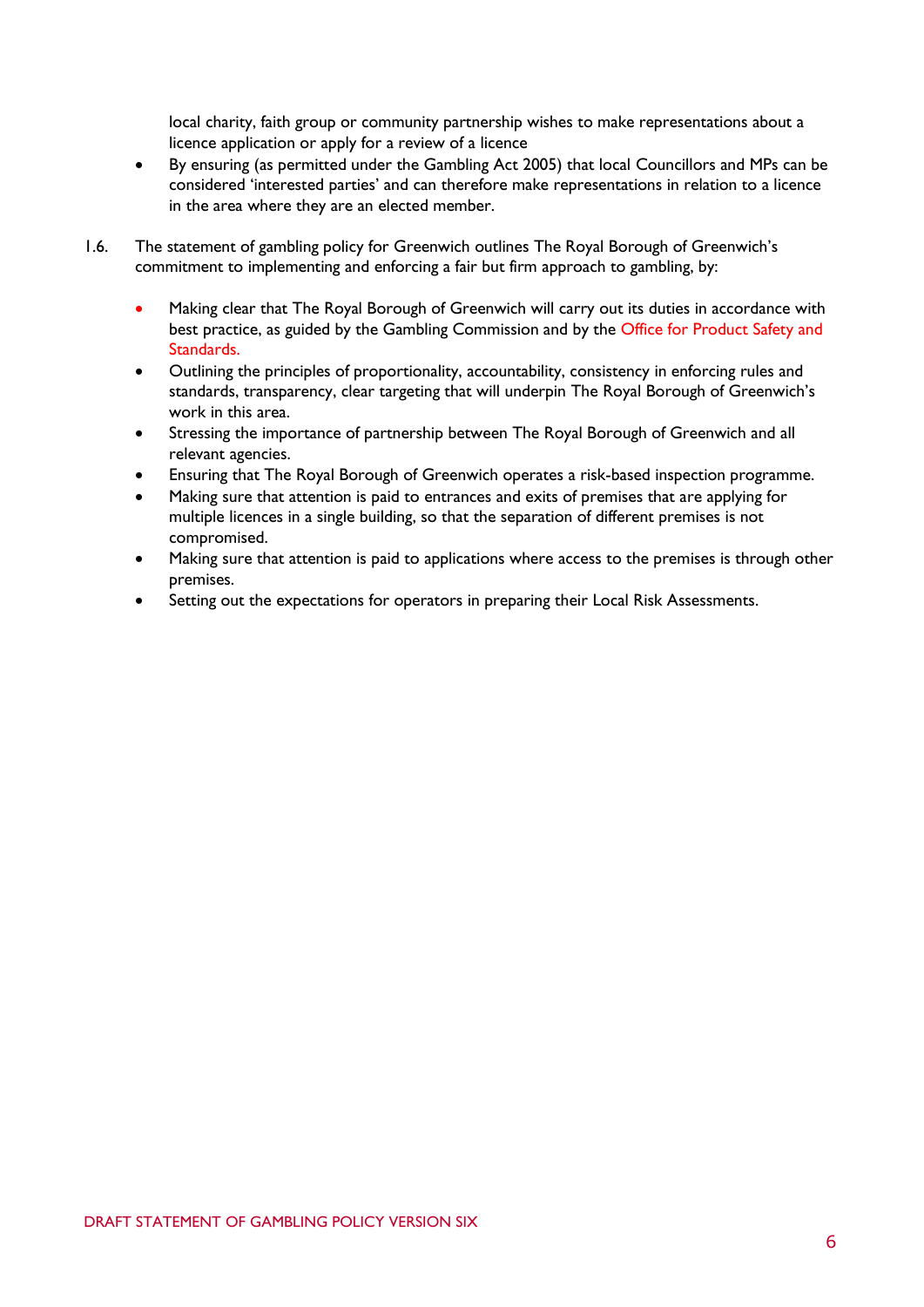local charity, faith group or community partnership wishes to make representations about a licence application or apply for a review of a licence

- By ensuring (as permitted under the Gambling Act 2005) that local Councillors and MPs can be considered 'interested parties' and can therefore make representations in relation to a licence in the area where they are an elected member.

1.6. The statement of gambling policy for Greenwich outlines The Royal Borough of Greenwich's commitment to implementing and enforcing a fair but firm approach to gambling, by:

- Making clear that The Royal Borough of Greenwich will carry out its duties in accordance with best practice, as guided by the Gambling Commission and by the Office for Product Safety and Standards.
- Outlining the principles of proportionality, accountability, consistency in enforcing rules and standards, transparency, clear targeting that will underpin The Royal Borough of Greenwich's work in this area.
- Stressing the importance of partnership between The Royal Borough of Greenwich and all relevant agencies.
- Ensuring that The Royal Borough of Greenwich operates a risk-based inspection programme.
- Making sure that attention is paid to entrances and exits of premises that are applying for multiple licences in a single building, so that the separation of different premises is not compromised.
- Making sure that attention is paid to applications where access to the premises is through other premises.
- Setting out the expectations for operators in preparing their Local Risk Assessments.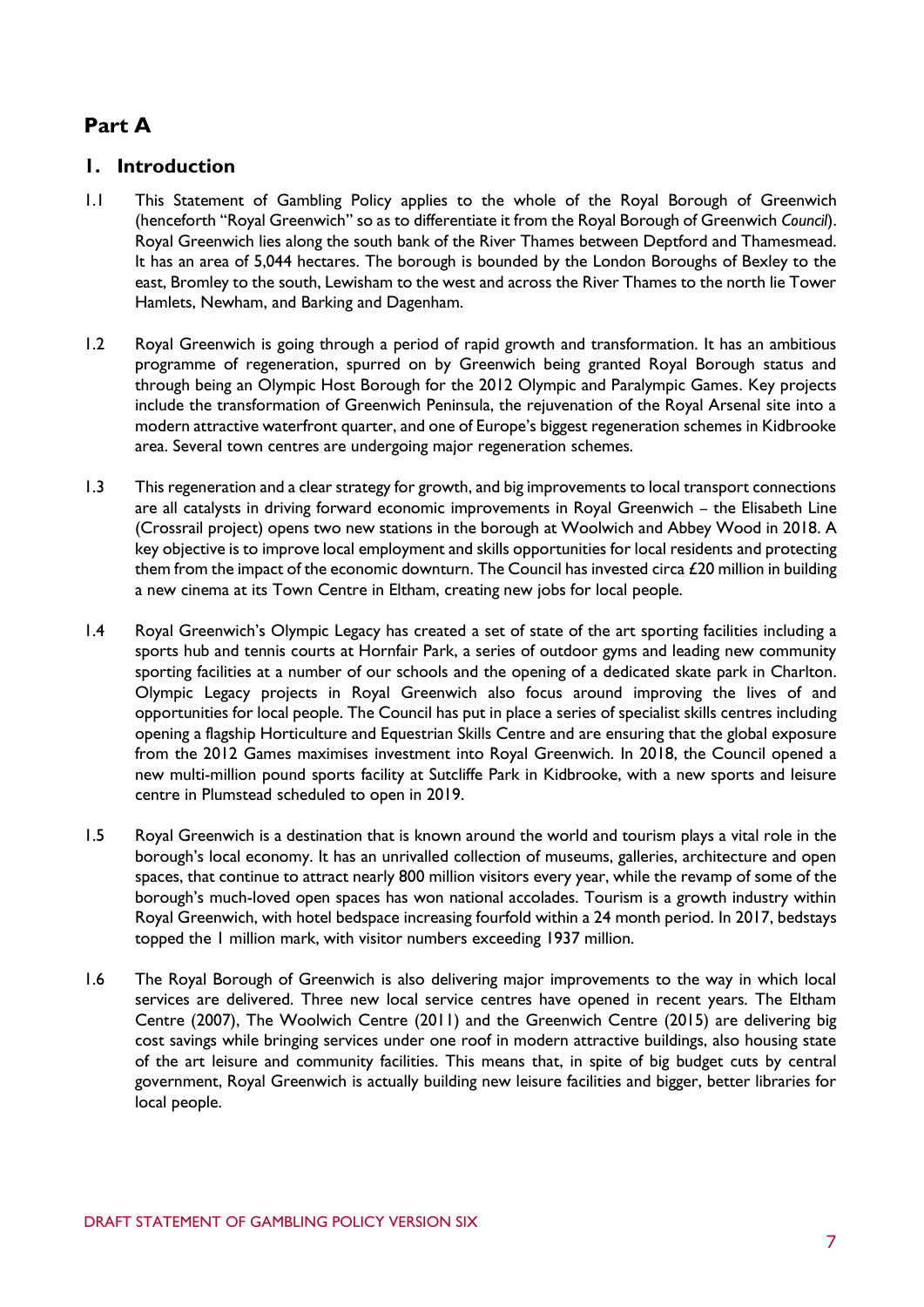# Part A

## 1. Introduction

1.1 This Statement of Gambling Policy applies to the whole of the Royal Borough of Greenwich (henceforth "Royal Greenwich" so as to differentiate it from the Royal Borough of Greenwich *Council*). Royal Greenwich lies along the south bank of the River Thames between Deptford and Thamesmead. It has an area of 5,044 hectares. The borough is bounded by the London Boroughs of Bexley to the east, Bromley to the south, Lewisham to the west and across the River Thames to the north lie Tower Hamlets, Newham, and Barking and Dagenham.

1.2 Royal Greenwich is going through a period of rapid growth and transformation. It has an ambitious programme of regeneration, spurred on by Greenwich being granted Royal Borough status and through being an Olympic Host Borough for the 2012 Olympic and Paralympic Games. Key projects include the transformation of Greenwich Peninsula, the rejuvenation of the Royal Arsenal site into a modern attractive waterfront quarter, and one of Europe's biggest regeneration schemes in Kidbrooke area. Several town centres are undergoing major regeneration schemes.

1.3 This regeneration and a clear strategy for growth, and big improvements to local transport connections are all catalysts in driving forward economic improvements in Royal Greenwich – the Elisabeth Line (Crossrail project) opens two new stations in the borough at Woolwich and Abbey Wood in 2018. A key objective is to improve local employment and skills opportunities for local residents and protecting them from the impact of the economic downturn. The Council has invested circa £20 million in building a new cinema at its Town Centre in Eltham, creating new jobs for local people.

1.4 Royal Greenwich's Olympic Legacy has created a set of state of the art sporting facilities including a sports hub and tennis courts at Hornfair Park, a series of outdoor gyms and leading new community sporting facilities at a number of our schools and the opening of a dedicated skate park in Charlton. Olympic Legacy projects in Royal Greenwich also focus around improving the lives of and opportunities for local people. The Council has put in place a series of specialist skills centres including opening a flagship Horticulture and Equestrian Skills Centre and are ensuring that the global exposure from the 2012 Games maximises investment into Royal Greenwich. In 2018, the Council opened a new multi-million pound sports facility at Sutcliffe Park in Kidbrooke, with a new sports and leisure centre in Plumstead scheduled to open in 2019.

1.5 Royal Greenwich is a destination that is known around the world and tourism plays a vital role in the borough's local economy. It has an unrivalled collection of museums, galleries, architecture and open spaces, that continue to attract nearly 800 million visitors every year, while the revamp of some of the borough's much-loved open spaces has won national accolades. Tourism is a growth industry within Royal Greenwich, with hotel bedspace increasing fourfold within a 24 month period. In 2017, bedstays topped the 1 million mark, with visitor numbers exceeding 1937 million.

1.6 The Royal Borough of Greenwich is also delivering major improvements to the way in which local services are delivered. Three new local service centres have opened in recent years. The Eltham Centre (2007), The Woolwich Centre (2011) and the Greenwich Centre (2015) are delivering big cost savings while bringing services under one roof in modern attractive buildings, also housing state of the art leisure and community facilities. This means that, in spite of big budget cuts by central government, Royal Greenwich is actually building new leisure facilities and bigger, better libraries for local people.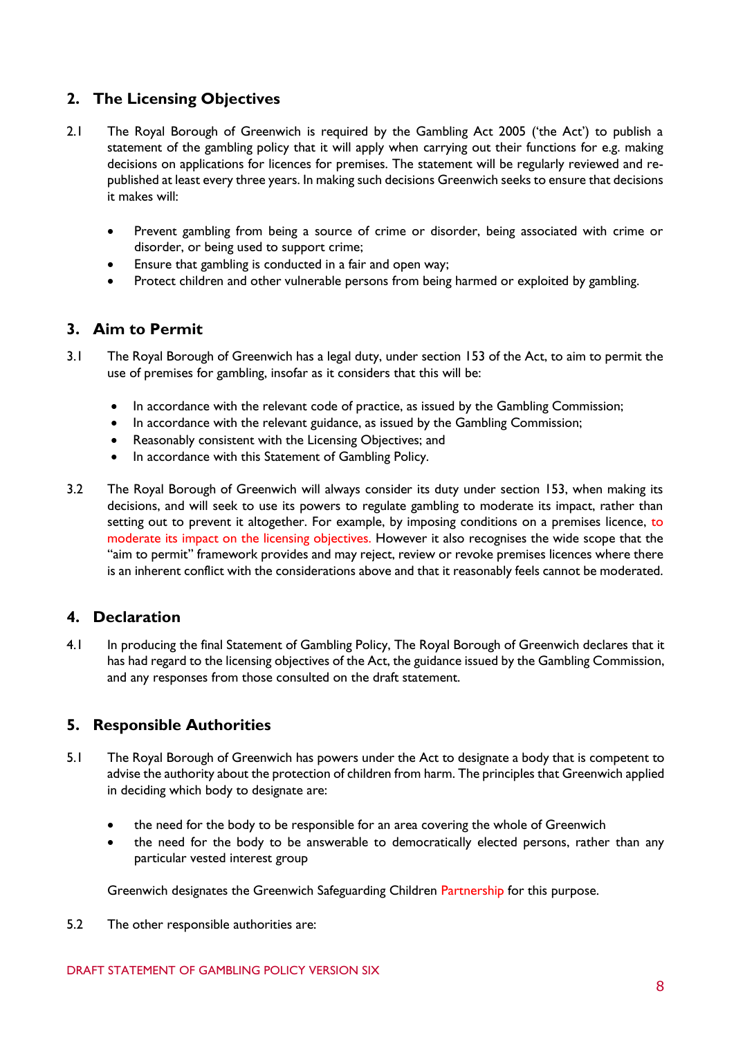## 2. The Licensing Objectives

2.1 The Royal Borough of Greenwich is required by the Gambling Act 2005 ('the Act') to publish a statement of the gambling policy that it will apply when carrying out their functions for e.g. making decisions on applications for licences for premises. The statement will be regularly reviewed and re-published at least every three years. In making such decisions Greenwich seeks to ensure that decisions it makes will:

- Prevent gambling from being a source of crime or disorder, being associated with crime or disorder, or being used to support crime;
- Ensure that gambling is conducted in a fair and open way;
- Protect children and other vulnerable persons from being harmed or exploited by gambling.

## 3. Aim to Permit

3.1 The Royal Borough of Greenwich has a legal duty, under section 153 of the Act, to aim to permit the use of premises for gambling, insofar as it considers that this will be:

- In accordance with the relevant code of practice, as issued by the Gambling Commission;
- In accordance with the relevant guidance, as issued by the Gambling Commission;
- Reasonably consistent with the Licensing Objectives; and
- In accordance with this Statement of Gambling Policy.

3.2 The Royal Borough of Greenwich will always consider its duty under section 153, when making its decisions, and will seek to use its powers to regulate gambling to moderate its impact, rather than setting out to prevent it altogether. For example, by imposing conditions on a premises licence, to moderate its impact on the licensing objectives. However it also recognises the wide scope that the "aim to permit" framework provides and may reject, review or revoke premises licences where there is an inherent conflict with the considerations above and that it reasonably feels cannot be moderated.

## 4. Declaration

4.1 In producing the final Statement of Gambling Policy, The Royal Borough of Greenwich declares that it has had regard to the licensing objectives of the Act, the guidance issued by the Gambling Commission, and any responses from those consulted on the draft statement.

## 5. Responsible Authorities

5.1 The Royal Borough of Greenwich has powers under the Act to designate a body that is competent to advise the authority about the protection of children from harm. The principles that Greenwich applied in deciding which body to designate are:

- the need for the body to be responsible for an area covering the whole of Greenwich
- the need for the body to be answerable to democratically elected persons, rather than any particular vested interest group

Greenwich designates the Greenwich Safeguarding Children Partnership for this purpose.

5.2 The other responsible authorities are:

DRAFT STATEMENT OF GAMBLING POLICY VERSION SIX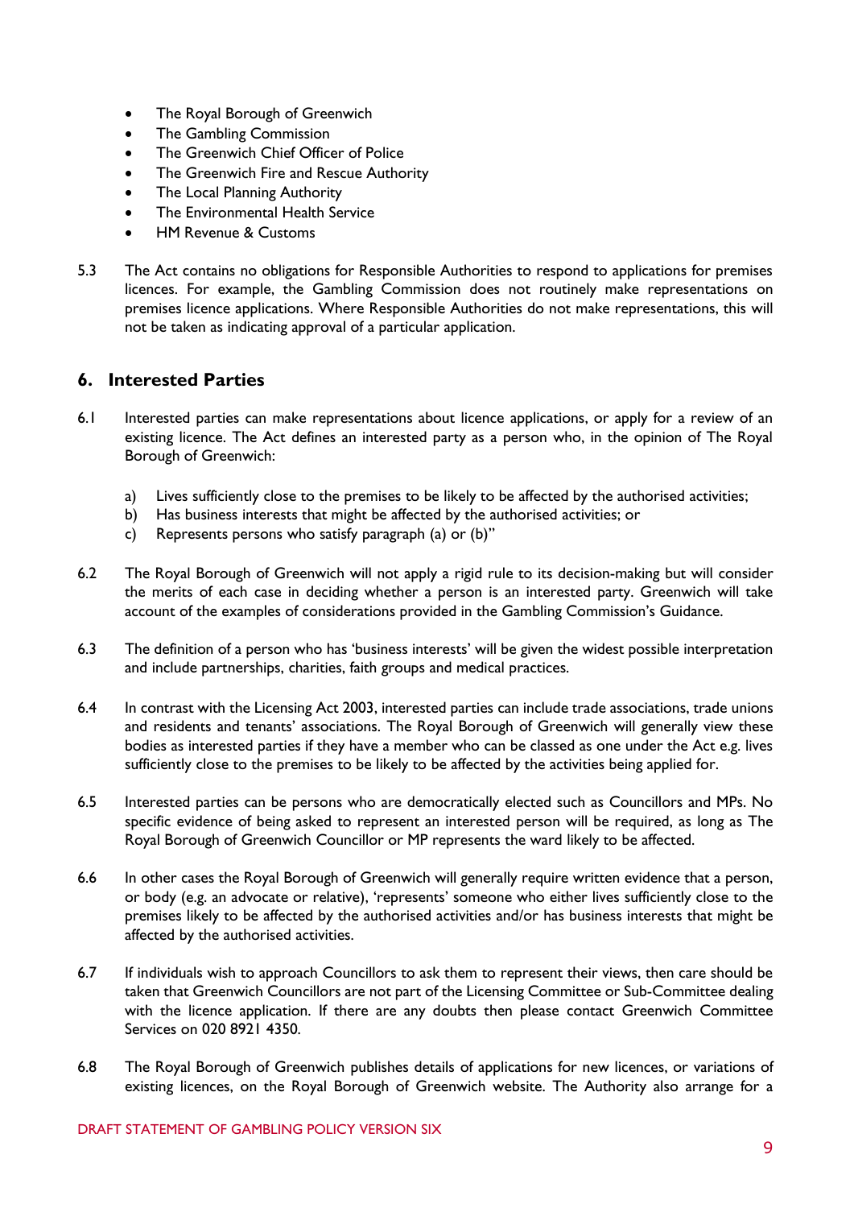- The Royal Borough of Greenwich
- The Gambling Commission
- The Greenwich Chief Officer of Police
- The Greenwich Fire and Rescue Authority
- The Local Planning Authority
- The Environmental Health Service
- HM Revenue & Customs

5.3 The Act contains no obligations for Responsible Authorities to respond to applications for premises licences. For example, the Gambling Commission does not routinely make representations on premises licence applications. Where Responsible Authorities do not make representations, this will not be taken as indicating approval of a particular application.

## 6. Interested Parties

6.1 Interested parties can make representations about licence applications, or apply for a review of an existing licence. The Act defines an interested party as a person who, in the opinion of The Royal Borough of Greenwich:

a) Lives sufficiently close to the premises to be likely to be affected by the authorised activities;
b) Has business interests that might be affected by the authorised activities; or
c) Represents persons who satisfy paragraph (a) or (b)"

6.2 The Royal Borough of Greenwich will not apply a rigid rule to its decision-making but will consider the merits of each case in deciding whether a person is an interested party. Greenwich will take account of the examples of considerations provided in the Gambling Commission's Guidance.

6.3 The definition of a person who has 'business interests' will be given the widest possible interpretation and include partnerships, charities, faith groups and medical practices.

6.4 In contrast with the Licensing Act 2003, interested parties can include trade associations, trade unions and residents and tenants' associations. The Royal Borough of Greenwich will generally view these bodies as interested parties if they have a member who can be classed as one under the Act e.g. lives sufficiently close to the premises to be likely to be affected by the activities being applied for.

6.5 Interested parties can be persons who are democratically elected such as Councillors and MPs. No specific evidence of being asked to represent an interested person will be required, as long as The Royal Borough of Greenwich Councillor or MP represents the ward likely to be affected.

6.6 In other cases the Royal Borough of Greenwich will generally require written evidence that a person, or body (e.g. an advocate or relative), 'represents' someone who either lives sufficiently close to the premises likely to be affected by the authorised activities and/or has business interests that might be affected by the authorised activities.

6.7 If individuals wish to approach Councillors to ask them to represent their views, then care should be taken that Greenwich Councillors are not part of the Licensing Committee or Sub-Committee dealing with the licence application. If there are any doubts then please contact Greenwich Committee Services on 020 8921 4350.

6.8 The Royal Borough of Greenwich publishes details of applications for new licences, or variations of existing licences, on the Royal Borough of Greenwich website. The Authority also arrange for a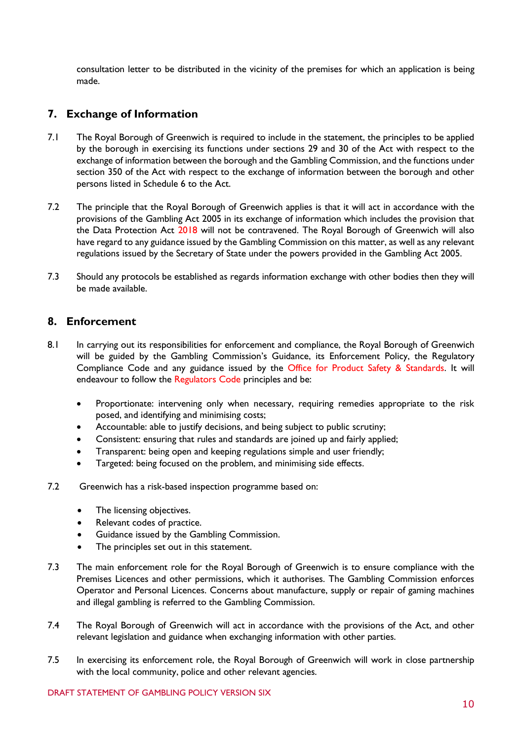consultation letter to be distributed in the vicinity of the premises for which an application is being made.

## 7. Exchange of Information

7.1 The Royal Borough of Greenwich is required to include in the statement, the principles to be applied by the borough in exercising its functions under sections 29 and 30 of the Act with respect to the exchange of information between the borough and the Gambling Commission, and the functions under section 350 of the Act with respect to the exchange of information between the borough and other persons listed in Schedule 6 to the Act.

7.2 The principle that the Royal Borough of Greenwich applies is that it will act in accordance with the provisions of the Gambling Act 2005 in its exchange of information which includes the provision that the Data Protection Act 2018 will not be contravened. The Royal Borough of Greenwich will also have regard to any guidance issued by the Gambling Commission on this matter, as well as any relevant regulations issued by the Secretary of State under the powers provided in the Gambling Act 2005.

7.3 Should any protocols be established as regards information exchange with other bodies then they will be made available.

## 8. Enforcement

8.1 In carrying out its responsibilities for enforcement and compliance, the Royal Borough of Greenwich will be guided by the Gambling Commission's Guidance, its Enforcement Policy, the Regulatory Compliance Code and any guidance issued by the Office for Product Safety & Standards. It will endeavour to follow the Regulators Code principles and be:

- Proportionate: intervening only when necessary, requiring remedies appropriate to the risk posed, and identifying and minimising costs;
- Accountable: able to justify decisions, and being subject to public scrutiny;
- Consistent: ensuring that rules and standards are joined up and fairly applied;
- Transparent: being open and keeping regulations simple and user friendly;
- Targeted: being focused on the problem, and minimising side effects.

7.2 Greenwich has a risk-based inspection programme based on:

- The licensing objectives.
- Relevant codes of practice.
- Guidance issued by the Gambling Commission.
- The principles set out in this statement.

7.3 The main enforcement role for the Royal Borough of Greenwich is to ensure compliance with the Premises Licences and other permissions, which it authorises. The Gambling Commission enforces Operator and Personal Licences. Concerns about manufacture, supply or repair of gaming machines and illegal gambling is referred to the Gambling Commission.

7.4 The Royal Borough of Greenwich will act in accordance with the provisions of the Act, and other relevant legislation and guidance when exchanging information with other parties.

7.5 In exercising its enforcement role, the Royal Borough of Greenwich will work in close partnership with the local community, police and other relevant agencies.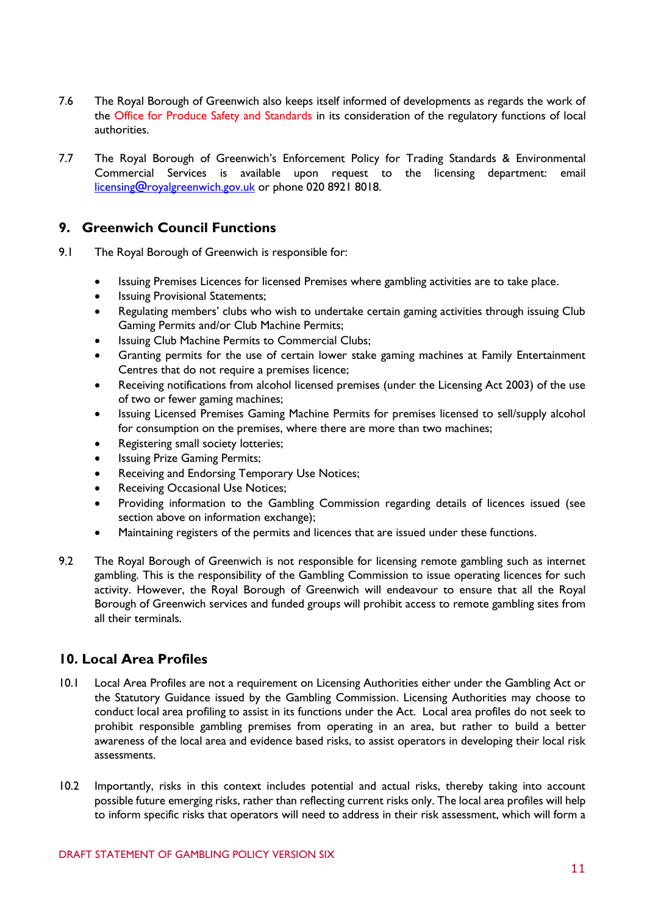7.6 The Royal Borough of Greenwich also keeps itself informed of developments as regards the work of the Office for Produce Safety and Standards in its consideration of the regulatory functions of local authorities.

7.7 The Royal Borough of Greenwich's Enforcement Policy for Trading Standards & Environmental Commercial Services is available upon request to the licensing department: email licensing@royalgreenwich.gov.uk or phone 020 8921 8018.

## 9. Greenwich Council Functions

9.1 The Royal Borough of Greenwich is responsible for:

- Issuing Premises Licences for licensed Premises where gambling activities are to take place.
- Issuing Provisional Statements;
- Regulating members' clubs who wish to undertake certain gaming activities through issuing Club Gaming Permits and/or Club Machine Permits;
- Issuing Club Machine Permits to Commercial Clubs;
- Granting permits for the use of certain lower stake gaming machines at Family Entertainment Centres that do not require a premises licence;
- Receiving notifications from alcohol licensed premises (under the Licensing Act 2003) of the use of two or fewer gaming machines;
- Issuing Licensed Premises Gaming Machine Permits for premises licensed to sell/supply alcohol for consumption on the premises, where there are more than two machines;
- Registering small society lotteries;
- Issuing Prize Gaming Permits;
- Receiving and Endorsing Temporary Use Notices;
- Receiving Occasional Use Notices;
- Providing information to the Gambling Commission regarding details of licences issued (see section above on information exchange);
- Maintaining registers of the permits and licences that are issued under these functions.

9.2 The Royal Borough of Greenwich is not responsible for licensing remote gambling such as internet gambling. This is the responsibility of the Gambling Commission to issue operating licences for such activity. However, the Royal Borough of Greenwich will endeavour to ensure that all the Royal Borough of Greenwich services and funded groups will prohibit access to remote gambling sites from all their terminals.

## 10. Local Area Profiles

10.1 Local Area Profiles are not a requirement on Licensing Authorities either under the Gambling Act or the Statutory Guidance issued by the Gambling Commission. Licensing Authorities may choose to conduct local area profiling to assist in its functions under the Act. Local area profiles do not seek to prohibit responsible gambling premises from operating in an area, but rather to build a better awareness of the local area and evidence based risks, to assist operators in developing their local risk assessments.

10.2 Importantly, risks in this context includes potential and actual risks, thereby taking into account possible future emerging risks, rather than reflecting current risks only. The local area profiles will help to inform specific risks that operators will need to address in their risk assessment, which will form a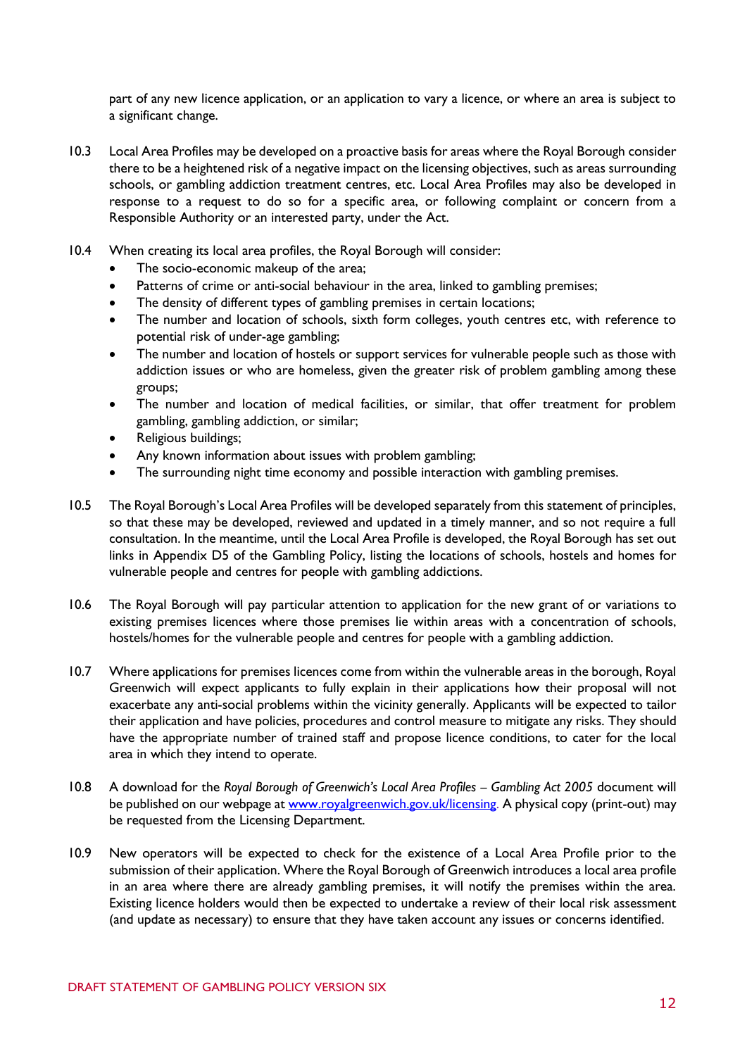part of any new licence application, or an application to vary a licence, or where an area is subject to a significant change.

10.3 Local Area Profiles may be developed on a proactive basis for areas where the Royal Borough consider there to be a heightened risk of a negative impact on the licensing objectives, such as areas surrounding schools, or gambling addiction treatment centres, etc. Local Area Profiles may also be developed in response to a request to do so for a specific area, or following complaint or concern from a Responsible Authority or an interested party, under the Act.

10.4 When creating its local area profiles, the Royal Borough will consider:

- The socio-economic makeup of the area;
- Patterns of crime or anti-social behaviour in the area, linked to gambling premises;
- The density of different types of gambling premises in certain locations;
- The number and location of schools, sixth form colleges, youth centres etc, with reference to potential risk of under-age gambling;
- The number and location of hostels or support services for vulnerable people such as those with addiction issues or who are homeless, given the greater risk of problem gambling among these groups;
- The number and location of medical facilities, or similar, that offer treatment for problem gambling, gambling addiction, or similar;
- Religious buildings;
- Any known information about issues with problem gambling;
- The surrounding night time economy and possible interaction with gambling premises.

10.5 The Royal Borough's Local Area Profiles will be developed separately from this statement of principles, so that these may be developed, reviewed and updated in a timely manner, and so not require a full consultation. In the meantime, until the Local Area Profile is developed, the Royal Borough has set out links in Appendix D5 of the Gambling Policy, listing the locations of schools, hostels and homes for vulnerable people and centres for people with gambling addictions.

10.6 The Royal Borough will pay particular attention to application for the new grant of or variations to existing premises licences where those premises lie within areas with a concentration of schools, hostels/homes for the vulnerable people and centres for people with a gambling addiction.

10.7 Where applications for premises licences come from within the vulnerable areas in the borough, Royal Greenwich will expect applicants to fully explain in their applications how their proposal will not exacerbate any anti-social problems within the vicinity generally. Applicants will be expected to tailor their application and have policies, procedures and control measure to mitigate any risks. They should have the appropriate number of trained staff and propose licence conditions, to cater for the local area in which they intend to operate.

10.8 A download for the *Royal Borough of Greenwich's Local Area Profiles – Gambling Act 2005* document will be published on our webpage at [www.royalgreenwich.gov.uk/licensing](www.royalgreenwich.gov.uk/licensing). A physical copy (print-out) may be requested from the Licensing Department.

10.9 New operators will be expected to check for the existence of a Local Area Profile prior to the submission of their application. Where the Royal Borough of Greenwich introduces a local area profile in an area where there are already gambling premises, it will notify the premises within the area. Existing licence holders would then be expected to undertake a review of their local risk assessment (and update as necessary) to ensure that they have taken account any issues or concerns identified.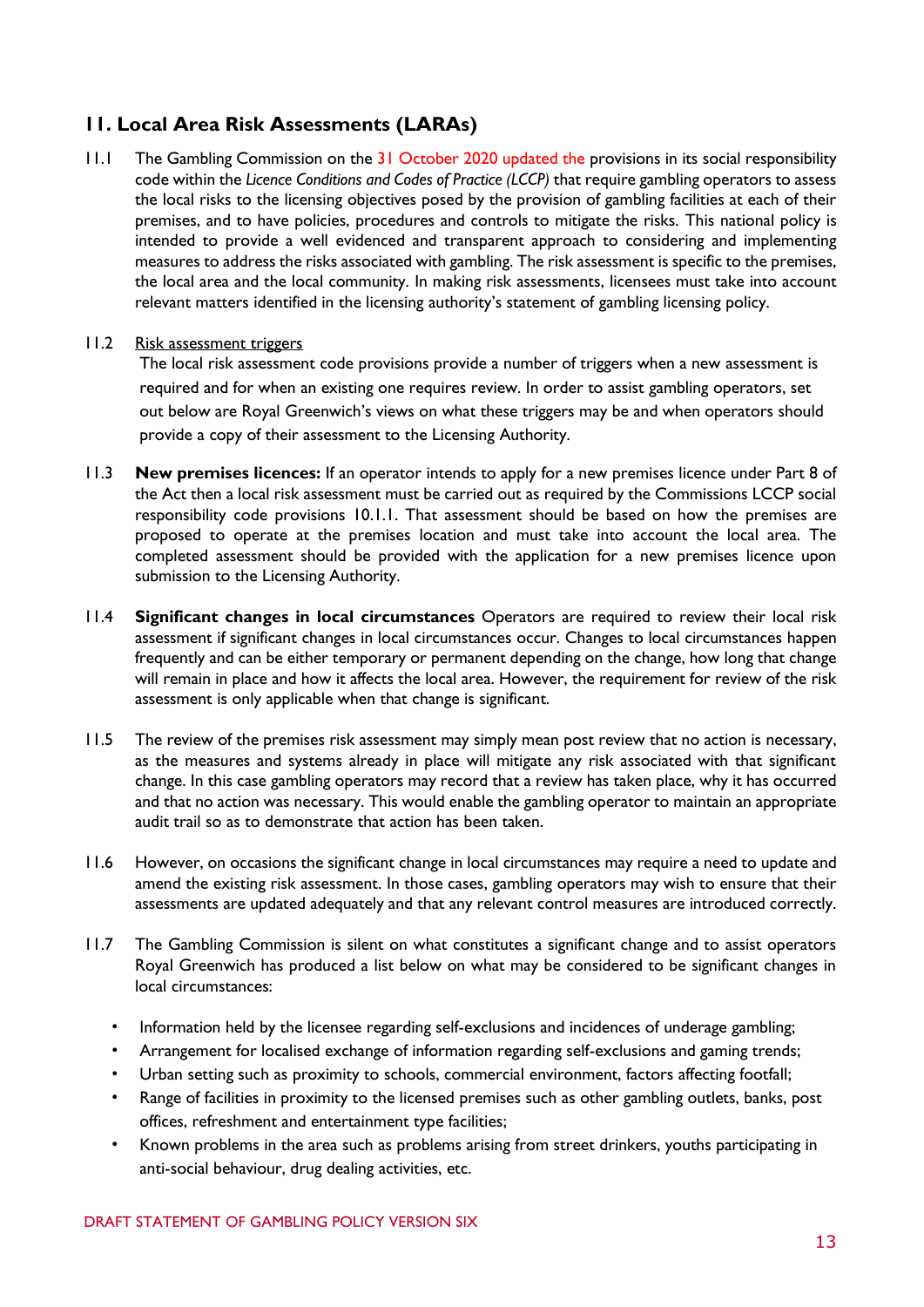## 11. Local Area Risk Assessments (LARAs)

11.1 The Gambling Commission on the 31 October 2020 updated the provisions in its social responsibility code within the *Licence Conditions and Codes of Practice (LCCP)* that require gambling operators to assess the local risks to the licensing objectives posed by the provision of gambling facilities at each of their premises, and to have policies, procedures and controls to mitigate the risks. This national policy is intended to provide a well evidenced and transparent approach to considering and implementing measures to address the risks associated with gambling. The risk assessment is specific to the premises, the local area and the local community. In making risk assessments, licensees must take into account relevant matters identified in the licensing authority's statement of gambling licensing policy.

11.2 Risk assessment triggers

The local risk assessment code provisions provide a number of triggers when a new assessment is required and for when an existing one requires review. In order to assist gambling operators, set out below are Royal Greenwich's views on what these triggers may be and when operators should provide a copy of their assessment to the Licensing Authority.

11.3 **New premises licences:** If an operator intends to apply for a new premises licence under Part 8 of the Act then a local risk assessment must be carried out as required by the Commissions LCCP social responsibility code provisions 10.1.1. That assessment should be based on how the premises are proposed to operate at the premises location and must take into account the local area. The completed assessment should be provided with the application for a new premises licence upon submission to the Licensing Authority.

11.4 **Significant changes in local circumstances** Operators are required to review their local risk assessment if significant changes in local circumstances occur. Changes to local circumstances happen frequently and can be either temporary or permanent depending on the change, how long that change will remain in place and how it affects the local area. However, the requirement for review of the risk assessment is only applicable when that change is significant.

11.5 The review of the premises risk assessment may simply mean post review that no action is necessary, as the measures and systems already in place will mitigate any risk associated with that significant change. In this case gambling operators may record that a review has taken place, why it has occurred and that no action was necessary. This would enable the gambling operator to maintain an appropriate audit trail so as to demonstrate that action has been taken.

11.6 However, on occasions the significant change in local circumstances may require a need to update and amend the existing risk assessment. In those cases, gambling operators may wish to ensure that their assessments are updated adequately and that any relevant control measures are introduced correctly.

11.7 The Gambling Commission is silent on what constitutes a significant change and to assist operators Royal Greenwich has produced a list below on what may be considered to be significant changes in local circumstances:

- Information held by the licensee regarding self-exclusions and incidences of underage gambling;
- Arrangement for localised exchange of information regarding self-exclusions and gaming trends;
- Urban setting such as proximity to schools, commercial environment, factors affecting footfall;
- Range of facilities in proximity to the licensed premises such as other gambling outlets, banks, post offices, refreshment and entertainment type facilities;
- Known problems in the area such as problems arising from street drinkers, youths participating in anti-social behaviour, drug dealing activities, etc.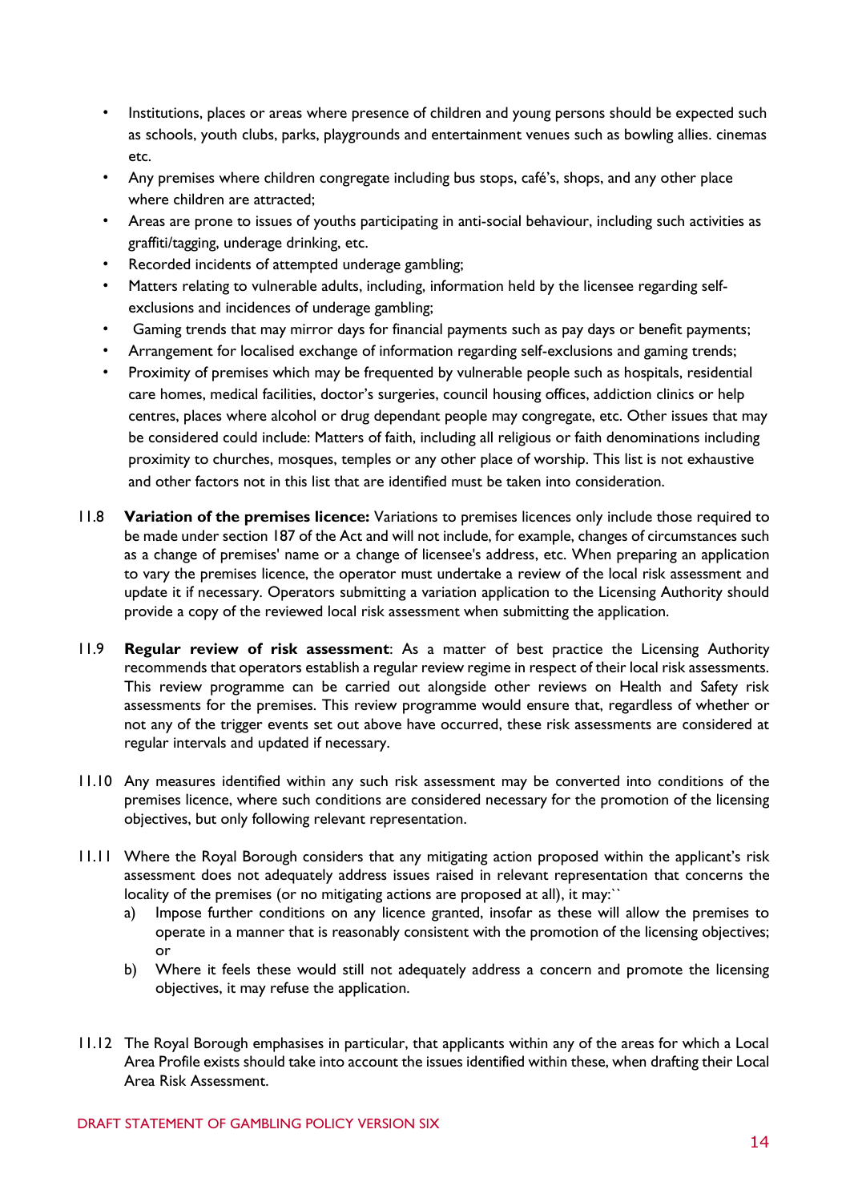- Institutions, places or areas where presence of children and young persons should be expected such as schools, youth clubs, parks, playgrounds and entertainment venues such as bowling allies. cinemas etc.
- Any premises where children congregate including bus stops, café's, shops, and any other place where children are attracted;
- Areas are prone to issues of youths participating in anti-social behaviour, including such activities as graffiti/tagging, underage drinking, etc.
- Recorded incidents of attempted underage gambling;
- Matters relating to vulnerable adults, including, information held by the licensee regarding self-exclusions and incidences of underage gambling;
- Gaming trends that may mirror days for financial payments such as pay days or benefit payments;
- Arrangement for localised exchange of information regarding self-exclusions and gaming trends;
- Proximity of premises which may be frequented by vulnerable people such as hospitals, residential care homes, medical facilities, doctor's surgeries, council housing offices, addiction clinics or help centres, places where alcohol or drug dependant people may congregate, etc. Other issues that may be considered could include: Matters of faith, including all religious or faith denominations including proximity to churches, mosques, temples or any other place of worship. This list is not exhaustive and other factors not in this list that are identified must be taken into consideration.

11.8 **Variation of the premises licence:** Variations to premises licences only include those required to be made under section 187 of the Act and will not include, for example, changes of circumstances such as a change of premises' name or a change of licensee's address, etc. When preparing an application to vary the premises licence, the operator must undertake a review of the local risk assessment and update it if necessary. Operators submitting a variation application to the Licensing Authority should provide a copy of the reviewed local risk assessment when submitting the application.

11.9 **Regular review of risk assessment**: As a matter of best practice the Licensing Authority recommends that operators establish a regular review regime in respect of their local risk assessments. This review programme can be carried out alongside other reviews on Health and Safety risk assessments for the premises. This review programme would ensure that, regardless of whether or not any of the trigger events set out above have occurred, these risk assessments are considered at regular intervals and updated if necessary.

11.10 Any measures identified within any such risk assessment may be converted into conditions of the premises licence, where such conditions are considered necessary for the promotion of the licensing objectives, but only following relevant representation.

11.11 Where the Royal Borough considers that any mitigating action proposed within the applicant's risk assessment does not adequately address issues raised in relevant representation that concerns the locality of the premises (or no mitigating actions are proposed at all), it may:``

a) Impose further conditions on any licence granted, insofar as these will allow the premises to operate in a manner that is reasonably consistent with the promotion of the licensing objectives; or

b) Where it feels these would still not adequately address a concern and promote the licensing objectives, it may refuse the application.

11.12 The Royal Borough emphasises in particular, that applicants within any of the areas for which a Local Area Profile exists should take into account the issues identified within these, when drafting their Local Area Risk Assessment.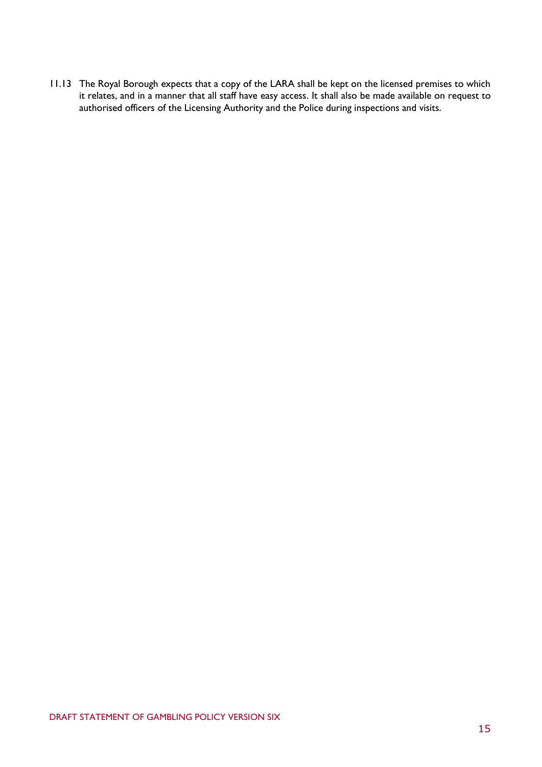11.13 The Royal Borough expects that a copy of the LARA shall be kept on the licensed premises to which it relates, and in a manner that all staff have easy access. It shall also be made available on request to authorised officers of the Licensing Authority and the Police during inspections and visits.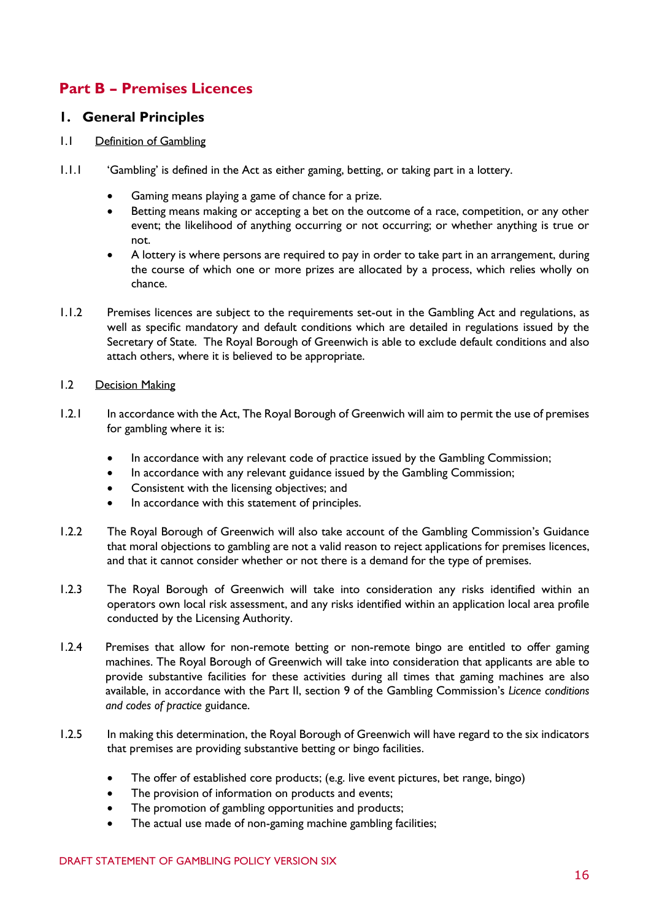# Part B – Premises Licences

## 1. General Principles

1.1 Definition of Gambling

1.1.1 'Gambling' is defined in the Act as either gaming, betting, or taking part in a lottery.

- Gaming means playing a game of chance for a prize.
- Betting means making or accepting a bet on the outcome of a race, competition, or any other event; the likelihood of anything occurring or not occurring; or whether anything is true or not.
- A lottery is where persons are required to pay in order to take part in an arrangement, during the course of which one or more prizes are allocated by a process, which relies wholly on chance.

1.1.2 Premises licences are subject to the requirements set-out in the Gambling Act and regulations, as well as specific mandatory and default conditions which are detailed in regulations issued by the Secretary of State. The Royal Borough of Greenwich is able to exclude default conditions and also attach others, where it is believed to be appropriate.

1.2 Decision Making

1.2.1 In accordance with the Act, The Royal Borough of Greenwich will aim to permit the use of premises for gambling where it is:

- In accordance with any relevant code of practice issued by the Gambling Commission;
- In accordance with any relevant guidance issued by the Gambling Commission;
- Consistent with the licensing objectives; and
- In accordance with this statement of principles.

1.2.2 The Royal Borough of Greenwich will also take account of the Gambling Commission's Guidance that moral objections to gambling are not a valid reason to reject applications for premises licences, and that it cannot consider whether or not there is a demand for the type of premises.

1.2.3 The Royal Borough of Greenwich will take into consideration any risks identified within an operators own local risk assessment, and any risks identified within an application local area profile conducted by the Licensing Authority.

1.2.4 Premises that allow for non-remote betting or non-remote bingo are entitled to offer gaming machines. The Royal Borough of Greenwich will take into consideration that applicants are able to provide substantive facilities for these activities during all times that gaming machines are also available, in accordance with the Part II, section 9 of the Gambling Commission's *Licence conditions and codes of practice* guidance.

1.2.5 In making this determination, the Royal Borough of Greenwich will have regard to the six indicators that premises are providing substantive betting or bingo facilities.

- The offer of established core products; (e.g. live event pictures, bet range, bingo)
- The provision of information on products and events;
- The promotion of gambling opportunities and products;
- The actual use made of non-gaming machine gambling facilities;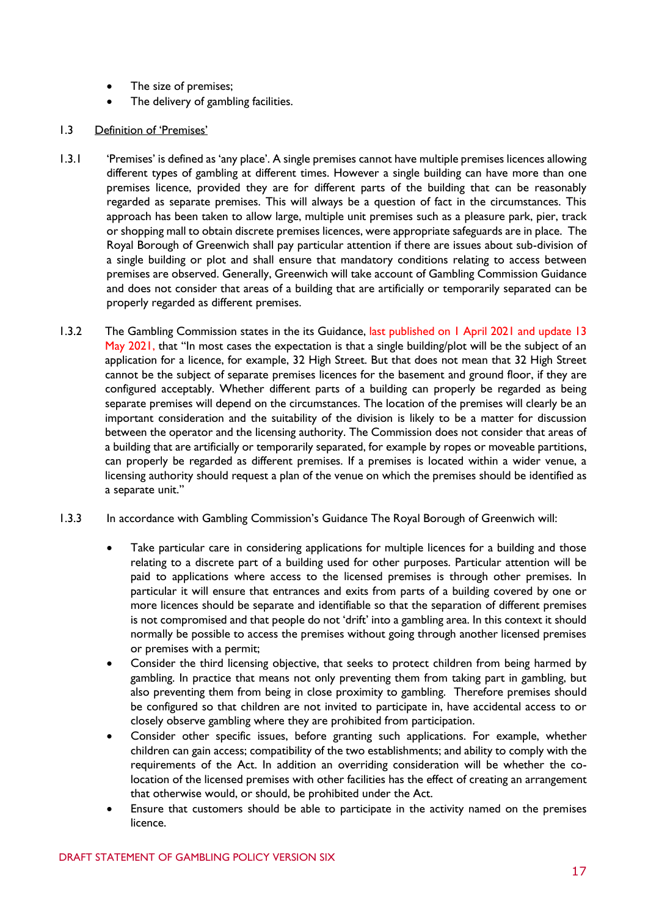- The size of premises;
- The delivery of gambling facilities.

1.3 Definition of 'Premises'

1.3.1 'Premises' is defined as 'any place'. A single premises cannot have multiple premises licences allowing different types of gambling at different times. However a single building can have more than one premises licence, provided they are for different parts of the building that can be reasonably regarded as separate premises. This will always be a question of fact in the circumstances. This approach has been taken to allow large, multiple unit premises such as a pleasure park, pier, track or shopping mall to obtain discrete premises licences, were appropriate safeguards are in place. The Royal Borough of Greenwich shall pay particular attention if there are issues about sub-division of a single building or plot and shall ensure that mandatory conditions relating to access between premises are observed. Generally, Greenwich will take account of Gambling Commission Guidance and does not consider that areas of a building that are artificially or temporarily separated can be properly regarded as different premises.

1.3.2 The Gambling Commission states in the its Guidance, last published on 1 April 2021 and update 13 May 2021, that "In most cases the expectation is that a single building/plot will be the subject of an application for a licence, for example, 32 High Street. But that does not mean that 32 High Street cannot be the subject of separate premises licences for the basement and ground floor, if they are configured acceptably. Whether different parts of a building can properly be regarded as being separate premises will depend on the circumstances. The location of the premises will clearly be an important consideration and the suitability of the division is likely to be a matter for discussion between the operator and the licensing authority. The Commission does not consider that areas of a building that are artificially or temporarily separated, for example by ropes or moveable partitions, can properly be regarded as different premises. If a premises is located within a wider venue, a licensing authority should request a plan of the venue on which the premises should be identified as a separate unit."

1.3.3 In accordance with Gambling Commission's Guidance The Royal Borough of Greenwich will:

- Take particular care in considering applications for multiple licences for a building and those relating to a discrete part of a building used for other purposes. Particular attention will be paid to applications where access to the licensed premises is through other premises. In particular it will ensure that entrances and exits from parts of a building covered by one or more licences should be separate and identifiable so that the separation of different premises is not compromised and that people do not 'drift' into a gambling area. In this context it should normally be possible to access the premises without going through another licensed premises or premises with a permit;
- Consider the third licensing objective, that seeks to protect children from being harmed by gambling. In practice that means not only preventing them from taking part in gambling, but also preventing them from being in close proximity to gambling. Therefore premises should be configured so that children are not invited to participate in, have accidental access to or closely observe gambling where they are prohibited from participation.
- Consider other specific issues, before granting such applications. For example, whether children can gain access; compatibility of the two establishments; and ability to comply with the requirements of the Act. In addition an overriding consideration will be whether the co-location of the licensed premises with other facilities has the effect of creating an arrangement that otherwise would, or should, be prohibited under the Act.
- Ensure that customers should be able to participate in the activity named on the premises licence.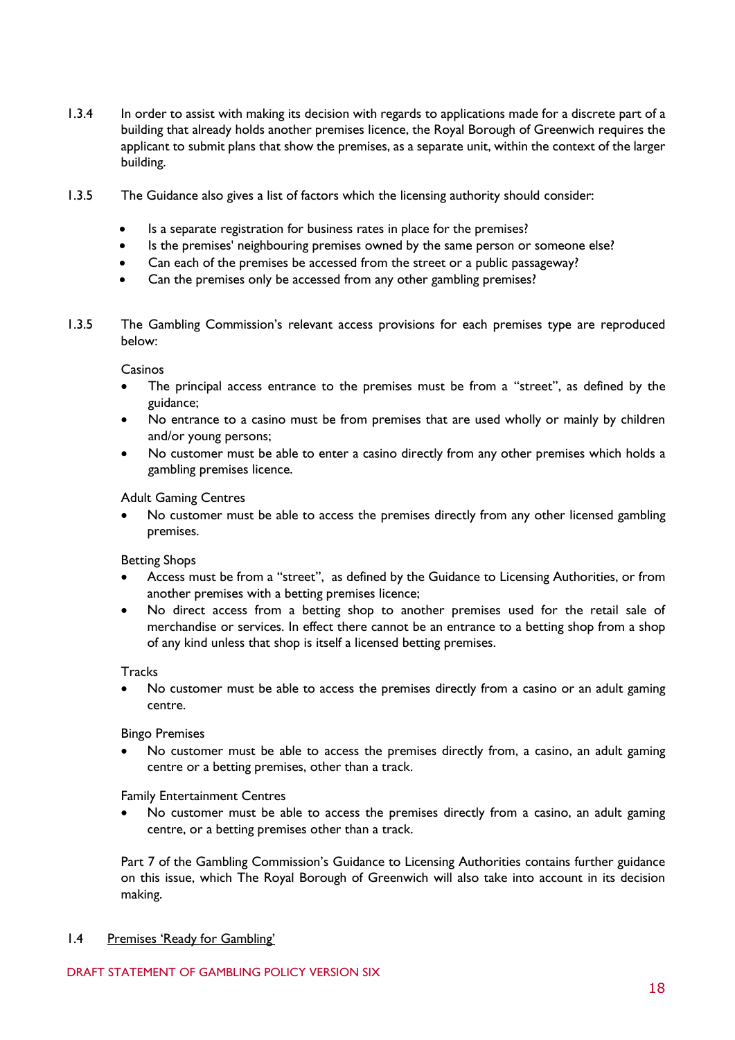1.3.4 In order to assist with making its decision with regards to applications made for a discrete part of a building that already holds another premises licence, the Royal Borough of Greenwich requires the applicant to submit plans that show the premises, as a separate unit, within the context of the larger building.

1.3.5 The Guidance also gives a list of factors which the licensing authority should consider:

- Is a separate registration for business rates in place for the premises?
- Is the premises' neighbouring premises owned by the same person or someone else?
- Can each of the premises be accessed from the street or a public passageway?
- Can the premises only be accessed from any other gambling premises?

1.3.5 The Gambling Commission's relevant access provisions for each premises type are reproduced below:

Casinos

- The principal access entrance to the premises must be from a "street", as defined by the guidance;
- No entrance to a casino must be from premises that are used wholly or mainly by children and/or young persons;
- No customer must be able to enter a casino directly from any other premises which holds a gambling premises licence.

Adult Gaming Centres

- No customer must be able to access the premises directly from any other licensed gambling premises.

Betting Shops

- Access must be from a "street", as defined by the Guidance to Licensing Authorities, or from another premises with a betting premises licence;
- No direct access from a betting shop to another premises used for the retail sale of merchandise or services. In effect there cannot be an entrance to a betting shop from a shop of any kind unless that shop is itself a licensed betting premises.

Tracks

- No customer must be able to access the premises directly from a casino or an adult gaming centre.

Bingo Premises

- No customer must be able to access the premises directly from, a casino, an adult gaming centre or a betting premises, other than a track.

Family Entertainment Centres

- No customer must be able to access the premises directly from a casino, an adult gaming centre, or a betting premises other than a track.

Part 7 of the Gambling Commission's Guidance to Licensing Authorities contains further guidance on this issue, which The Royal Borough of Greenwich will also take into account in its decision making.

1.4 <u>Premises 'Ready for Gambling'</u>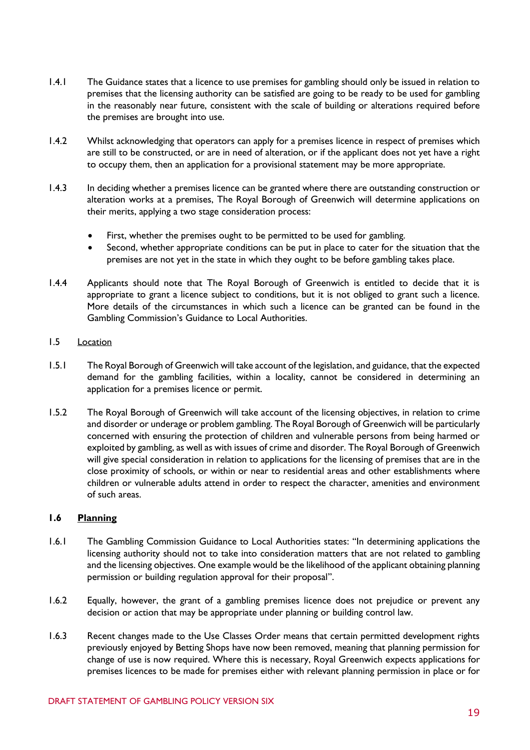1.4.1 The Guidance states that a licence to use premises for gambling should only be issued in relation to premises that the licensing authority can be satisfied are going to be ready to be used for gambling in the reasonably near future, consistent with the scale of building or alterations required before the premises are brought into use.

1.4.2 Whilst acknowledging that operators can apply for a premises licence in respect of premises which are still to be constructed, or are in need of alteration, or if the applicant does not yet have a right to occupy them, then an application for a provisional statement may be more appropriate.

1.4.3 In deciding whether a premises licence can be granted where there are outstanding construction or alteration works at a premises, The Royal Borough of Greenwich will determine applications on their merits, applying a two stage consideration process:

- First, whether the premises ought to be permitted to be used for gambling.
- Second, whether appropriate conditions can be put in place to cater for the situation that the premises are not yet in the state in which they ought to be before gambling takes place.

1.4.4 Applicants should note that The Royal Borough of Greenwich is entitled to decide that it is appropriate to grant a licence subject to conditions, but it is not obliged to grant such a licence. More details of the circumstances in which such a licence can be granted can be found in the Gambling Commission's Guidance to Local Authorities.

1.5 Location

1.5.1 The Royal Borough of Greenwich will take account of the legislation, and guidance, that the expected demand for the gambling facilities, within a locality, cannot be considered in determining an application for a premises licence or permit.

1.5.2 The Royal Borough of Greenwich will take account of the licensing objectives, in relation to crime and disorder or underage or problem gambling. The Royal Borough of Greenwich will be particularly concerned with ensuring the protection of children and vulnerable persons from being harmed or exploited by gambling, as well as with issues of crime and disorder. The Royal Borough of Greenwich will give special consideration in relation to applications for the licensing of premises that are in the close proximity of schools, or within or near to residential areas and other establishments where children or vulnerable adults attend in order to respect the character, amenities and environment of such areas.

## 1.6 Planning

1.6.1 The Gambling Commission Guidance to Local Authorities states: "In determining applications the licensing authority should not to take into consideration matters that are not related to gambling and the licensing objectives. One example would be the likelihood of the applicant obtaining planning permission or building regulation approval for their proposal".

1.6.2 Equally, however, the grant of a gambling premises licence does not prejudice or prevent any decision or action that may be appropriate under planning or building control law.

1.6.3 Recent changes made to the Use Classes Order means that certain permitted development rights previously enjoyed by Betting Shops have now been removed, meaning that planning permission for change of use is now required. Where this is necessary, Royal Greenwich expects applications for premises licences to be made for premises either with relevant planning permission in place or for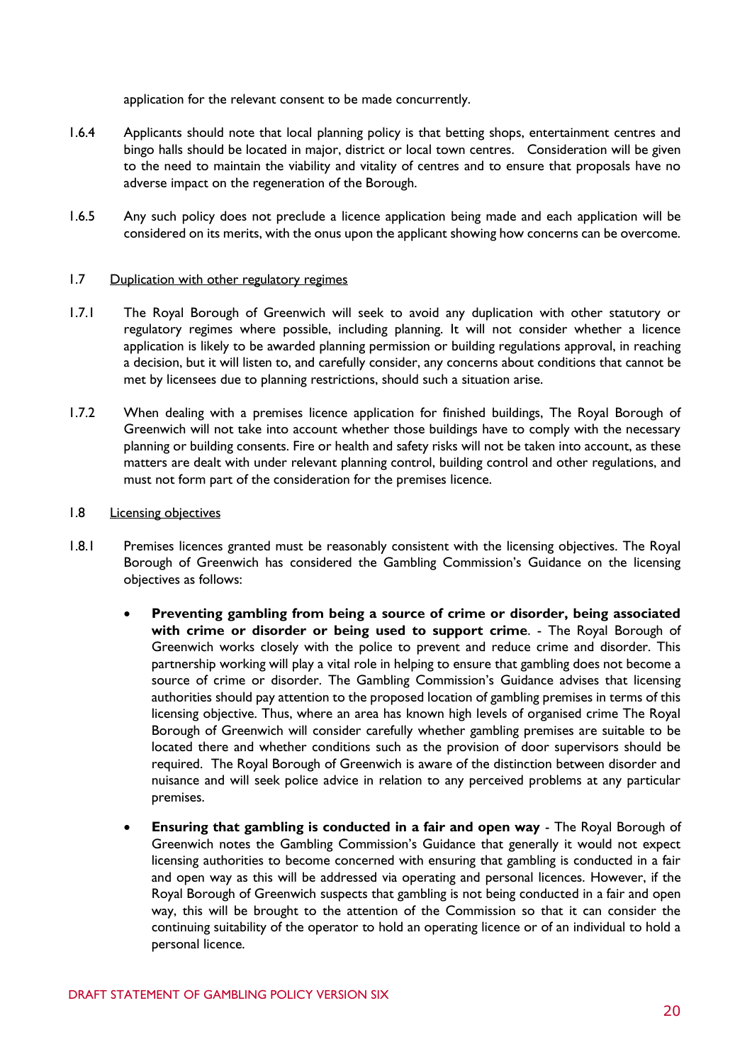application for the relevant consent to be made concurrently.

1.6.4 Applicants should note that local planning policy is that betting shops, entertainment centres and bingo halls should be located in major, district or local town centres. Consideration will be given to the need to maintain the viability and vitality of centres and to ensure that proposals have no adverse impact on the regeneration of the Borough.

1.6.5 Any such policy does not preclude a licence application being made and each application will be considered on its merits, with the onus upon the applicant showing how concerns can be overcome.

### 1.7 Duplication with other regulatory regimes

1.7.1 The Royal Borough of Greenwich will seek to avoid any duplication with other statutory or regulatory regimes where possible, including planning. It will not consider whether a licence application is likely to be awarded planning permission or building regulations approval, in reaching a decision, but it will listen to, and carefully consider, any concerns about conditions that cannot be met by licensees due to planning restrictions, should such a situation arise.

1.7.2 When dealing with a premises licence application for finished buildings, The Royal Borough of Greenwich will not take into account whether those buildings have to comply with the necessary planning or building consents. Fire or health and safety risks will not be taken into account, as these matters are dealt with under relevant planning control, building control and other regulations, and must not form part of the consideration for the premises licence.

### 1.8 Licensing objectives

1.8.1 Premises licences granted must be reasonably consistent with the licensing objectives. The Royal Borough of Greenwich has considered the Gambling Commission's Guidance on the licensing objectives as follows:

- **Preventing gambling from being a source of crime or disorder, being associated with crime or disorder or being used to support crime**. - The Royal Borough of Greenwich works closely with the police to prevent and reduce crime and disorder. This partnership working will play a vital role in helping to ensure that gambling does not become a source of crime or disorder. The Gambling Commission's Guidance advises that licensing authorities should pay attention to the proposed location of gambling premises in terms of this licensing objective. Thus, where an area has known high levels of organised crime The Royal Borough of Greenwich will consider carefully whether gambling premises are suitable to be located there and whether conditions such as the provision of door supervisors should be required. The Royal Borough of Greenwich is aware of the distinction between disorder and nuisance and will seek police advice in relation to any perceived problems at any particular premises.

- **Ensuring that gambling is conducted in a fair and open way** - The Royal Borough of Greenwich notes the Gambling Commission's Guidance that generally it would not expect licensing authorities to become concerned with ensuring that gambling is conducted in a fair and open way as this will be addressed via operating and personal licences. However, if the Royal Borough of Greenwich suspects that gambling is not being conducted in a fair and open way, this will be brought to the attention of the Commission so that it can consider the continuing suitability of the operator to hold an operating licence or of an individual to hold a personal licence.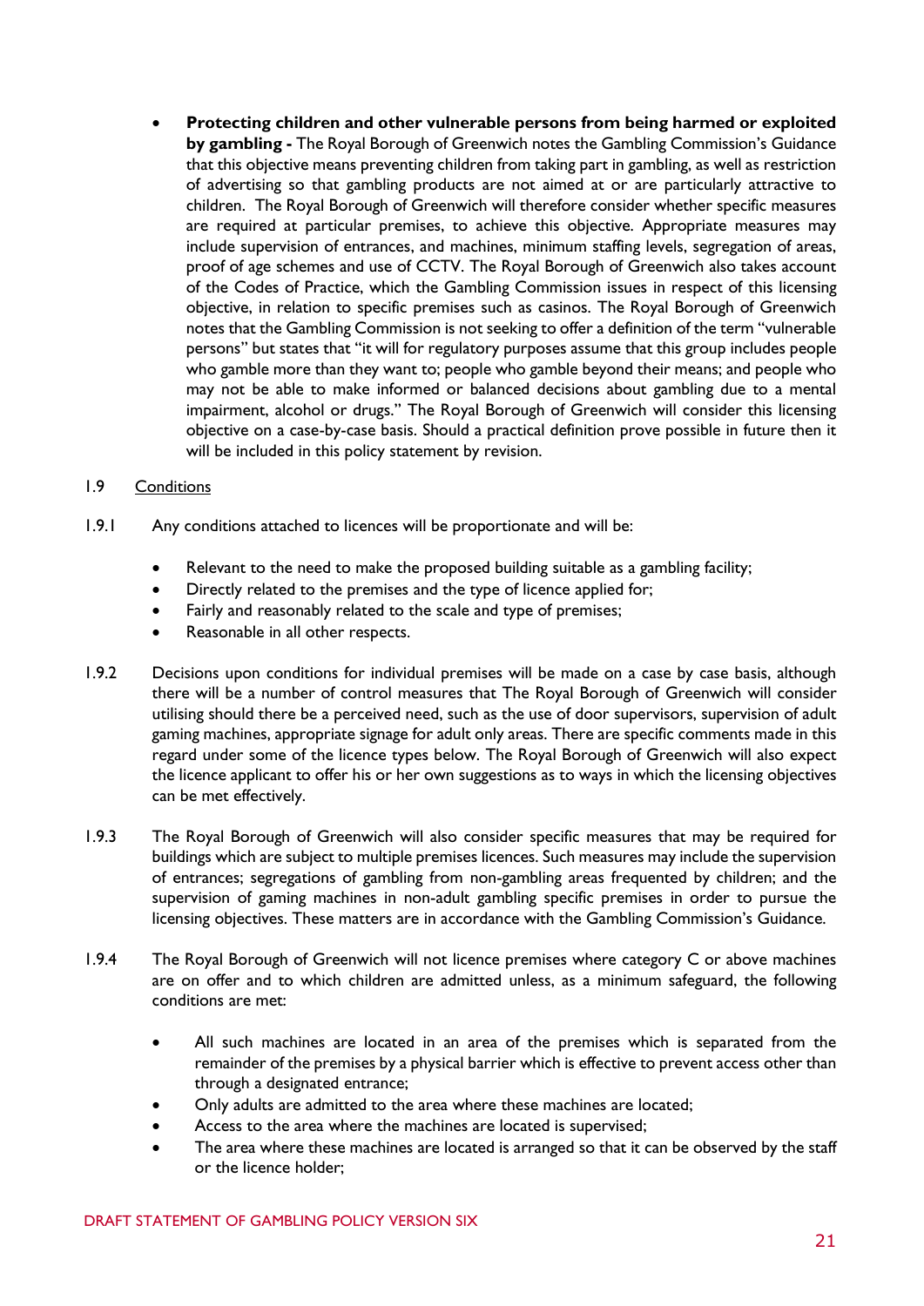- **Protecting children and other vulnerable persons from being harmed or exploited by gambling -** The Royal Borough of Greenwich notes the Gambling Commission's Guidance that this objective means preventing children from taking part in gambling, as well as restriction of advertising so that gambling products are not aimed at or are particularly attractive to children. The Royal Borough of Greenwich will therefore consider whether specific measures are required at particular premises, to achieve this objective. Appropriate measures may include supervision of entrances, and machines, minimum staffing levels, segregation of areas, proof of age schemes and use of CCTV. The Royal Borough of Greenwich also takes account of the Codes of Practice, which the Gambling Commission issues in respect of this licensing objective, in relation to specific premises such as casinos. The Royal Borough of Greenwich notes that the Gambling Commission is not seeking to offer a definition of the term "vulnerable persons" but states that "it will for regulatory purposes assume that this group includes people who gamble more than they want to; people who gamble beyond their means; and people who may not be able to make informed or balanced decisions about gambling due to a mental impairment, alcohol or drugs." The Royal Borough of Greenwich will consider this licensing objective on a case-by-case basis. Should a practical definition prove possible in future then it will be included in this policy statement by revision.

1.9 Conditions

1.9.1 Any conditions attached to licences will be proportionate and will be:

- Relevant to the need to make the proposed building suitable as a gambling facility;
- Directly related to the premises and the type of licence applied for;
- Fairly and reasonably related to the scale and type of premises;
- Reasonable in all other respects.

1.9.2 Decisions upon conditions for individual premises will be made on a case by case basis, although there will be a number of control measures that The Royal Borough of Greenwich will consider utilising should there be a perceived need, such as the use of door supervisors, supervision of adult gaming machines, appropriate signage for adult only areas. There are specific comments made in this regard under some of the licence types below. The Royal Borough of Greenwich will also expect the licence applicant to offer his or her own suggestions as to ways in which the licensing objectives can be met effectively.

1.9.3 The Royal Borough of Greenwich will also consider specific measures that may be required for buildings which are subject to multiple premises licences. Such measures may include the supervision of entrances; segregations of gambling from non-gambling areas frequented by children; and the supervision of gaming machines in non-adult gambling specific premises in order to pursue the licensing objectives. These matters are in accordance with the Gambling Commission's Guidance.

1.9.4 The Royal Borough of Greenwich will not licence premises where category C or above machines are on offer and to which children are admitted unless, as a minimum safeguard, the following conditions are met:

- All such machines are located in an area of the premises which is separated from the remainder of the premises by a physical barrier which is effective to prevent access other than through a designated entrance;
- Only adults are admitted to the area where these machines are located;
- Access to the area where the machines are located is supervised;
- The area where these machines are located is arranged so that it can be observed by the staff or the licence holder;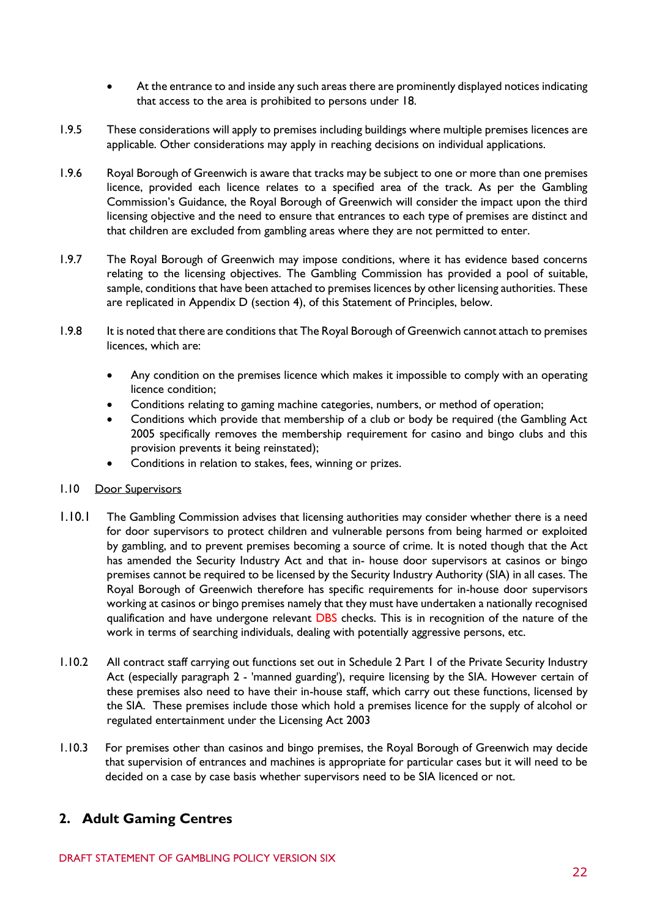- At the entrance to and inside any such areas there are prominently displayed notices indicating that access to the area is prohibited to persons under 18.

1.9.5 These considerations will apply to premises including buildings where multiple premises licences are applicable. Other considerations may apply in reaching decisions on individual applications.

1.9.6 Royal Borough of Greenwich is aware that tracks may be subject to one or more than one premises licence, provided each licence relates to a specified area of the track. As per the Gambling Commission's Guidance, the Royal Borough of Greenwich will consider the impact upon the third licensing objective and the need to ensure that entrances to each type of premises are distinct and that children are excluded from gambling areas where they are not permitted to enter.

1.9.7 The Royal Borough of Greenwich may impose conditions, where it has evidence based concerns relating to the licensing objectives. The Gambling Commission has provided a pool of suitable, sample, conditions that have been attached to premises licences by other licensing authorities. These are replicated in Appendix D (section 4), of this Statement of Principles, below.

1.9.8 It is noted that there are conditions that The Royal Borough of Greenwich cannot attach to premises licences, which are:

- Any condition on the premises licence which makes it impossible to comply with an operating licence condition;
- Conditions relating to gaming machine categories, numbers, or method of operation;
- Conditions which provide that membership of a club or body be required (the Gambling Act 2005 specifically removes the membership requirement for casino and bingo clubs and this provision prevents it being reinstated);
- Conditions in relation to stakes, fees, winning or prizes.

1.10 Door Supervisors

1.10.1 The Gambling Commission advises that licensing authorities may consider whether there is a need for door supervisors to protect children and vulnerable persons from being harmed or exploited by gambling, and to prevent premises becoming a source of crime. It is noted though that the Act has amended the Security Industry Act and that in- house door supervisors at casinos or bingo premises cannot be required to be licensed by the Security Industry Authority (SIA) in all cases. The Royal Borough of Greenwich therefore has specific requirements for in-house door supervisors working at casinos or bingo premises namely that they must have undertaken a nationally recognised qualification and have undergone relevant DBS checks. This is in recognition of the nature of the work in terms of searching individuals, dealing with potentially aggressive persons, etc.

1.10.2 All contract staff carrying out functions set out in Schedule 2 Part 1 of the Private Security Industry Act (especially paragraph 2 - 'manned guarding'), require licensing by the SIA. However certain of these premises also need to have their in-house staff, which carry out these functions, licensed by the SIA. These premises include those which hold a premises licence for the supply of alcohol or regulated entertainment under the Licensing Act 2003

1.10.3 For premises other than casinos and bingo premises, the Royal Borough of Greenwich may decide that supervision of entrances and machines is appropriate for particular cases but it will need to be decided on a case by case basis whether supervisors need to be SIA licenced or not.

## 2. Adult Gaming Centres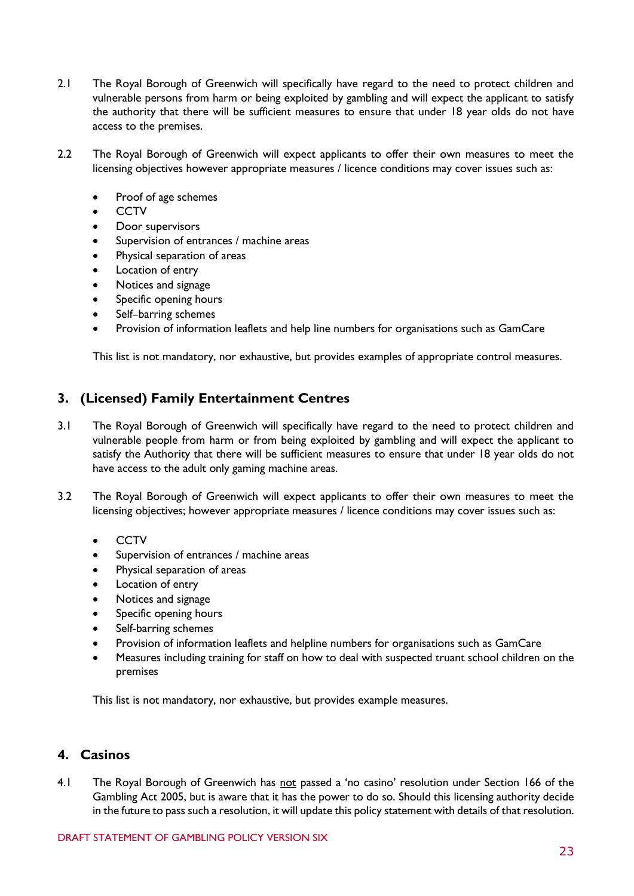2.1 The Royal Borough of Greenwich will specifically have regard to the need to protect children and vulnerable persons from harm or being exploited by gambling and will expect the applicant to satisfy the authority that there will be sufficient measures to ensure that under 18 year olds do not have access to the premises.

2.2 The Royal Borough of Greenwich will expect applicants to offer their own measures to meet the licensing objectives however appropriate measures / licence conditions may cover issues such as:

- Proof of age schemes
- CCTV
- Door supervisors
- Supervision of entrances / machine areas
- Physical separation of areas
- Location of entry
- Notices and signage
- Specific opening hours
- Self–barring schemes
- Provision of information leaflets and help line numbers for organisations such as GamCare

This list is not mandatory, nor exhaustive, but provides examples of appropriate control measures.

## 3. (Licensed) Family Entertainment Centres

3.1 The Royal Borough of Greenwich will specifically have regard to the need to protect children and vulnerable people from harm or from being exploited by gambling and will expect the applicant to satisfy the Authority that there will be sufficient measures to ensure that under 18 year olds do not have access to the adult only gaming machine areas.

3.2 The Royal Borough of Greenwich will expect applicants to offer their own measures to meet the licensing objectives; however appropriate measures / licence conditions may cover issues such as:

- CCTV
- Supervision of entrances / machine areas
- Physical separation of areas
- Location of entry
- Notices and signage
- Specific opening hours
- Self-barring schemes
- Provision of information leaflets and helpline numbers for organisations such as GamCare
- Measures including training for staff on how to deal with suspected truant school children on the premises

This list is not mandatory, nor exhaustive, but provides example measures.

## 4. Casinos

4.1 The Royal Borough of Greenwich has not passed a 'no casino' resolution under Section 166 of the Gambling Act 2005, but is aware that it has the power to do so. Should this licensing authority decide in the future to pass such a resolution, it will update this policy statement with details of that resolution.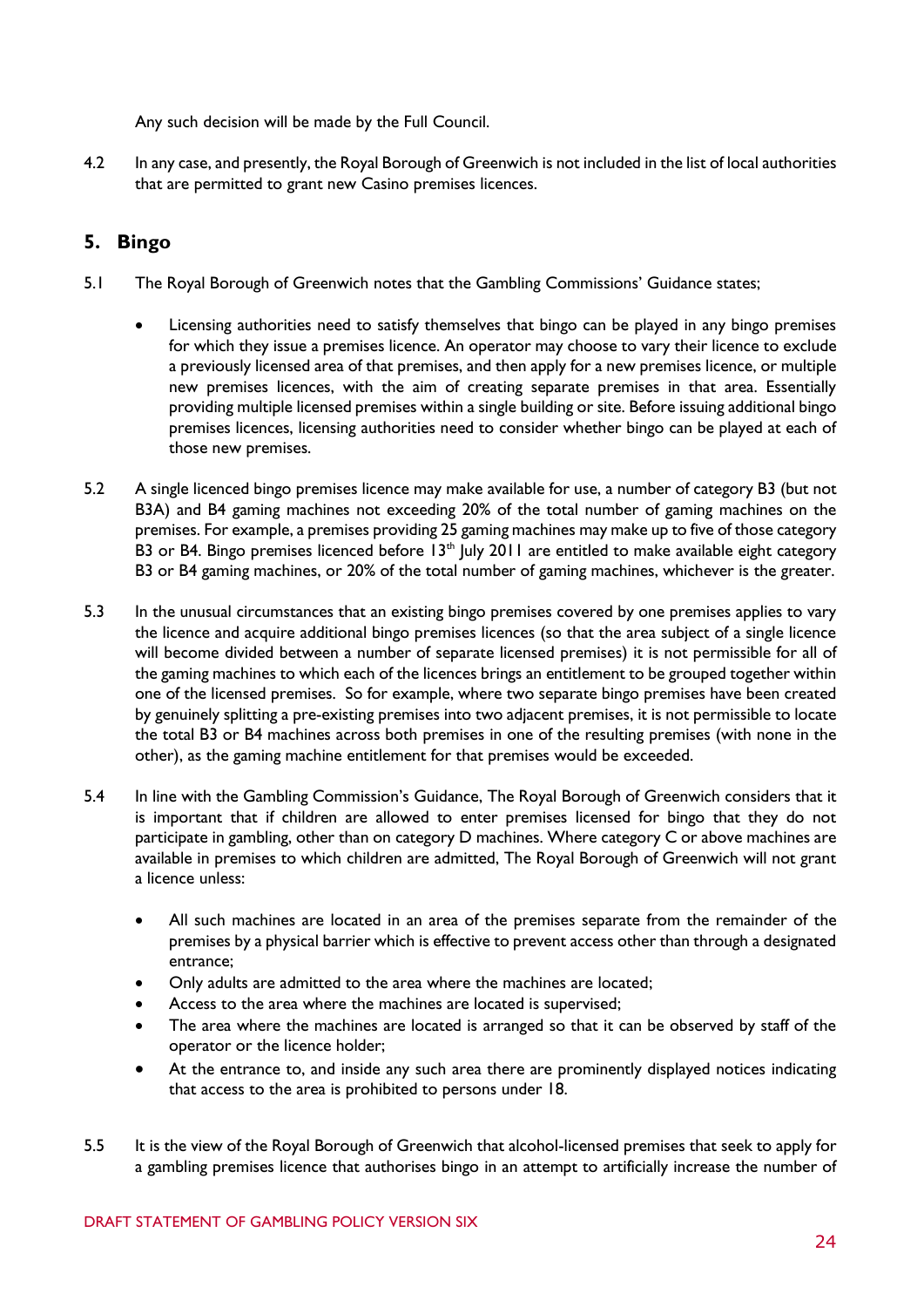Any such decision will be made by the Full Council.

4.2 In any case, and presently, the Royal Borough of Greenwich is not included in the list of local authorities that are permitted to grant new Casino premises licences.

## 5. Bingo

5.1 The Royal Borough of Greenwich notes that the Gambling Commissions' Guidance states;

- Licensing authorities need to satisfy themselves that bingo can be played in any bingo premises for which they issue a premises licence. An operator may choose to vary their licence to exclude a previously licensed area of that premises, and then apply for a new premises licence, or multiple new premises licences, with the aim of creating separate premises in that area. Essentially providing multiple licensed premises within a single building or site. Before issuing additional bingo premises licences, licensing authorities need to consider whether bingo can be played at each of those new premises.

5.2 A single licenced bingo premises licence may make available for use, a number of category B3 (but not B3A) and B4 gaming machines not exceeding 20% of the total number of gaming machines on the premises. For example, a premises providing 25 gaming machines may make up to five of those category B3 or B4. Bingo premises licenced before 13th July 2011 are entitled to make available eight category B3 or B4 gaming machines, or 20% of the total number of gaming machines, whichever is the greater.

5.3 In the unusual circumstances that an existing bingo premises covered by one premises applies to vary the licence and acquire additional bingo premises licences (so that the area subject of a single licence will become divided between a number of separate licensed premises) it is not permissible for all of the gaming machines to which each of the licences brings an entitlement to be grouped together within one of the licensed premises. So for example, where two separate bingo premises have been created by genuinely splitting a pre-existing premises into two adjacent premises, it is not permissible to locate the total B3 or B4 machines across both premises in one of the resulting premises (with none in the other), as the gaming machine entitlement for that premises would be exceeded.

5.4 In line with the Gambling Commission's Guidance, The Royal Borough of Greenwich considers that it is important that if children are allowed to enter premises licensed for bingo that they do not participate in gambling, other than on category D machines. Where category C or above machines are available in premises to which children are admitted, The Royal Borough of Greenwich will not grant a licence unless:

- All such machines are located in an area of the premises separate from the remainder of the premises by a physical barrier which is effective to prevent access other than through a designated entrance;
- Only adults are admitted to the area where the machines are located;
- Access to the area where the machines are located is supervised;
- The area where the machines are located is arranged so that it can be observed by staff of the operator or the licence holder;
- At the entrance to, and inside any such area there are prominently displayed notices indicating that access to the area is prohibited to persons under 18.

5.5 It is the view of the Royal Borough of Greenwich that alcohol-licensed premises that seek to apply for a gambling premises licence that authorises bingo in an attempt to artificially increase the number of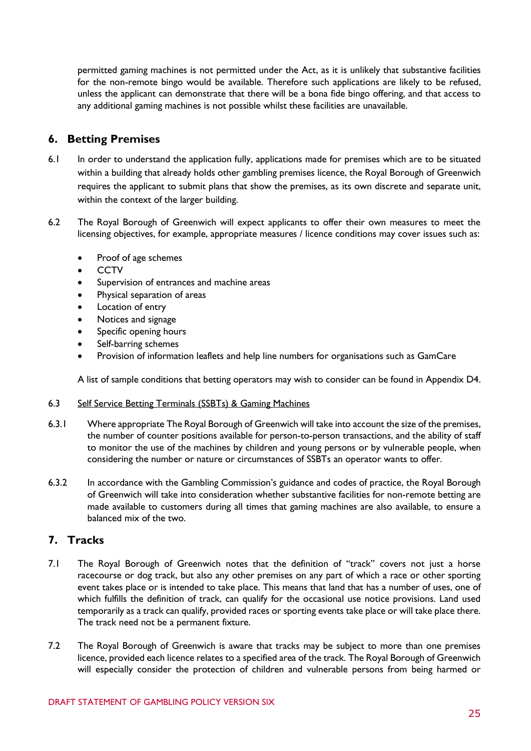permitted gaming machines is not permitted under the Act, as it is unlikely that substantive facilities for the non-remote bingo would be available. Therefore such applications are likely to be refused, unless the applicant can demonstrate that there will be a bona fide bingo offering, and that access to any additional gaming machines is not possible whilst these facilities are unavailable.

## 6. Betting Premises

6.1 In order to understand the application fully, applications made for premises which are to be situated within a building that already holds other gambling premises licence, the Royal Borough of Greenwich requires the applicant to submit plans that show the premises, as its own discrete and separate unit, within the context of the larger building.

6.2 The Royal Borough of Greenwich will expect applicants to offer their own measures to meet the licensing objectives, for example, appropriate measures / licence conditions may cover issues such as:

- Proof of age schemes
- CCTV
- Supervision of entrances and machine areas
- Physical separation of areas
- Location of entry
- Notices and signage
- Specific opening hours
- Self-barring schemes
- Provision of information leaflets and help line numbers for organisations such as GamCare

A list of sample conditions that betting operators may wish to consider can be found in Appendix D4.

6.3 <u>Self Service Betting Terminals (SSBTs) & Gaming Machines</u>

6.3.1 Where appropriate The Royal Borough of Greenwich will take into account the size of the premises, the number of counter positions available for person-to-person transactions, and the ability of staff to monitor the use of the machines by children and young persons or by vulnerable people, when considering the number or nature or circumstances of SSBTs an operator wants to offer.

6.3.2 In accordance with the Gambling Commission's guidance and codes of practice, the Royal Borough of Greenwich will take into consideration whether substantive facilities for non-remote betting are made available to customers during all times that gaming machines are also available, to ensure a balanced mix of the two.

## 7. Tracks

7.1 The Royal Borough of Greenwich notes that the definition of "track" covers not just a horse racecourse or dog track, but also any other premises on any part of which a race or other sporting event takes place or is intended to take place. This means that land that has a number of uses, one of which fulfills the definition of track, can qualify for the occasional use notice provisions. Land used temporarily as a track can qualify, provided races or sporting events take place or will take place there. The track need not be a permanent fixture.

7.2 The Royal Borough of Greenwich is aware that tracks may be subject to more than one premises licence, provided each licence relates to a specified area of the track. The Royal Borough of Greenwich will especially consider the protection of children and vulnerable persons from being harmed or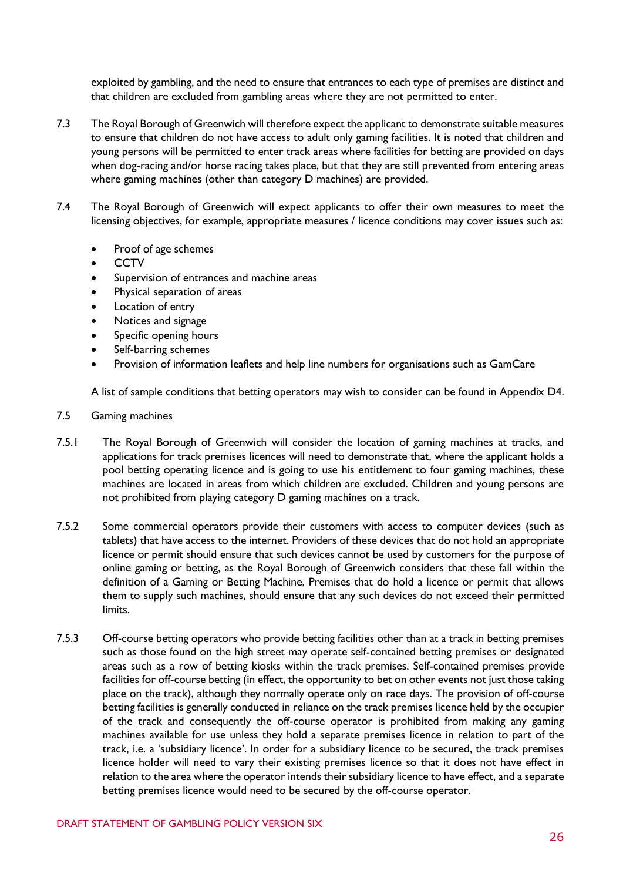exploited by gambling, and the need to ensure that entrances to each type of premises are distinct and that children are excluded from gambling areas where they are not permitted to enter.

7.3 The Royal Borough of Greenwich will therefore expect the applicant to demonstrate suitable measures to ensure that children do not have access to adult only gaming facilities. It is noted that children and young persons will be permitted to enter track areas where facilities for betting are provided on days when dog-racing and/or horse racing takes place, but that they are still prevented from entering areas where gaming machines (other than category D machines) are provided.

7.4 The Royal Borough of Greenwich will expect applicants to offer their own measures to meet the licensing objectives, for example, appropriate measures / licence conditions may cover issues such as:

- Proof of age schemes
- CCTV
- Supervision of entrances and machine areas
- Physical separation of areas
- Location of entry
- Notices and signage
- Specific opening hours
- Self-barring schemes
- Provision of information leaflets and help line numbers for organisations such as GamCare

A list of sample conditions that betting operators may wish to consider can be found in Appendix D4.

7.5 <u>Gaming machines</u>

7.5.1 The Royal Borough of Greenwich will consider the location of gaming machines at tracks, and applications for track premises licences will need to demonstrate that, where the applicant holds a pool betting operating licence and is going to use his entitlement to four gaming machines, these machines are located in areas from which children are excluded. Children and young persons are not prohibited from playing category D gaming machines on a track.

7.5.2 Some commercial operators provide their customers with access to computer devices (such as tablets) that have access to the internet. Providers of these devices that do not hold an appropriate licence or permit should ensure that such devices cannot be used by customers for the purpose of online gaming or betting, as the Royal Borough of Greenwich considers that these fall within the definition of a Gaming or Betting Machine. Premises that do hold a licence or permit that allows them to supply such machines, should ensure that any such devices do not exceed their permitted limits.

7.5.3 Off-course betting operators who provide betting facilities other than at a track in betting premises such as those found on the high street may operate self-contained betting premises or designated areas such as a row of betting kiosks within the track premises. Self-contained premises provide facilities for off-course betting (in effect, the opportunity to bet on other events not just those taking place on the track), although they normally operate only on race days. The provision of off-course betting facilities is generally conducted in reliance on the track premises licence held by the occupier of the track and consequently the off-course operator is prohibited from making any gaming machines available for use unless they hold a separate premises licence in relation to part of the track, i.e. a 'subsidiary licence'. In order for a subsidiary licence to be secured, the track premises licence holder will need to vary their existing premises licence so that it does not have effect in relation to the area where the operator intends their subsidiary licence to have effect, and a separate betting premises licence would need to be secured by the off-course operator.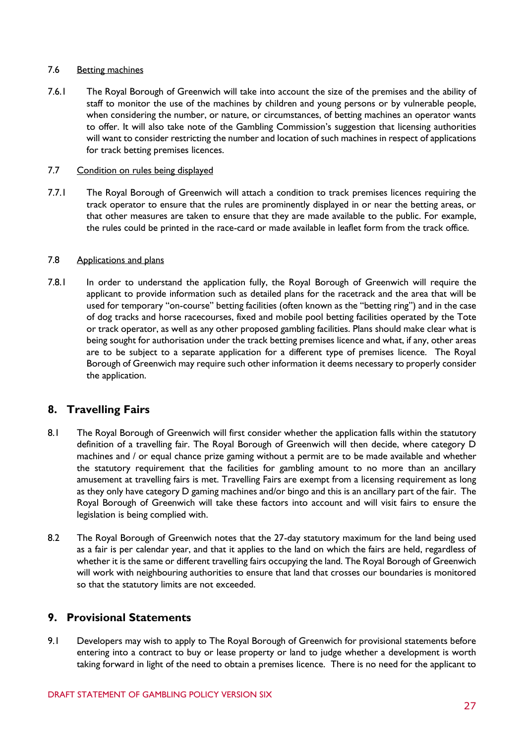### 7.6 Betting machines

7.6.1 The Royal Borough of Greenwich will take into account the size of the premises and the ability of staff to monitor the use of the machines by children and young persons or by vulnerable people, when considering the number, or nature, or circumstances, of betting machines an operator wants to offer. It will also take note of the Gambling Commission's suggestion that licensing authorities will want to consider restricting the number and location of such machines in respect of applications for track betting premises licences.

### 7.7 Condition on rules being displayed

7.7.1 The Royal Borough of Greenwich will attach a condition to track premises licences requiring the track operator to ensure that the rules are prominently displayed in or near the betting areas, or that other measures are taken to ensure that they are made available to the public. For example, the rules could be printed in the race-card or made available in leaflet form from the track office.

### 7.8 Applications and plans

7.8.1 In order to understand the application fully, the Royal Borough of Greenwich will require the applicant to provide information such as detailed plans for the racetrack and the area that will be used for temporary "on-course" betting facilities (often known as the "betting ring") and in the case of dog tracks and horse racecourses, fixed and mobile pool betting facilities operated by the Tote or track operator, as well as any other proposed gambling facilities. Plans should make clear what is being sought for authorisation under the track betting premises licence and what, if any, other areas are to be subject to a separate application for a different type of premises licence. The Royal Borough of Greenwich may require such other information it deems necessary to properly consider the application.

## 8. Travelling Fairs

8.1 The Royal Borough of Greenwich will first consider whether the application falls within the statutory definition of a travelling fair. The Royal Borough of Greenwich will then decide, where category D machines and / or equal chance prize gaming without a permit are to be made available and whether the statutory requirement that the facilities for gambling amount to no more than an ancillary amusement at travelling fairs is met. Travelling Fairs are exempt from a licensing requirement as long as they only have category D gaming machines and/or bingo and this is an ancillary part of the fair. The Royal Borough of Greenwich will take these factors into account and will visit fairs to ensure the legislation is being complied with.

8.2 The Royal Borough of Greenwich notes that the 27-day statutory maximum for the land being used as a fair is per calendar year, and that it applies to the land on which the fairs are held, regardless of whether it is the same or different travelling fairs occupying the land. The Royal Borough of Greenwich will work with neighbouring authorities to ensure that land that crosses our boundaries is monitored so that the statutory limits are not exceeded.

## 9. Provisional Statements

9.1 Developers may wish to apply to The Royal Borough of Greenwich for provisional statements before entering into a contract to buy or lease property or land to judge whether a development is worth taking forward in light of the need to obtain a premises licence. There is no need for the applicant to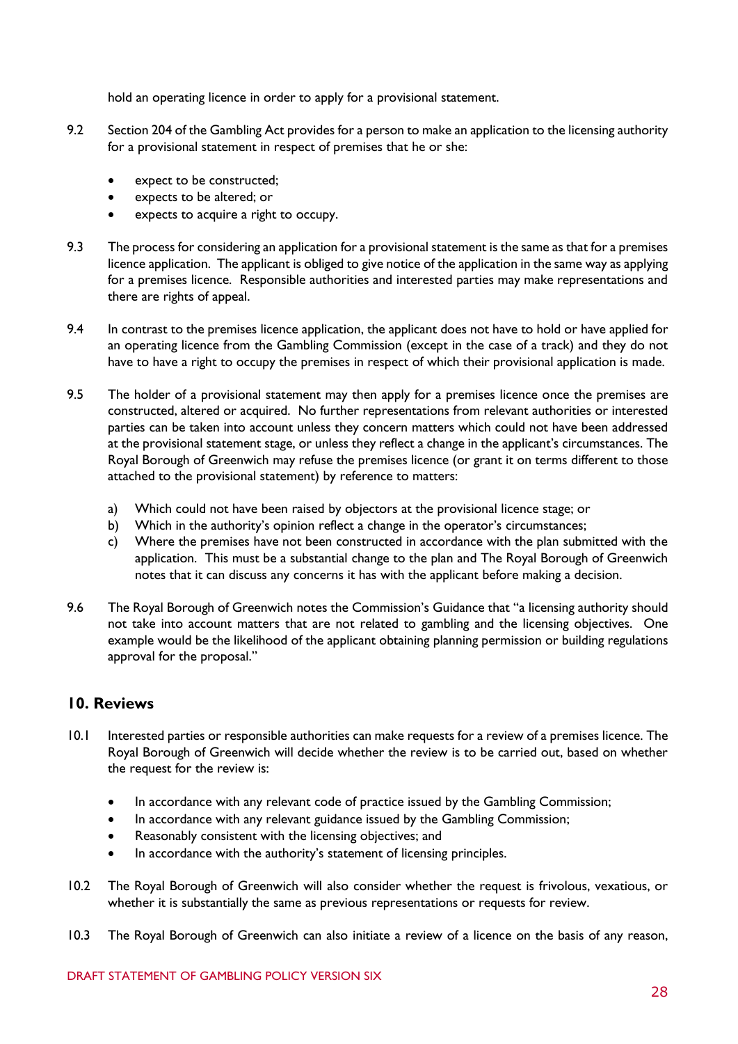hold an operating licence in order to apply for a provisional statement.

9.2 Section 204 of the Gambling Act provides for a person to make an application to the licensing authority for a provisional statement in respect of premises that he or she:

- expect to be constructed;
- expects to be altered; or
- expects to acquire a right to occupy.

9.3 The process for considering an application for a provisional statement is the same as that for a premises licence application. The applicant is obliged to give notice of the application in the same way as applying for a premises licence. Responsible authorities and interested parties may make representations and there are rights of appeal.

9.4 In contrast to the premises licence application, the applicant does not have to hold or have applied for an operating licence from the Gambling Commission (except in the case of a track) and they do not have to have a right to occupy the premises in respect of which their provisional application is made.

9.5 The holder of a provisional statement may then apply for a premises licence once the premises are constructed, altered or acquired. No further representations from relevant authorities or interested parties can be taken into account unless they concern matters which could not have been addressed at the provisional statement stage, or unless they reflect a change in the applicant's circumstances. The Royal Borough of Greenwich may refuse the premises licence (or grant it on terms different to those attached to the provisional statement) by reference to matters:

a) Which could not have been raised by objectors at the provisional licence stage; or
b) Which in the authority's opinion reflect a change in the operator's circumstances;
c) Where the premises have not been constructed in accordance with the plan submitted with the application. This must be a substantial change to the plan and The Royal Borough of Greenwich notes that it can discuss any concerns it has with the applicant before making a decision.

9.6 The Royal Borough of Greenwich notes the Commission's Guidance that "a licensing authority should not take into account matters that are not related to gambling and the licensing objectives. One example would be the likelihood of the applicant obtaining planning permission or building regulations approval for the proposal."

## 10. Reviews

10.1 Interested parties or responsible authorities can make requests for a review of a premises licence. The Royal Borough of Greenwich will decide whether the review is to be carried out, based on whether the request for the review is:

- In accordance with any relevant code of practice issued by the Gambling Commission;
- In accordance with any relevant guidance issued by the Gambling Commission;
- Reasonably consistent with the licensing objectives; and
- In accordance with the authority's statement of licensing principles.

10.2 The Royal Borough of Greenwich will also consider whether the request is frivolous, vexatious, or whether it is substantially the same as previous representations or requests for review.

10.3 The Royal Borough of Greenwich can also initiate a review of a licence on the basis of any reason,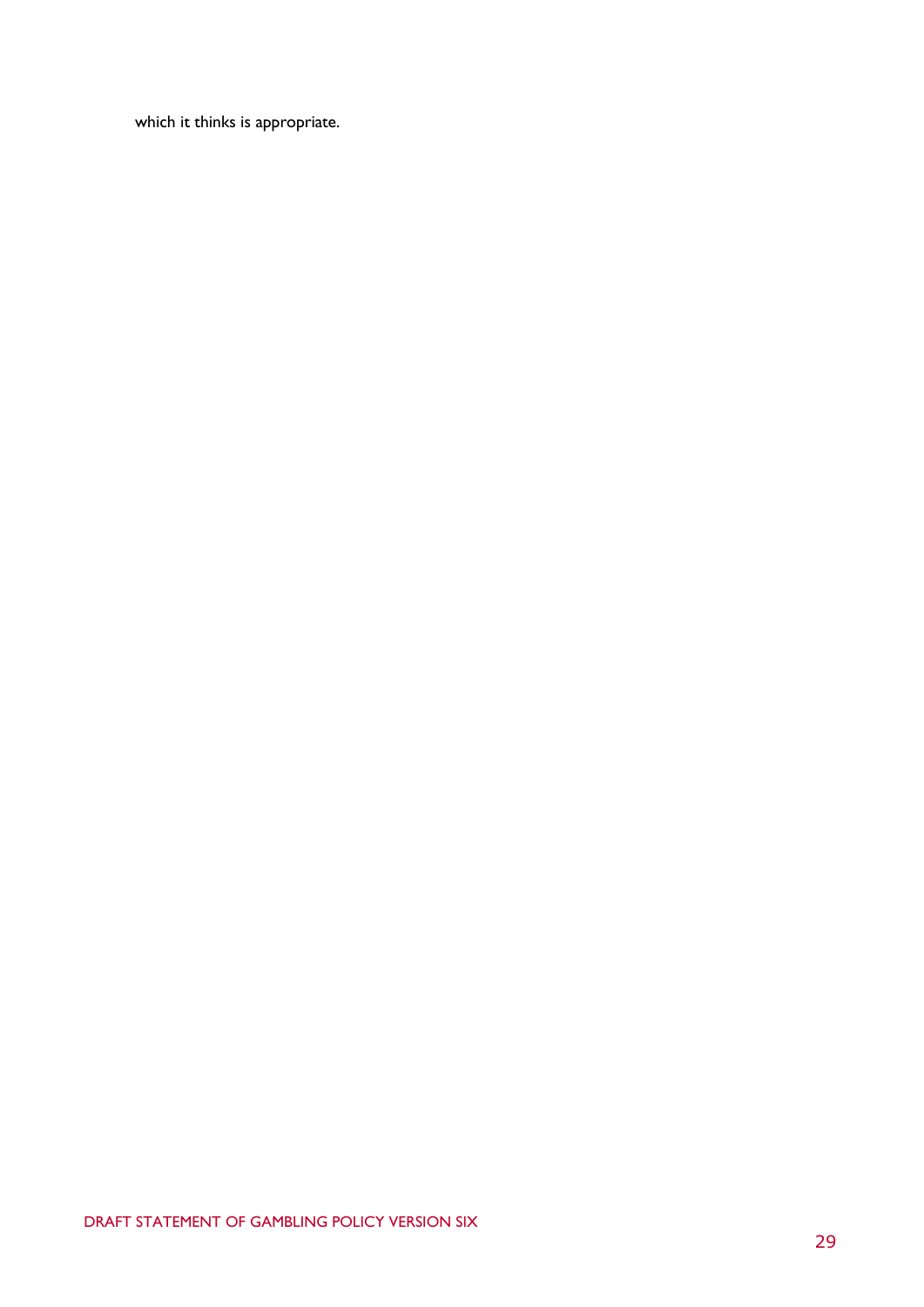which it thinks is appropriate.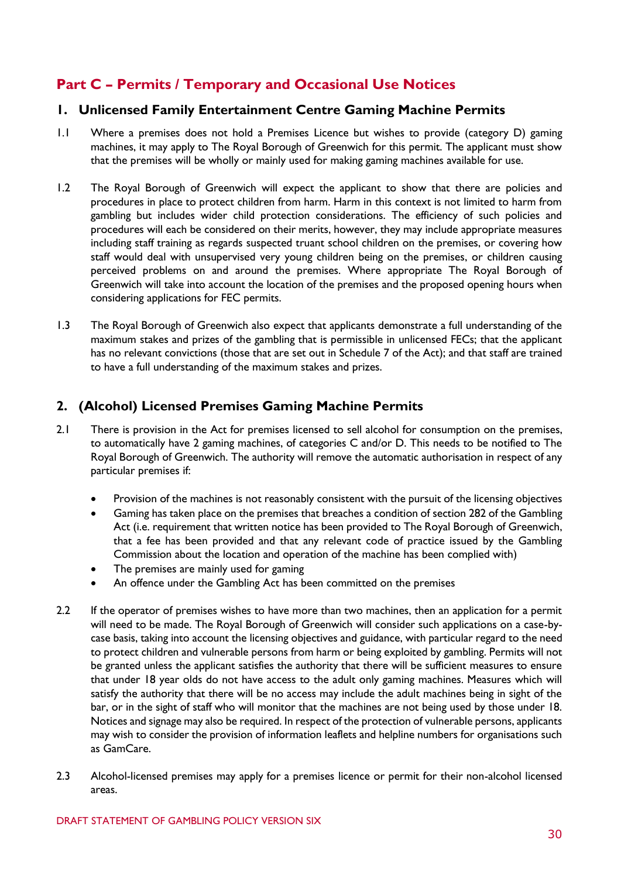## Part C – Permits / Temporary and Occasional Use Notices

### 1. Unlicensed Family Entertainment Centre Gaming Machine Permits

1.1 Where a premises does not hold a Premises Licence but wishes to provide (category D) gaming machines, it may apply to The Royal Borough of Greenwich for this permit. The applicant must show that the premises will be wholly or mainly used for making gaming machines available for use.

1.2 The Royal Borough of Greenwich will expect the applicant to show that there are policies and procedures in place to protect children from harm. Harm in this context is not limited to harm from gambling but includes wider child protection considerations. The efficiency of such policies and procedures will each be considered on their merits, however, they may include appropriate measures including staff training as regards suspected truant school children on the premises, or covering how staff would deal with unsupervised very young children being on the premises, or children causing perceived problems on and around the premises. Where appropriate The Royal Borough of Greenwich will take into account the location of the premises and the proposed opening hours when considering applications for FEC permits.

1.3 The Royal Borough of Greenwich also expect that applicants demonstrate a full understanding of the maximum stakes and prizes of the gambling that is permissible in unlicensed FECs; that the applicant has no relevant convictions (those that are set out in Schedule 7 of the Act); and that staff are trained to have a full understanding of the maximum stakes and prizes.

### 2. (Alcohol) Licensed Premises Gaming Machine Permits

2.1 There is provision in the Act for premises licensed to sell alcohol for consumption on the premises, to automatically have 2 gaming machines, of categories C and/or D. This needs to be notified to The Royal Borough of Greenwich. The authority will remove the automatic authorisation in respect of any particular premises if:

- Provision of the machines is not reasonably consistent with the pursuit of the licensing objectives
- Gaming has taken place on the premises that breaches a condition of section 282 of the Gambling Act (i.e. requirement that written notice has been provided to The Royal Borough of Greenwich, that a fee has been provided and that any relevant code of practice issued by the Gambling Commission about the location and operation of the machine has been complied with)
- The premises are mainly used for gaming
- An offence under the Gambling Act has been committed on the premises

2.2 If the operator of premises wishes to have more than two machines, then an application for a permit will need to be made. The Royal Borough of Greenwich will consider such applications on a case-by-case basis, taking into account the licensing objectives and guidance, with particular regard to the need to protect children and vulnerable persons from harm or being exploited by gambling. Permits will not be granted unless the applicant satisfies the authority that there will be sufficient measures to ensure that under 18 year olds do not have access to the adult only gaming machines. Measures which will satisfy the authority that there will be no access may include the adult machines being in sight of the bar, or in the sight of staff who will monitor that the machines are not being used by those under 18. Notices and signage may also be required. In respect of the protection of vulnerable persons, applicants may wish to consider the provision of information leaflets and helpline numbers for organisations such as GamCare.

2.3 Alcohol-licensed premises may apply for a premises licence or permit for their non-alcohol licensed areas.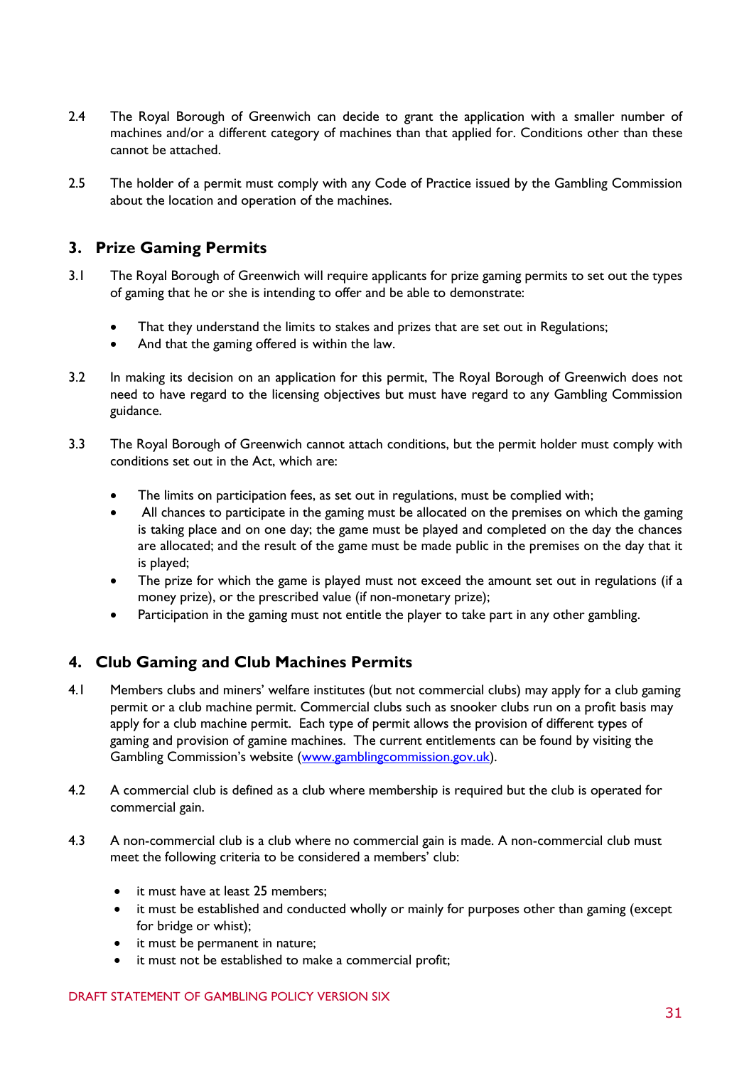2.4 The Royal Borough of Greenwich can decide to grant the application with a smaller number of machines and/or a different category of machines than that applied for. Conditions other than these cannot be attached.

2.5 The holder of a permit must comply with any Code of Practice issued by the Gambling Commission about the location and operation of the machines.

## 3. Prize Gaming Permits

3.1 The Royal Borough of Greenwich will require applicants for prize gaming permits to set out the types of gaming that he or she is intending to offer and be able to demonstrate:

- That they understand the limits to stakes and prizes that are set out in Regulations;
- And that the gaming offered is within the law.

3.2 In making its decision on an application for this permit, The Royal Borough of Greenwich does not need to have regard to the licensing objectives but must have regard to any Gambling Commission guidance.

3.3 The Royal Borough of Greenwich cannot attach conditions, but the permit holder must comply with conditions set out in the Act, which are:

- The limits on participation fees, as set out in regulations, must be complied with;
- All chances to participate in the gaming must be allocated on the premises on which the gaming is taking place and on one day; the game must be played and completed on the day the chances are allocated; and the result of the game must be made public in the premises on the day that it is played;
- The prize for which the game is played must not exceed the amount set out in regulations (if a money prize), or the prescribed value (if non-monetary prize);
- Participation in the gaming must not entitle the player to take part in any other gambling.

## 4. Club Gaming and Club Machines Permits

4.1 Members clubs and miners' welfare institutes (but not commercial clubs) may apply for a club gaming permit or a club machine permit. Commercial clubs such as snooker clubs run on a profit basis may apply for a club machine permit. Each type of permit allows the provision of different types of gaming and provision of gamine machines. The current entitlements can be found by visiting the Gambling Commission's website (www.gamblingcommission.gov.uk).

4.2 A commercial club is defined as a club where membership is required but the club is operated for commercial gain.

4.3 A non-commercial club is a club where no commercial gain is made. A non-commercial club must meet the following criteria to be considered a members' club:

- it must have at least 25 members;
- it must be established and conducted wholly or mainly for purposes other than gaming (except for bridge or whist);
- it must be permanent in nature;
- it must not be established to make a commercial profit;

DRAFT STATEMENT OF GAMBLING POLICY VERSION SIX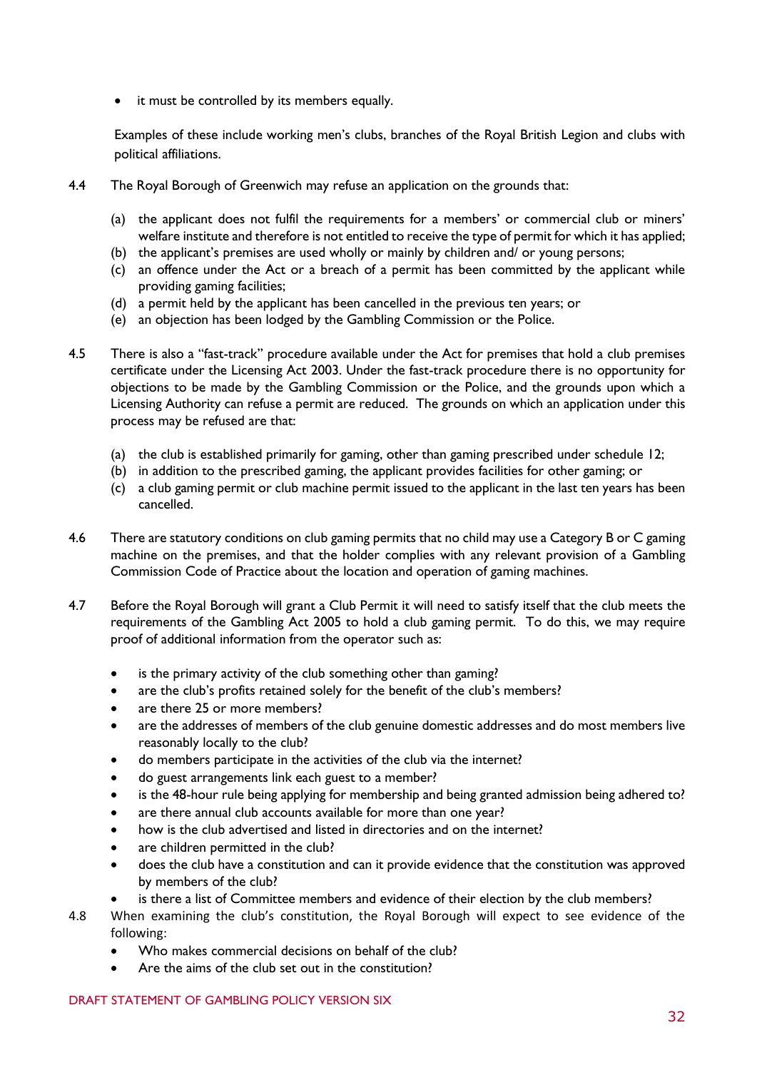- it must be controlled by its members equally.

Examples of these include working men's clubs, branches of the Royal British Legion and clubs with political affiliations.

4.4 The Royal Borough of Greenwich may refuse an application on the grounds that:

(a) the applicant does not fulfil the requirements for a members' or commercial club or miners' welfare institute and therefore is not entitled to receive the type of permit for which it has applied;
(b) the applicant's premises are used wholly or mainly by children and/ or young persons;
(c) an offence under the Act or a breach of a permit has been committed by the applicant while providing gaming facilities;
(d) a permit held by the applicant has been cancelled in the previous ten years; or
(e) an objection has been lodged by the Gambling Commission or the Police.

4.5 There is also a "fast-track" procedure available under the Act for premises that hold a club premises certificate under the Licensing Act 2003. Under the fast-track procedure there is no opportunity for objections to be made by the Gambling Commission or the Police, and the grounds upon which a Licensing Authority can refuse a permit are reduced. The grounds on which an application under this process may be refused are that:

(a) the club is established primarily for gaming, other than gaming prescribed under schedule 12;
(b) in addition to the prescribed gaming, the applicant provides facilities for other gaming; or
(c) a club gaming permit or club machine permit issued to the applicant in the last ten years has been cancelled.

4.6 There are statutory conditions on club gaming permits that no child may use a Category B or C gaming machine on the premises, and that the holder complies with any relevant provision of a Gambling Commission Code of Practice about the location and operation of gaming machines.

4.7 Before the Royal Borough will grant a Club Permit it will need to satisfy itself that the club meets the requirements of the Gambling Act 2005 to hold a club gaming permit. To do this, we may require proof of additional information from the operator such as:

- is the primary activity of the club something other than gaming?
- are the club's profits retained solely for the benefit of the club's members?
- are there 25 or more members?
- are the addresses of members of the club genuine domestic addresses and do most members live reasonably locally to the club?
- do members participate in the activities of the club via the internet?
- do guest arrangements link each guest to a member?
- is the 48-hour rule being applying for membership and being granted admission being adhered to?
- are there annual club accounts available for more than one year?
- how is the club advertised and listed in directories and on the internet?
- are children permitted in the club?
- does the club have a constitution and can it provide evidence that the constitution was approved by members of the club?
- is there a list of Committee members and evidence of their election by the club members?

4.8 When examining the club's constitution, the Royal Borough will expect to see evidence of the following:

- Who makes commercial decisions on behalf of the club?
- Are the aims of the club set out in the constitution?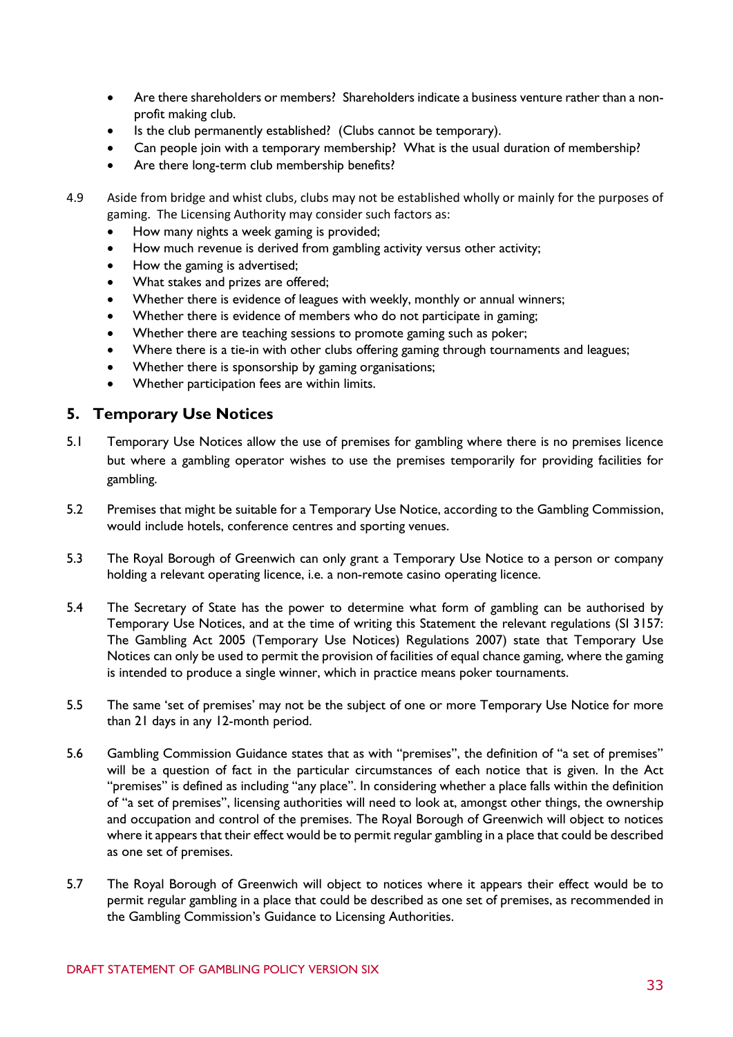- Are there shareholders or members? Shareholders indicate a business venture rather than a non-profit making club.
- Is the club permanently established? (Clubs cannot be temporary).
- Can people join with a temporary membership? What is the usual duration of membership?
- Are there long-term club membership benefits?

4.9 Aside from bridge and whist clubs, clubs may not be established wholly or mainly for the purposes of gaming. The Licensing Authority may consider such factors as:

- How many nights a week gaming is provided;
- How much revenue is derived from gambling activity versus other activity;
- How the gaming is advertised;
- What stakes and prizes are offered;
- Whether there is evidence of leagues with weekly, monthly or annual winners;
- Whether there is evidence of members who do not participate in gaming;
- Whether there are teaching sessions to promote gaming such as poker;
- Where there is a tie-in with other clubs offering gaming through tournaments and leagues;
- Whether there is sponsorship by gaming organisations;
- Whether participation fees are within limits.

## 5. Temporary Use Notices

5.1 Temporary Use Notices allow the use of premises for gambling where there is no premises licence but where a gambling operator wishes to use the premises temporarily for providing facilities for gambling.

5.2 Premises that might be suitable for a Temporary Use Notice, according to the Gambling Commission, would include hotels, conference centres and sporting venues.

5.3 The Royal Borough of Greenwich can only grant a Temporary Use Notice to a person or company holding a relevant operating licence, i.e. a non-remote casino operating licence.

5.4 The Secretary of State has the power to determine what form of gambling can be authorised by Temporary Use Notices, and at the time of writing this Statement the relevant regulations (SI 3157: The Gambling Act 2005 (Temporary Use Notices) Regulations 2007) state that Temporary Use Notices can only be used to permit the provision of facilities of equal chance gaming, where the gaming is intended to produce a single winner, which in practice means poker tournaments.

5.5 The same 'set of premises' may not be the subject of one or more Temporary Use Notice for more than 21 days in any 12-month period.

5.6 Gambling Commission Guidance states that as with "premises", the definition of "a set of premises" will be a question of fact in the particular circumstances of each notice that is given. In the Act "premises" is defined as including "any place". In considering whether a place falls within the definition of "a set of premises", licensing authorities will need to look at, amongst other things, the ownership and occupation and control of the premises. The Royal Borough of Greenwich will object to notices where it appears that their effect would be to permit regular gambling in a place that could be described as one set of premises.

5.7 The Royal Borough of Greenwich will object to notices where it appears their effect would be to permit regular gambling in a place that could be described as one set of premises, as recommended in the Gambling Commission's Guidance to Licensing Authorities.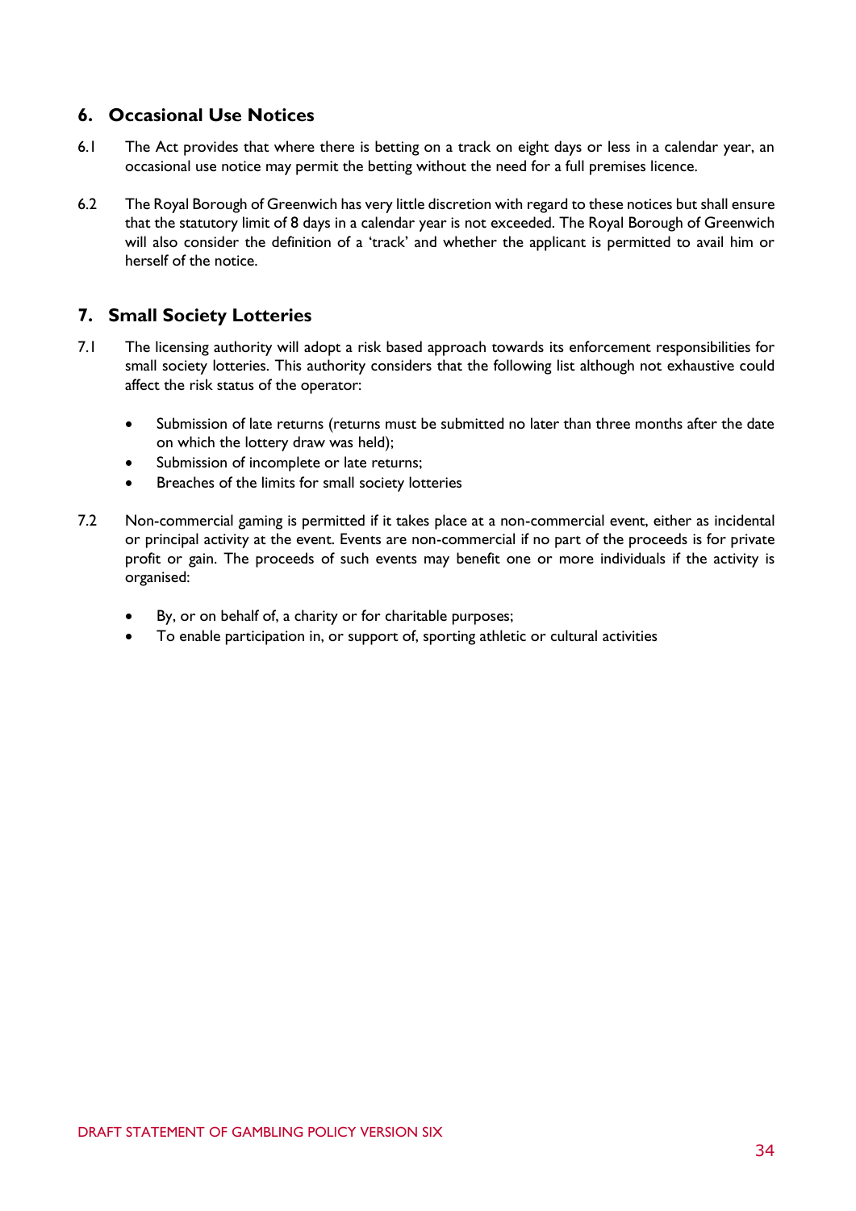## 6. Occasional Use Notices

6.1 The Act provides that where there is betting on a track on eight days or less in a calendar year, an occasional use notice may permit the betting without the need for a full premises licence.

6.2 The Royal Borough of Greenwich has very little discretion with regard to these notices but shall ensure that the statutory limit of 8 days in a calendar year is not exceeded. The Royal Borough of Greenwich will also consider the definition of a 'track' and whether the applicant is permitted to avail him or herself of the notice.

## 7. Small Society Lotteries

7.1 The licensing authority will adopt a risk based approach towards its enforcement responsibilities for small society lotteries. This authority considers that the following list although not exhaustive could affect the risk status of the operator:

- Submission of late returns (returns must be submitted no later than three months after the date on which the lottery draw was held);
- Submission of incomplete or late returns;
- Breaches of the limits for small society lotteries

7.2 Non-commercial gaming is permitted if it takes place at a non-commercial event, either as incidental or principal activity at the event. Events are non-commercial if no part of the proceeds is for private profit or gain. The proceeds of such events may benefit one or more individuals if the activity is organised:

- By, or on behalf of, a charity or for charitable purposes;
- To enable participation in, or support of, sporting athletic or cultural activities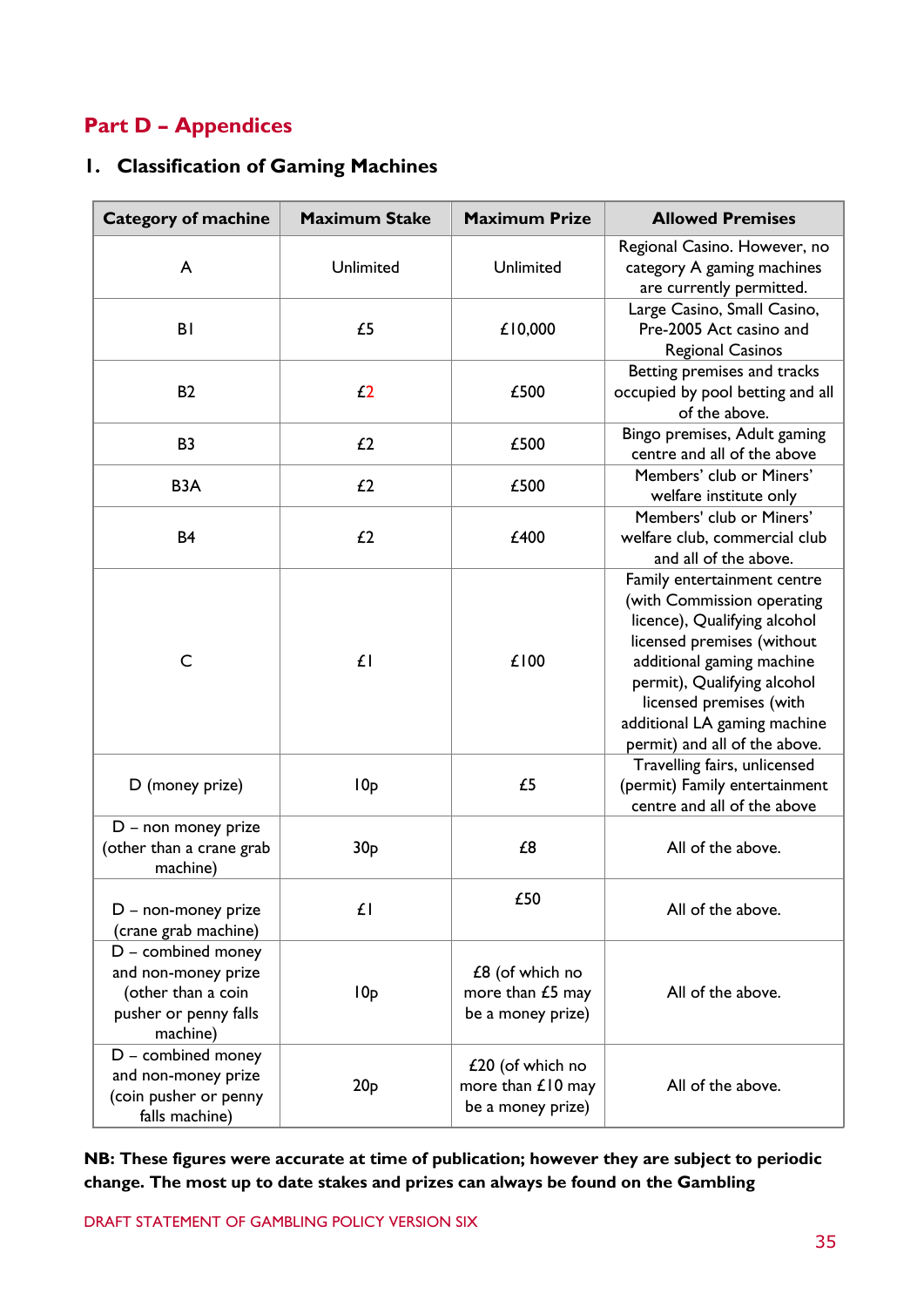## Part D – Appendices

### 1. Classification of Gaming Machines

| Category of machine | Maximum Stake | Maximum Prize | Allowed Premises |
|---|---|---|---|
| A | Unlimited | Unlimited | Regional Casino. However, no category A gaming machines are currently permitted. |
| B1 | £5 | £10,000 | Large Casino, Small Casino, Pre-2005 Act casino and Regional Casinos |
| B2 | £2 | £500 | Betting premises and tracks occupied by pool betting and all of the above. |
| B3 | £2 | £500 | Bingo premises, Adult gaming centre and all of the above |
| B3A | £2 | £500 | Members' club or Miners' welfare institute only |
| B4 | £2 | £400 | Members' club or Miners' welfare club, commercial club and all of the above. |
| C | £1 | £100 | Family entertainment centre (with Commission operating licence), Qualifying alcohol licensed premises (without additional gaming machine permit), Qualifying alcohol licensed premises (with additional LA gaming machine permit) and all of the above. |
| D (money prize) | 10p | £5 | Travelling fairs, unlicensed (permit) Family entertainment centre and all of the above |
| D – non money prize (other than a crane grab machine) | 30p | £8 | All of the above. |
| D – non-money prize (crane grab machine) | £1 | £50 | All of the above. |
| D – combined money and non-money prize (other than a coin pusher or penny falls machine) | 10p | £8 (of which no more than £5 may be a money prize) | All of the above. |
| D – combined money and non-money prize (coin pusher or penny falls machine) | 20p | £20 (of which no more than £10 may be a money prize) | All of the above. |

**NB: These figures were accurate at time of publication; however they are subject to periodic change. The most up to date stakes and prizes can always be found on the Gambling**

DRAFT STATEMENT OF GAMBLING POLICY VERSION SIX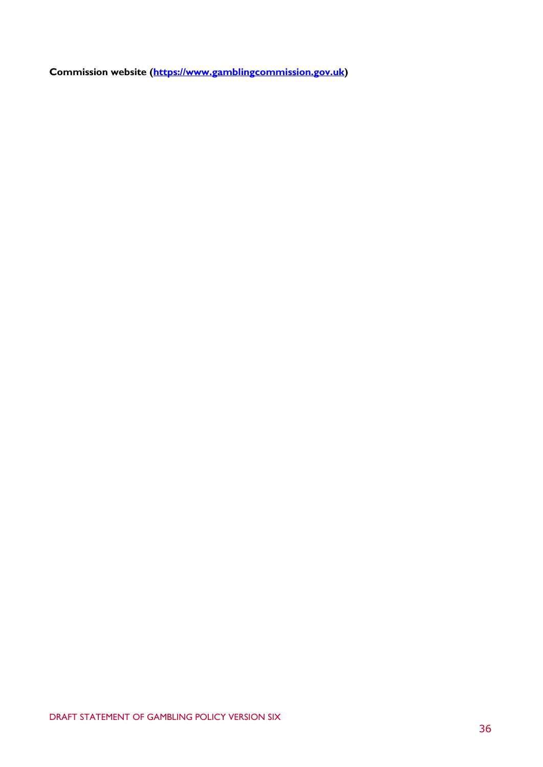**Commission website ([https://www.gamblingcommission.gov.uk](https://www.gamblingcommission.gov.uk))**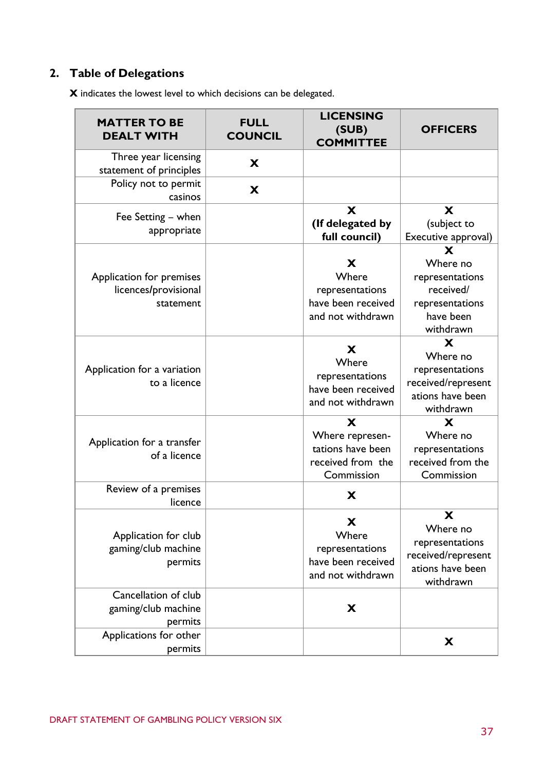## 2. Table of Delegations

**X** indicates the lowest level to which decisions can be delegated.

| MATTER TO BE DEALT WITH | FULL COUNCIL | LICENSING (SUB) COMMITTEE | OFFICERS |
|---|---|---|---|
| Three year licensing statement of principles | **X** | | |
| Policy not to permit casinos | **X** | | |
| Fee Setting – when appropriate | | **X** **(If delegated by full council)** | **X** (subject to Executive approval) |
| Application for premises licences/provisional statement | | **X** Where representations have been received and not withdrawn | **X** Where no representations received/ representations have been withdrawn |
| Application for a variation to a licence | | **X** Where representations have been received and not withdrawn | **X** Where no representations received/representations have been withdrawn |
| Application for a transfer of a licence | | **X** Where representations have been received from the Commission | **X** Where no representations received from the Commission |
| Review of a premises licence | | **X** | |
| Application for club gaming/club machine permits | | **X** Where representations have been received and not withdrawn | **X** Where no representations received/representations have been withdrawn |
| Cancellation of club gaming/club machine permits | | **X** | |
| Applications for other permits | | | **X** |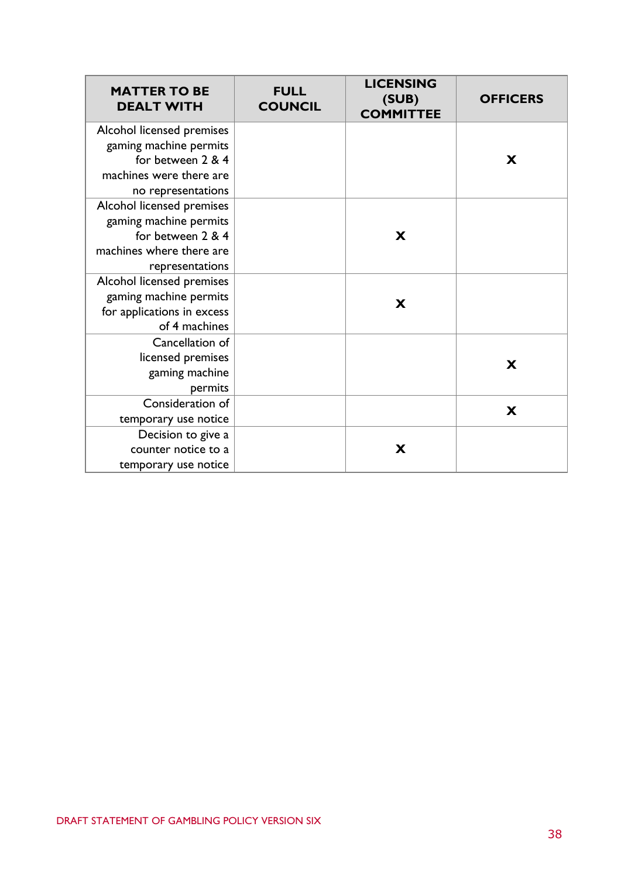| MATTER TO BE DEALT WITH | FULL COUNCIL | LICENSING (SUB) COMMITTEE | OFFICERS |
|---|---|---|---|
| Alcohol licensed premises gaming machine permits for between 2 & 4 machines were there are no representations | | | X |
| Alcohol licensed premises gaming machine permits for between 2 & 4 machines where there are representations | | X | |
| Alcohol licensed premises gaming machine permits for applications in excess of 4 machines | | X | |
| Cancellation of licensed premises gaming machine permits | | | X |
| Consideration of temporary use notice | | | X |
| Decision to give a counter notice to a temporary use notice | | X | |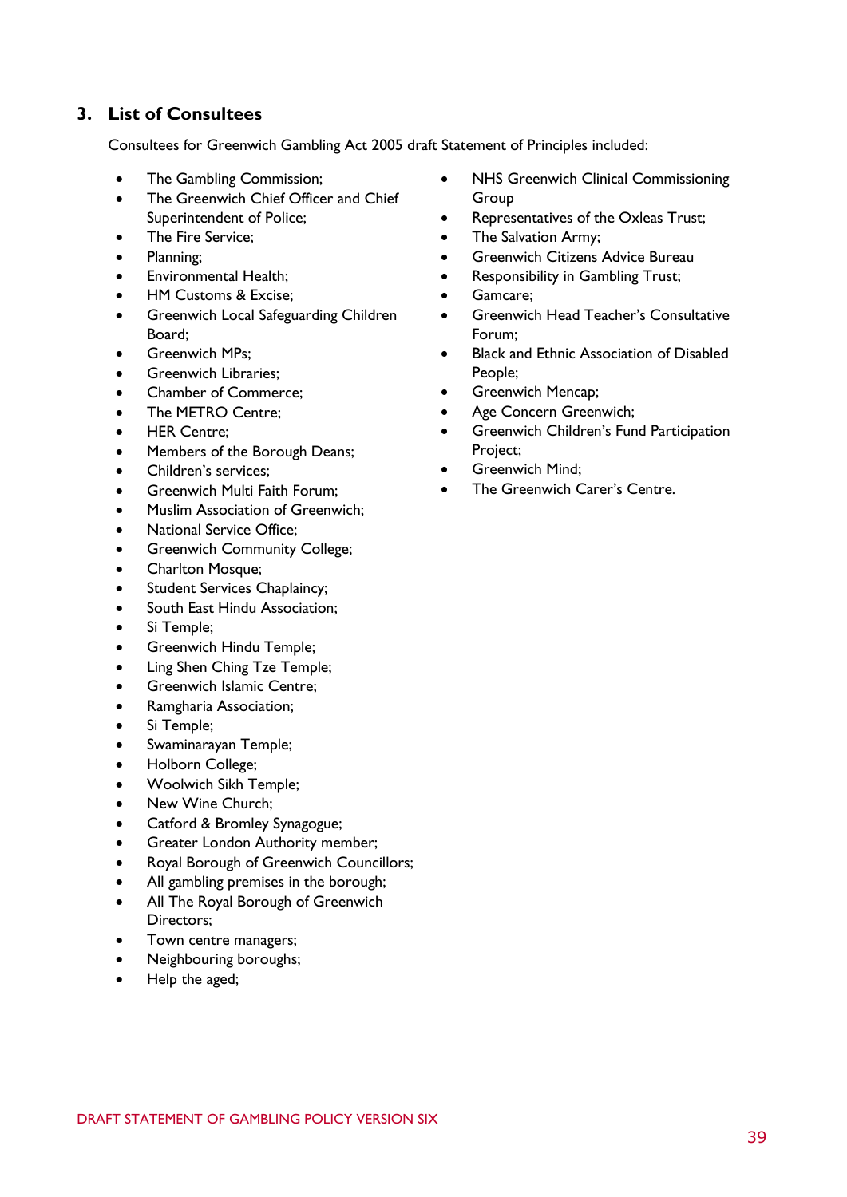## 3. List of Consultees

Consultees for Greenwich Gambling Act 2005 draft Statement of Principles included:

- The Gambling Commission;
- The Greenwich Chief Officer and Chief Superintendent of Police;
- The Fire Service;
- Planning;
- Environmental Health;
- HM Customs & Excise;
- Greenwich Local Safeguarding Children Board;
- Greenwich MPs;
- Greenwich Libraries;
- Chamber of Commerce;
- The METRO Centre;
- HER Centre;
- Members of the Borough Deans;
- Children's services;
- Greenwich Multi Faith Forum;
- Muslim Association of Greenwich;
- National Service Office;
- Greenwich Community College;
- Charlton Mosque;
- Student Services Chaplaincy;
- South East Hindu Association;
- Si Temple;
- Greenwich Hindu Temple;
- Ling Shen Ching Tze Temple;
- Greenwich Islamic Centre;
- Ramgharia Association;
- Si Temple;
- Swaminarayan Temple;
- Holborn College;
- Woolwich Sikh Temple;
- New Wine Church;
- Catford & Bromley Synagogue;
- Greater London Authority member;
- Royal Borough of Greenwich Councillors;
- All gambling premises in the borough;
- All The Royal Borough of Greenwich Directors;
- Town centre managers;
- Neighbouring boroughs;
- Help the aged;
- NHS Greenwich Clinical Commissioning Group
- Representatives of the Oxleas Trust;
- The Salvation Army;
- Greenwich Citizens Advice Bureau
- Responsibility in Gambling Trust;
- Gamcare;
- Greenwich Head Teacher's Consultative Forum;
- Black and Ethnic Association of Disabled People;
- Greenwich Mencap;
- Age Concern Greenwich;
- Greenwich Children's Fund Participation Project;
- Greenwich Mind;
- The Greenwich Carer's Centre.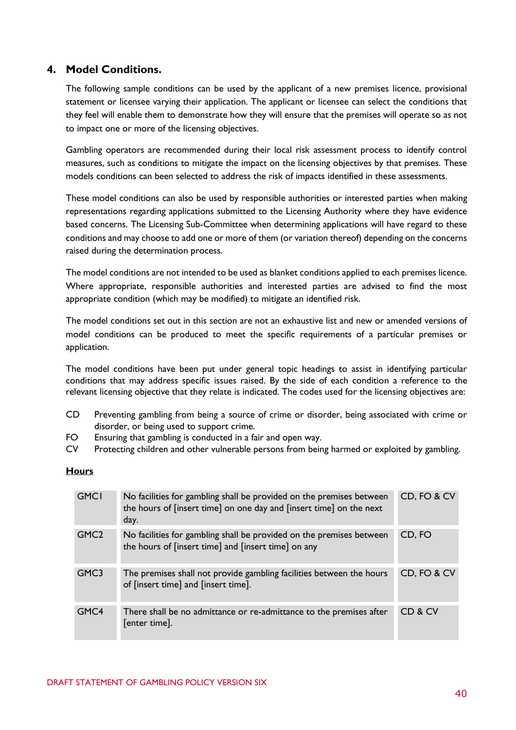## 4. Model Conditions.

The following sample conditions can be used by the applicant of a new premises licence, provisional statement or licensee varying their application. The applicant or licensee can select the conditions that they feel will enable them to demonstrate how they will ensure that the premises will operate so as not to impact one or more of the licensing objectives.

Gambling operators are recommended during their local risk assessment process to identify control measures, such as conditions to mitigate the impact on the licensing objectives by that premises. These models conditions can been selected to address the risk of impacts identified in these assessments.

These model conditions can also be used by responsible authorities or interested parties when making representations regarding applications submitted to the Licensing Authority where they have evidence based concerns. The Licensing Sub-Committee when determining applications will have regard to these conditions and may choose to add one or more of them (or variation thereof) depending on the concerns raised during the determination process.

The model conditions are not intended to be used as blanket conditions applied to each premises licence. Where appropriate, responsible authorities and interested parties are advised to find the most appropriate condition (which may be modified) to mitigate an identified risk.

The model conditions set out in this section are not an exhaustive list and new or amended versions of model conditions can be produced to meet the specific requirements of a particular premises or application.

The model conditions have been put under general topic headings to assist in identifying particular conditions that may address specific issues raised. By the side of each condition a reference to the relevant licensing objective that they relate is indicated. The codes used for the licensing objectives are:

- CD Preventing gambling from being a source of crime or disorder, being associated with crime or disorder, or being used to support crime.
- FO Ensuring that gambling is conducted in a fair and open way.
- CV Protecting children and other vulnerable persons from being harmed or exploited by gambling.

**Hours**

| | | |
|---|---|---|
| GMC1 | No facilities for gambling shall be provided on the premises between the hours of [insert time] on one day and [insert time] on the next day. | CD, FO & CV |
| GMC2 | No facilities for gambling shall be provided on the premises between the hours of [insert time] and [insert time] on any | CD, FO |
| GMC3 | The premises shall not provide gambling facilities between the hours of [insert time] and [insert time]. | CD, FO & CV |
| GMC4 | There shall be no admittance or re-admittance to the premises after [enter time]. | CD & CV |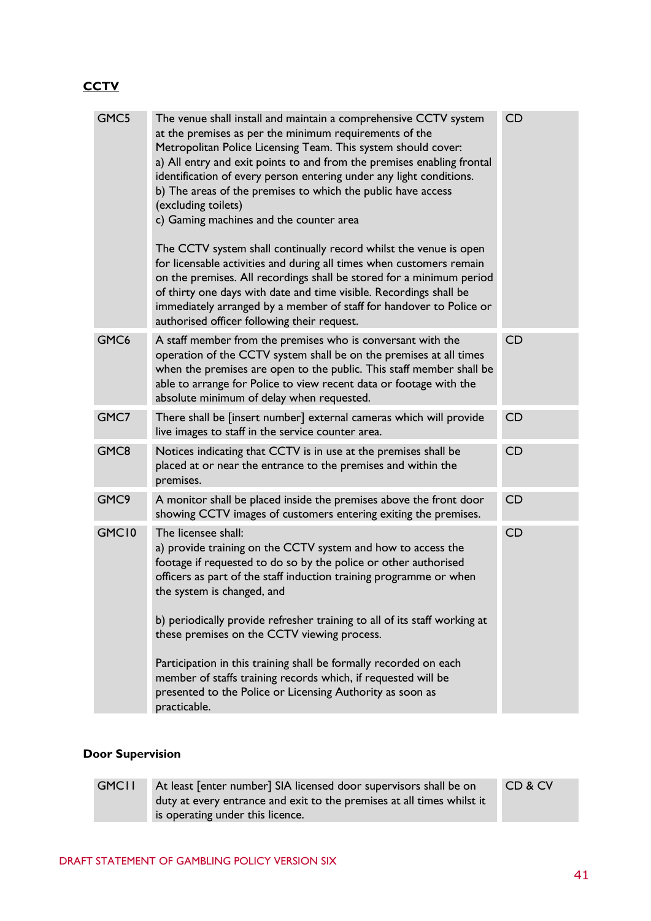## CCTV

| | | |
|---|---|---|
| GMC5 | The venue shall install and maintain a comprehensive CCTV system at the premises as per the minimum requirements of the Metropolitan Police Licensing Team. This system should cover:<br>a) All entry and exit points to and from the premises enabling frontal identification of every person entering under any light conditions.<br>b) The areas of the premises to which the public have access (excluding toilets)<br>c) Gaming machines and the counter area<br><br>The CCTV system shall continually record whilst the venue is open for licensable activities and during all times when customers remain on the premises. All recordings shall be stored for a minimum period of thirty one days with date and time visible. Recordings shall be immediately arranged by a member of staff for handover to Police or authorised officer following their request. | CD |
| GMC6 | A staff member from the premises who is conversant with the operation of the CCTV system shall be on the premises at all times when the premises are open to the public. This staff member shall be able to arrange for Police to view recent data or footage with the absolute minimum of delay when requested. | CD |
| GMC7 | There shall be [insert number] external cameras which will provide live images to staff in the service counter area. | CD |
| GMC8 | Notices indicating that CCTV is in use at the premises shall be placed at or near the entrance to the premises and within the premises. | CD |
| GMC9 | A monitor shall be placed inside the premises above the front door showing CCTV images of customers entering exiting the premises. | CD |
| GMC10 | The licensee shall:<br>a) provide training on the CCTV system and how to access the footage if requested to do so by the police or other authorised officers as part of the staff induction training programme or when the system is changed, and<br><br>b) periodically provide refresher training to all of its staff working at these premises on the CCTV viewing process.<br><br>Participation in this training shall be formally recorded on each member of staffs training records which, if requested will be presented to the Police or Licensing Authority as soon as practicable. | CD |

### Door Supervision

| | | |
|---|---|---|
| GMC11 | At least [enter number] SIA licensed door supervisors shall be on duty at every entrance and exit to the premises at all times whilst it is operating under this licence. | CD & CV |

DRAFT STATEMENT OF GAMBLING POLICY VERSION SIX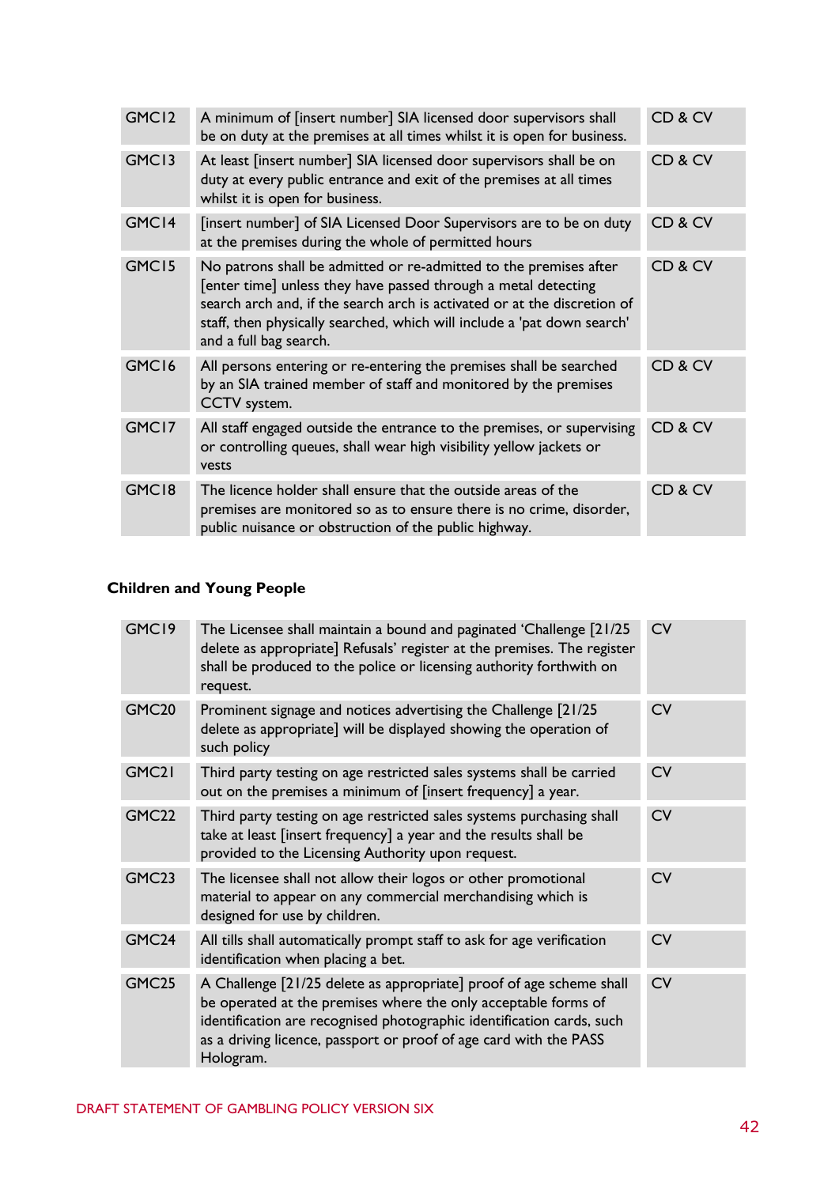| | | |
|---|---|---|
| GMC12 | A minimum of [insert number] SIA licensed door supervisors shall be on duty at the premises at all times whilst it is open for business. | CD & CV |
| GMC13 | At least [insert number] SIA licensed door supervisors shall be on duty at every public entrance and exit of the premises at all times whilst it is open for business. | CD & CV |
| GMC14 | [insert number] of SIA Licensed Door Supervisors are to be on duty at the premises during the whole of permitted hours | CD & CV |
| GMC15 | No patrons shall be admitted or re-admitted to the premises after [enter time] unless they have passed through a metal detecting search arch and, if the search arch is activated or at the discretion of staff, then physically searched, which will include a 'pat down search' and a full bag search. | CD & CV |
| GMC16 | All persons entering or re-entering the premises shall be searched by an SIA trained member of staff and monitored by the premises CCTV system. | CD & CV |
| GMC17 | All staff engaged outside the entrance to the premises, or supervising or controlling queues, shall wear high visibility yellow jackets or vests | CD & CV |
| GMC18 | The licence holder shall ensure that the outside areas of the premises are monitored so as to ensure there is no crime, disorder, public nuisance or obstruction of the public highway. | CD & CV |

**Children and Young People**

| | | |
|---|---|---|
| GMC19 | The Licensee shall maintain a bound and paginated 'Challenge [21/25 delete as appropriate] Refusals' register at the premises. The register shall be produced to the police or licensing authority forthwith on request. | CV |
| GMC20 | Prominent signage and notices advertising the Challenge [21/25 delete as appropriate] will be displayed showing the operation of such policy | CV |
| GMC21 | Third party testing on age restricted sales systems shall be carried out on the premises a minimum of [insert frequency] a year. | CV |
| GMC22 | Third party testing on age restricted sales systems purchasing shall take at least [insert frequency] a year and the results shall be provided to the Licensing Authority upon request. | CV |
| GMC23 | The licensee shall not allow their logos or other promotional material to appear on any commercial merchandising which is designed for use by children. | CV |
| GMC24 | All tills shall automatically prompt staff to ask for age verification identification when placing a bet. | CV |
| GMC25 | A Challenge [21/25 delete as appropriate] proof of age scheme shall be operated at the premises where the only acceptable forms of identification are recognised photographic identification cards, such as a driving licence, passport or proof of age card with the PASS Hologram. | CV |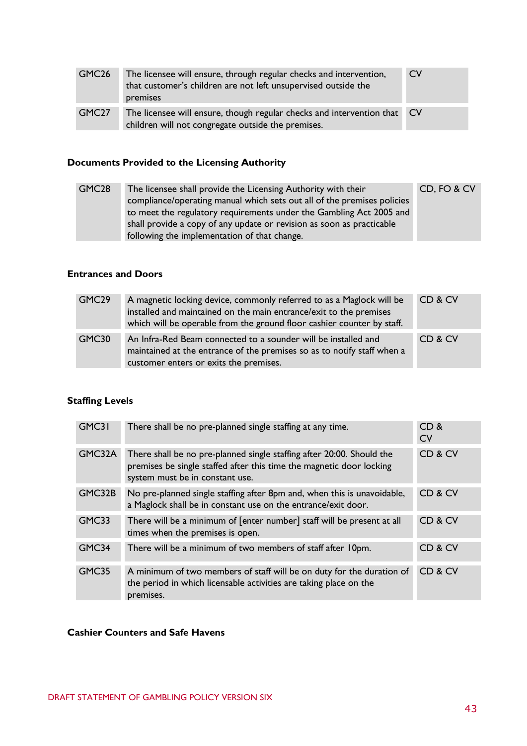| | | |
|---|---|---|
| GMC26 | The licensee will ensure, through regular checks and intervention, that customer's children are not left unsupervised outside the premises | CV |
| GMC27 | The licensee will ensure, though regular checks and intervention that children will not congregate outside the premises. | CV |

### Documents Provided to the Licensing Authority

| | | |
|---|---|---|
| GMC28 | The licensee shall provide the Licensing Authority with their compliance/operating manual which sets out all of the premises policies to meet the regulatory requirements under the Gambling Act 2005 and shall provide a copy of any update or revision as soon as practicable following the implementation of that change. | CD, FO & CV |

### Entrances and Doors

| | | |
|---|---|---|
| GMC29 | A magnetic locking device, commonly referred to as a Maglock will be installed and maintained on the main entrance/exit to the premises which will be operable from the ground floor cashier counter by staff. | CD & CV |
| GMC30 | An Infra-Red Beam connected to a sounder will be installed and maintained at the entrance of the premises so as to notify staff when a customer enters or exits the premises. | CD & CV |

### Staffing Levels

| | | |
|---|---|---|
| GMC31 | There shall be no pre-planned single staffing at any time. | CD & CV |
| GMC32A | There shall be no pre-planned single staffing after 20:00. Should the premises be single staffed after this time the magnetic door locking system must be in constant use. | CD & CV |
| GMC32B | No pre-planned single staffing after 8pm and, when this is unavoidable, a Maglock shall be in constant use on the entrance/exit door. | CD & CV |
| GMC33 | There will be a minimum of [enter number] staff will be present at all times when the premises is open. | CD & CV |
| GMC34 | There will be a minimum of two members of staff after 10pm. | CD & CV |
| GMC35 | A minimum of two members of staff will be on duty for the duration of the period in which licensable activities are taking place on the premises. | CD & CV |

### Cashier Counters and Safe Havens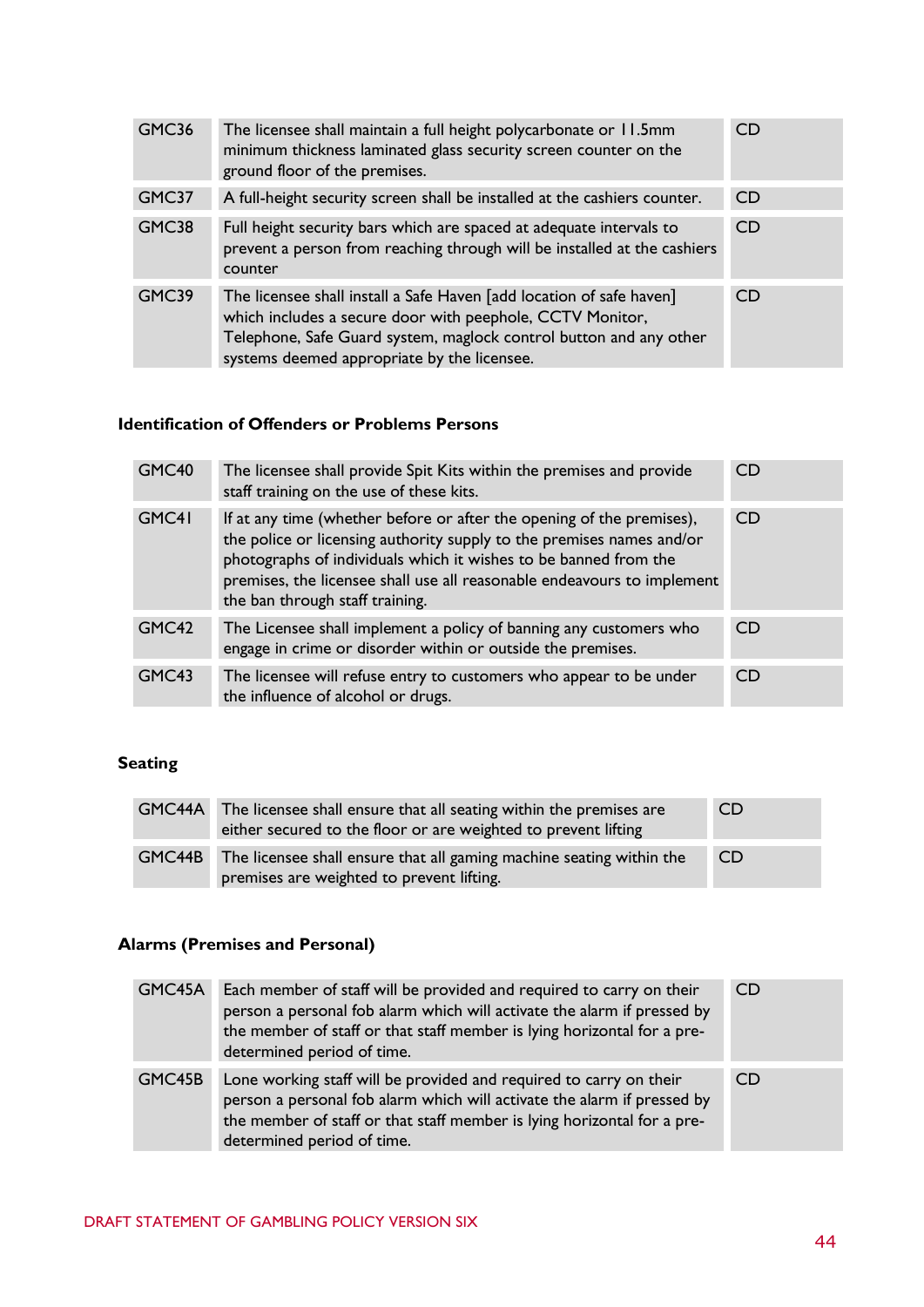| | | |
|---|---|---|
| GMC36 | The licensee shall maintain a full height polycarbonate or 11.5mm minimum thickness laminated glass security screen counter on the ground floor of the premises. | CD |
| GMC37 | A full-height security screen shall be installed at the cashiers counter. | CD |
| GMC38 | Full height security bars which are spaced at adequate intervals to prevent a person from reaching through will be installed at the cashiers counter | CD |
| GMC39 | The licensee shall install a Safe Haven [add location of safe haven] which includes a secure door with peephole, CCTV Monitor, Telephone, Safe Guard system, maglock control button and any other systems deemed appropriate by the licensee. | CD |

**Identification of Offenders or Problems Persons**

| | | |
|---|---|---|
| GMC40 | The licensee shall provide Spit Kits within the premises and provide staff training on the use of these kits. | CD |
| GMC41 | If at any time (whether before or after the opening of the premises), the police or licensing authority supply to the premises names and/or photographs of individuals which it wishes to be banned from the premises, the licensee shall use all reasonable endeavours to implement the ban through staff training. | CD |
| GMC42 | The Licensee shall implement a policy of banning any customers who engage in crime or disorder within or outside the premises. | CD |
| GMC43 | The licensee will refuse entry to customers who appear to be under the influence of alcohol or drugs. | CD |

**Seating**

| | | |
|---|---|---|
| GMC44A | The licensee shall ensure that all seating within the premises are either secured to the floor or are weighted to prevent lifting | CD |
| GMC44B | The licensee shall ensure that all gaming machine seating within the premises are weighted to prevent lifting. | CD |

**Alarms (Premises and Personal)**

| | | |
|---|---|---|
| GMC45A | Each member of staff will be provided and required to carry on their person a personal fob alarm which will activate the alarm if pressed by the member of staff or that staff member is lying horizontal for a pre-determined period of time. | CD |
| GMC45B | Lone working staff will be provided and required to carry on their person a personal fob alarm which will activate the alarm if pressed by the member of staff or that staff member is lying horizontal for a pre-determined period of time. | CD |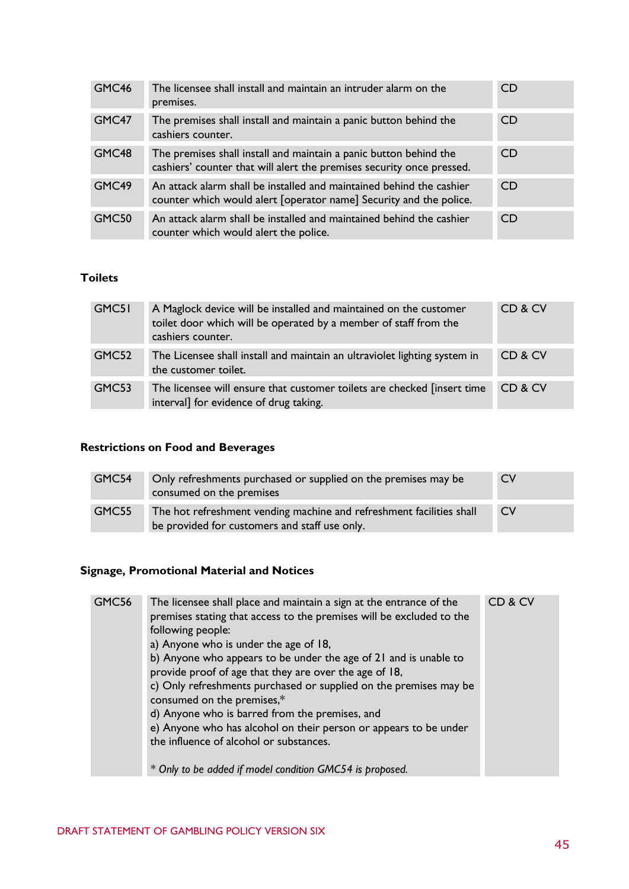| | | |
|---|---|---|
| GMC46 | The licensee shall install and maintain an intruder alarm on the premises. | CD |
| GMC47 | The premises shall install and maintain a panic button behind the cashiers counter. | CD |
| GMC48 | The premises shall install and maintain a panic button behind the cashiers' counter that will alert the premises security once pressed. | CD |
| GMC49 | An attack alarm shall be installed and maintained behind the cashier counter which would alert [operator name] Security and the police. | CD |
| GMC50 | An attack alarm shall be installed and maintained behind the cashier counter which would alert the police. | CD |

### Toilets

| | | |
|---|---|---|
| GMC51 | A Maglock device will be installed and maintained on the customer toilet door which will be operated by a member of staff from the cashiers counter. | CD & CV |
| GMC52 | The Licensee shall install and maintain an ultraviolet lighting system in the customer toilet. | CD & CV |
| GMC53 | The licensee will ensure that customer toilets are checked [insert time interval] for evidence of drug taking. | CD & CV |

### Restrictions on Food and Beverages

| | | |
|---|---|---|
| GMC54 | Only refreshments purchased or supplied on the premises may be consumed on the premises | CV |
| GMC55 | The hot refreshment vending machine and refreshment facilities shall be provided for customers and staff use only. | CV |

### Signage, Promotional Material and Notices

| | | |
|---|---|---|
| GMC56 | The licensee shall place and maintain a sign at the entrance of the premises stating that access to the premises will be excluded to the following people:<br>a) Anyone who is under the age of 18,<br>b) Anyone who appears to be under the age of 21 and is unable to provide proof of age that they are over the age of 18,<br>c) Only refreshments purchased or supplied on the premises may be consumed on the premises,*<br>d) Anyone who is barred from the premises, and<br>e) Anyone who has alcohol on their person or appears to be under the influence of alcohol or substances.<br><br>*\* Only to be added if model condition GMC54 is proposed.* | CD & CV |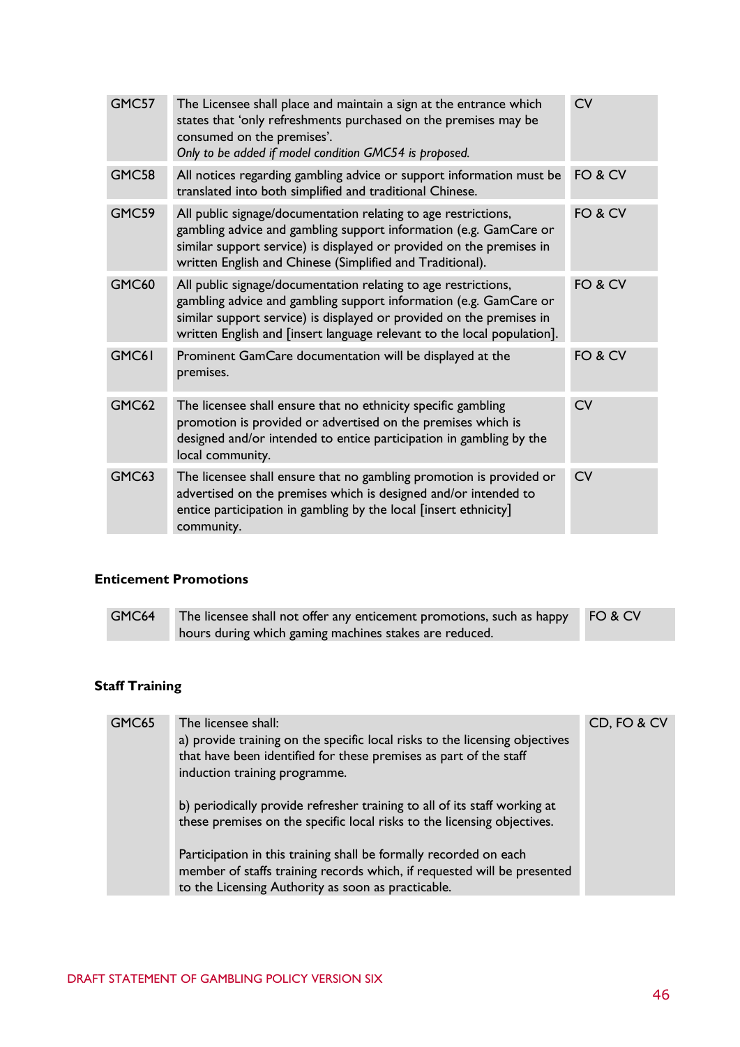| | | |
|---|---|---|
| GMC57 | The Licensee shall place and maintain a sign at the entrance which states that 'only refreshments purchased on the premises may be consumed on the premises'.<br>*Only to be added if model condition GMC54 is proposed.* | CV |
| GMC58 | All notices regarding gambling advice or support information must be translated into both simplified and traditional Chinese. | FO & CV |
| GMC59 | All public signage/documentation relating to age restrictions, gambling advice and gambling support information (e.g. GamCare or similar support service) is displayed or provided on the premises in written English and Chinese (Simplified and Traditional). | FO & CV |
| GMC60 | All public signage/documentation relating to age restrictions, gambling advice and gambling support information (e.g. GamCare or similar support service) is displayed or provided on the premises in written English and [insert language relevant to the local population]. | FO & CV |
| GMC61 | Prominent GamCare documentation will be displayed at the premises. | FO & CV |
| GMC62 | The licensee shall ensure that no ethnicity specific gambling promotion is provided or advertised on the premises which is designed and/or intended to entice participation in gambling by the local community. | CV |
| GMC63 | The licensee shall ensure that no gambling promotion is provided or advertised on the premises which is designed and/or intended to entice participation in gambling by the local [insert ethnicity] community. | CV |

**Enticement Promotions**

| | | |
|---|---|---|
| GMC64 | The licensee shall not offer any enticement promotions, such as happy hours during which gaming machines stakes are reduced. | FO & CV |

**Staff Training**

| | | |
|---|---|---|
| GMC65 | The licensee shall:<br>a) provide training on the specific local risks to the licensing objectives that have been identified for these premises as part of the staff induction training programme.<br><br>b) periodically provide refresher training to all of its staff working at these premises on the specific local risks to the licensing objectives.<br><br>Participation in this training shall be formally recorded on each member of staffs training records which, if requested will be presented to the Licensing Authority as soon as practicable. | CD, FO & CV |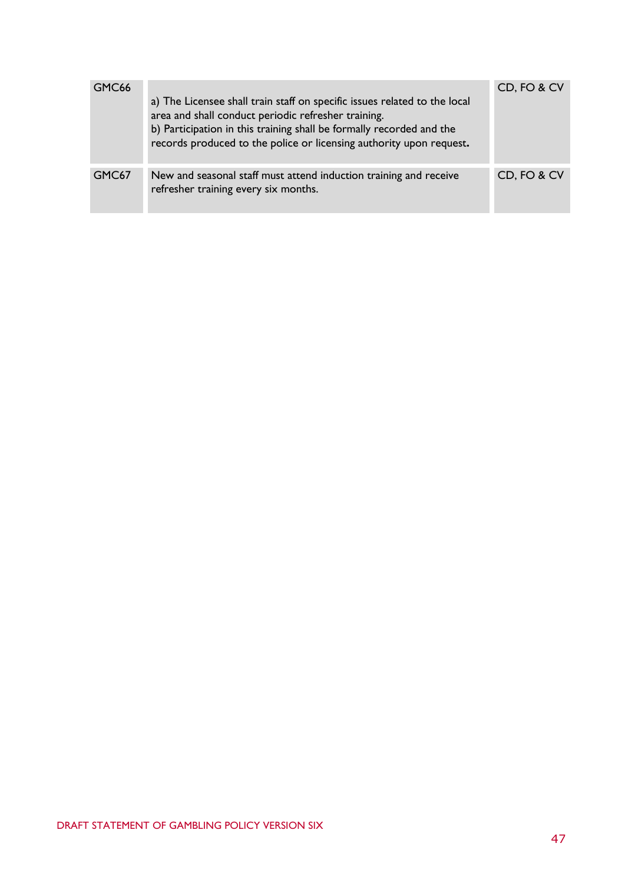| | | |
|---|---|---|
| GMC66 | a) The Licensee shall train staff on specific issues related to the local area and shall conduct periodic refresher training.<br>b) Participation in this training shall be formally recorded and the records produced to the police or licensing authority upon request**.** | CD, FO & CV |
| GMC67 | New and seasonal staff must attend induction training and receive refresher training every six months. | CD, FO & CV |

DRAFT STATEMENT OF GAMBLING POLICY VERSION SIX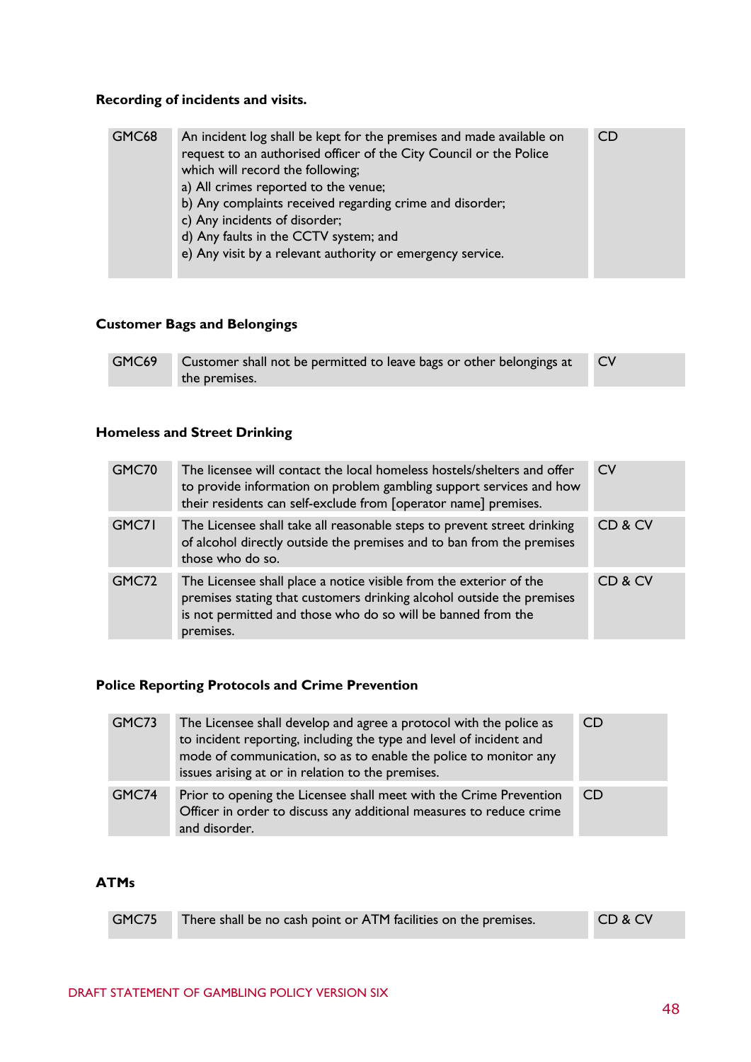**Recording of incidents and visits.**

| | | |
|---|---|---|
| GMC68 | An incident log shall be kept for the premises and made available on request to an authorised officer of the City Council or the Police which will record the following;<br>a) All crimes reported to the venue;<br>b) Any complaints received regarding crime and disorder;<br>c) Any incidents of disorder;<br>d) Any faults in the CCTV system; and<br>e) Any visit by a relevant authority or emergency service. | CD |

**Customer Bags and Belongings**

| | | |
|---|---|---|
| GMC69 | Customer shall not be permitted to leave bags or other belongings at the premises. | CV |

**Homeless and Street Drinking**

| | | |
|---|---|---|
| GMC70 | The licensee will contact the local homeless hostels/shelters and offer to provide information on problem gambling support services and how their residents can self-exclude from [operator name] premises. | CV |
| GMC71 | The Licensee shall take all reasonable steps to prevent street drinking of alcohol directly outside the premises and to ban from the premises those who do so. | CD & CV |
| GMC72 | The Licensee shall place a notice visible from the exterior of the premises stating that customers drinking alcohol outside the premises is not permitted and those who do so will be banned from the premises. | CD & CV |

**Police Reporting Protocols and Crime Prevention**

| | | |
|---|---|---|
| GMC73 | The Licensee shall develop and agree a protocol with the police as to incident reporting, including the type and level of incident and mode of communication, so as to enable the police to monitor any issues arising at or in relation to the premises. | CD |
| GMC74 | Prior to opening the Licensee shall meet with the Crime Prevention Officer in order to discuss any additional measures to reduce crime and disorder. | CD |

**ATMs**

| | | |
|---|---|---|
| GMC75 | There shall be no cash point or ATM facilities on the premises. | CD & CV |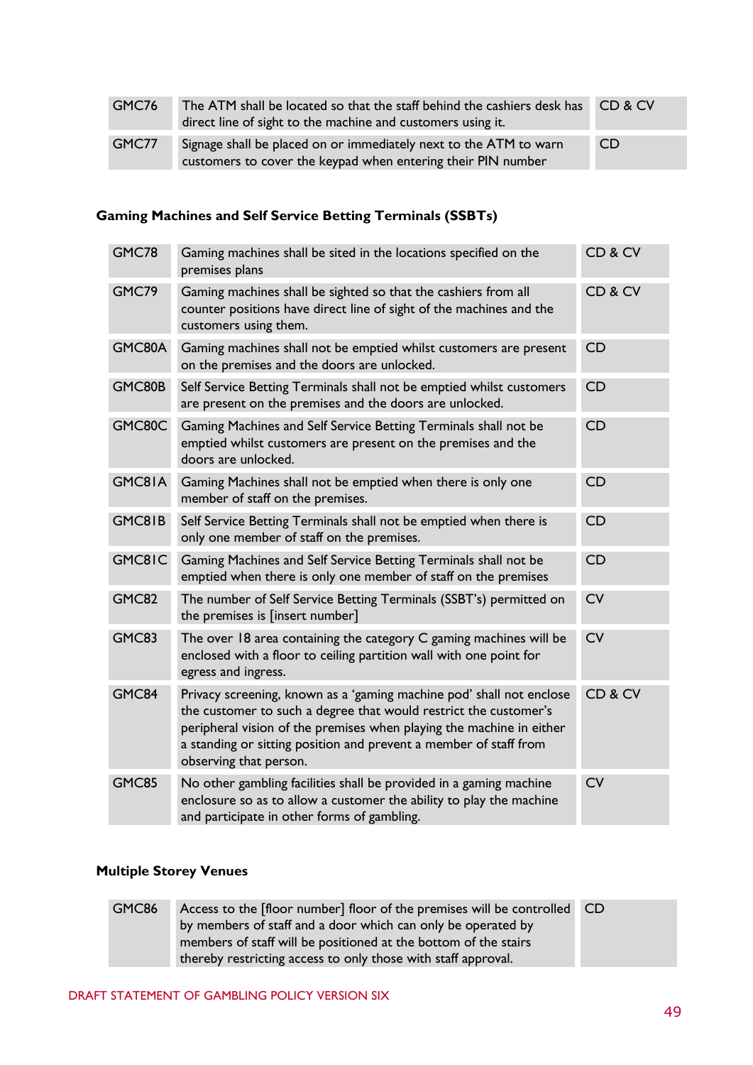| | | |
|---|---|---|
| GMC76 | The ATM shall be located so that the staff behind the cashiers desk has direct line of sight to the machine and customers using it. | CD & CV |
| GMC77 | Signage shall be placed on or immediately next to the ATM to warn customers to cover the keypad when entering their PIN number | CD |

**Gaming Machines and Self Service Betting Terminals (SSBTs)**

| | | |
|---|---|---|
| GMC78 | Gaming machines shall be sited in the locations specified on the premises plans | CD & CV |
| GMC79 | Gaming machines shall be sighted so that the cashiers from all counter positions have direct line of sight of the machines and the customers using them. | CD & CV |
| GMC80A | Gaming machines shall not be emptied whilst customers are present on the premises and the doors are unlocked. | CD |
| GMC80B | Self Service Betting Terminals shall not be emptied whilst customers are present on the premises and the doors are unlocked. | CD |
| GMC80C | Gaming Machines and Self Service Betting Terminals shall not be emptied whilst customers are present on the premises and the doors are unlocked. | CD |
| GMC81A | Gaming Machines shall not be emptied when there is only one member of staff on the premises. | CD |
| GMC81B | Self Service Betting Terminals shall not be emptied when there is only one member of staff on the premises. | CD |
| GMC81C | Gaming Machines and Self Service Betting Terminals shall not be emptied when there is only one member of staff on the premises | CD |
| GMC82 | The number of Self Service Betting Terminals (SSBT's) permitted on the premises is [insert number] | CV |
| GMC83 | The over 18 area containing the category C gaming machines will be enclosed with a floor to ceiling partition wall with one point for egress and ingress. | CV |
| GMC84 | Privacy screening, known as a 'gaming machine pod' shall not enclose the customer to such a degree that would restrict the customer's peripheral vision of the premises when playing the machine in either a standing or sitting position and prevent a member of staff from observing that person. | CD & CV |
| GMC85 | No other gambling facilities shall be provided in a gaming machine enclosure so as to allow a customer the ability to play the machine and participate in other forms of gambling. | CV |

**Multiple Storey Venues**

| | | |
|---|---|---|
| GMC86 | Access to the [floor number] floor of the premises will be controlled by members of staff and a door which can only be operated by members of staff will be positioned at the bottom of the stairs thereby restricting access to only those with staff approval. | CD |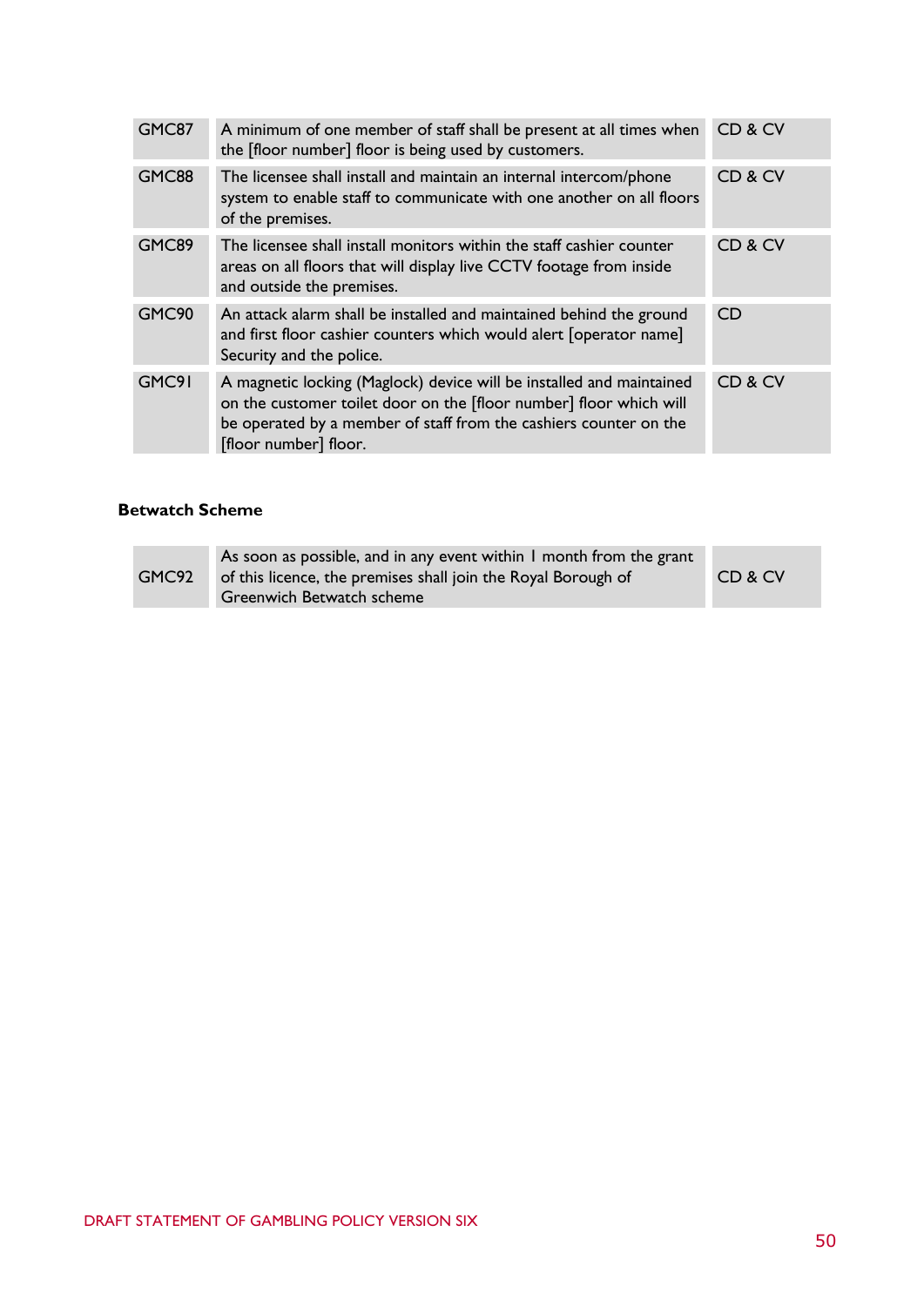| | | |
|---|---|---|
| GMC87 | A minimum of one member of staff shall be present at all times when the [floor number] floor is being used by customers. | CD & CV |
| GMC88 | The licensee shall install and maintain an internal intercom/phone system to enable staff to communicate with one another on all floors of the premises. | CD & CV |
| GMC89 | The licensee shall install monitors within the staff cashier counter areas on all floors that will display live CCTV footage from inside and outside the premises. | CD & CV |
| GMC90 | An attack alarm shall be installed and maintained behind the ground and first floor cashier counters which would alert [operator name] Security and the police. | CD |
| GMC91 | A magnetic locking (Maglock) device will be installed and maintained on the customer toilet door on the [floor number] floor which will be operated by a member of staff from the cashiers counter on the [floor number] floor. | CD & CV |

**Betwatch Scheme**

| | | |
|---|---|---|
| GMC92 | As soon as possible, and in any event within 1 month from the grant of this licence, the premises shall join the Royal Borough of Greenwich Betwatch scheme | CD & CV |

DRAFT STATEMENT OF GAMBLING POLICY VERSION SIX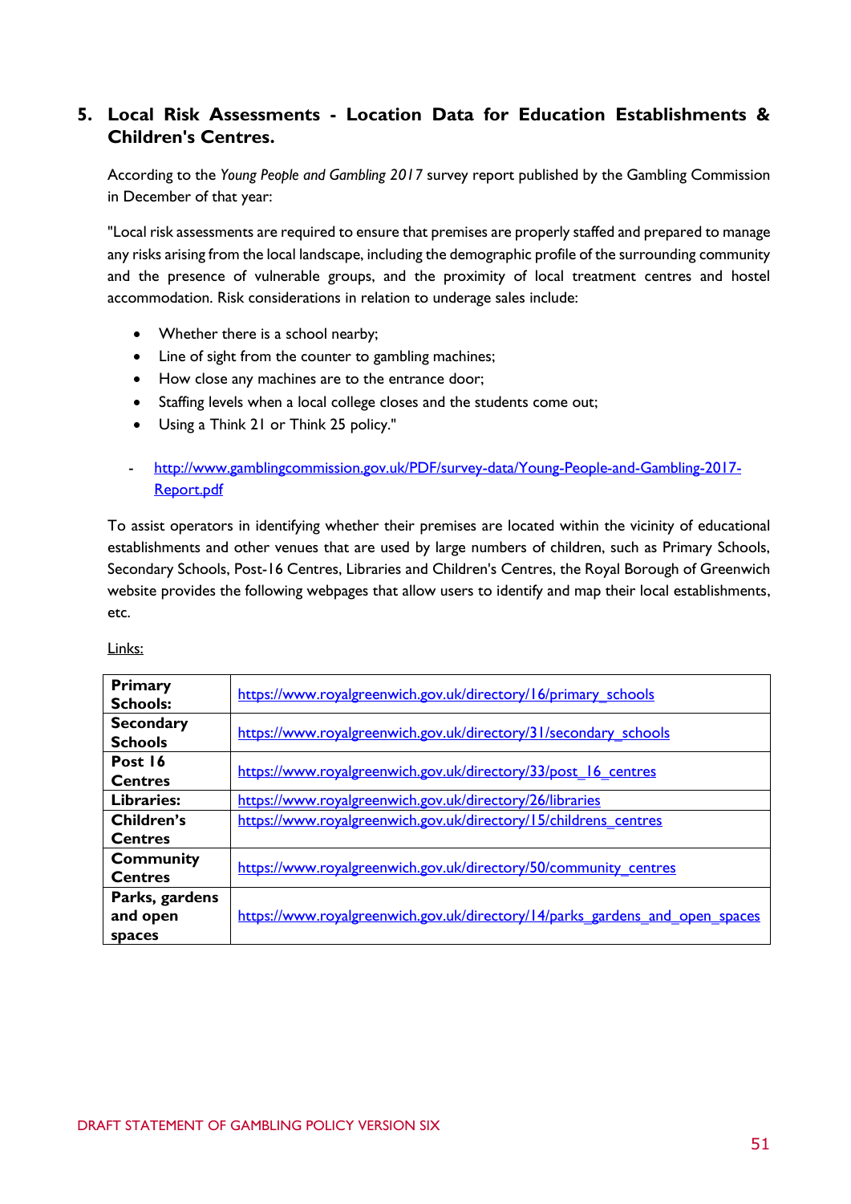## 5. Local Risk Assessments - Location Data for Education Establishments & Children's Centres.

According to the *Young People and Gambling 2017* survey report published by the Gambling Commission in December of that year:

"Local risk assessments are required to ensure that premises are properly staffed and prepared to manage any risks arising from the local landscape, including the demographic profile of the surrounding community and the presence of vulnerable groups, and the proximity of local treatment centres and hostel accommodation. Risk considerations in relation to underage sales include:

- Whether there is a school nearby;
- Line of sight from the counter to gambling machines;
- How close any machines are to the entrance door;
- Staffing levels when a local college closes and the students come out;
- Using a Think 21 or Think 25 policy."

- http://www.gamblingcommission.gov.uk/PDF/survey-data/Young-People-and-Gambling-2017-Report.pdf

To assist operators in identifying whether their premises are located within the vicinity of educational establishments and other venues that are used by large numbers of children, such as Primary Schools, Secondary Schools, Post-16 Centres, Libraries and Children's Centres, the Royal Borough of Greenwich website provides the following webpages that allow users to identify and map their local establishments, etc.

Links:

| | |
|---|---|
| **Primary Schools:** | https://www.royalgreenwich.gov.uk/directory/16/primary_schools |
| **Secondary Schools** | https://www.royalgreenwich.gov.uk/directory/31/secondary_schools |
| **Post 16 Centres** | https://www.royalgreenwich.gov.uk/directory/33/post_16_centres |
| **Libraries:** | https://www.royalgreenwich.gov.uk/directory/26/libraries |
| **Children's Centres** | https://www.royalgreenwich.gov.uk/directory/15/childrens_centres |
| **Community Centres** | https://www.royalgreenwich.gov.uk/directory/50/community_centres |
| **Parks, gardens and open spaces** | https://www.royalgreenwich.gov.uk/directory/14/parks_gardens_and_open_spaces |